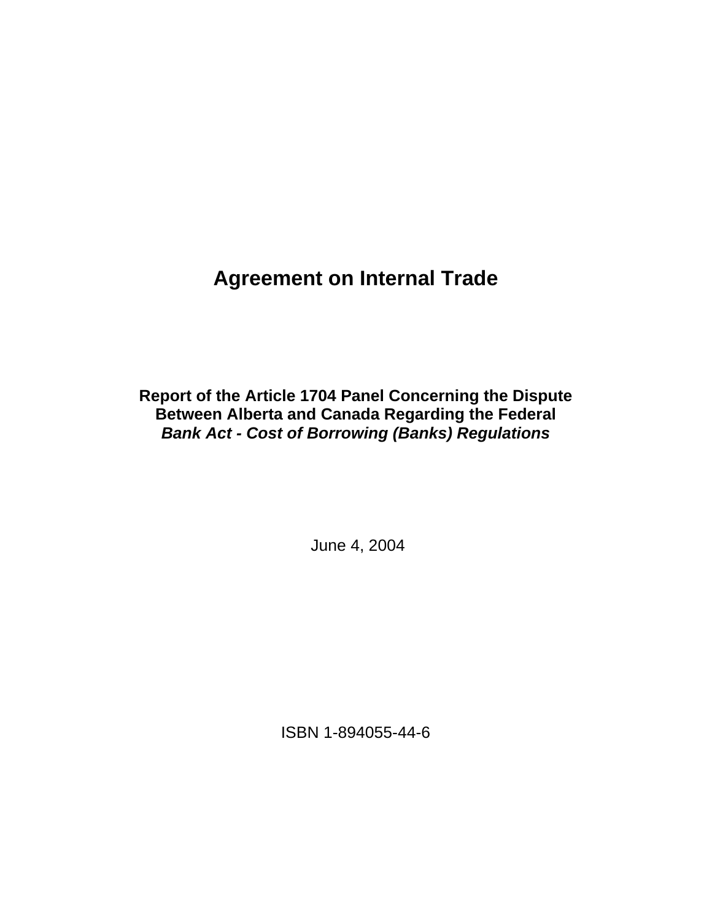# Agreement on Internal Trade

## Report of the Article 1704 Panel Concerning the Dispute Between Alberta and Canada Regarding the Federal *Bank Act - Cost of Borrowing (Banks) Regulations*

June 4, 2004

ISBN 1-894055-44-6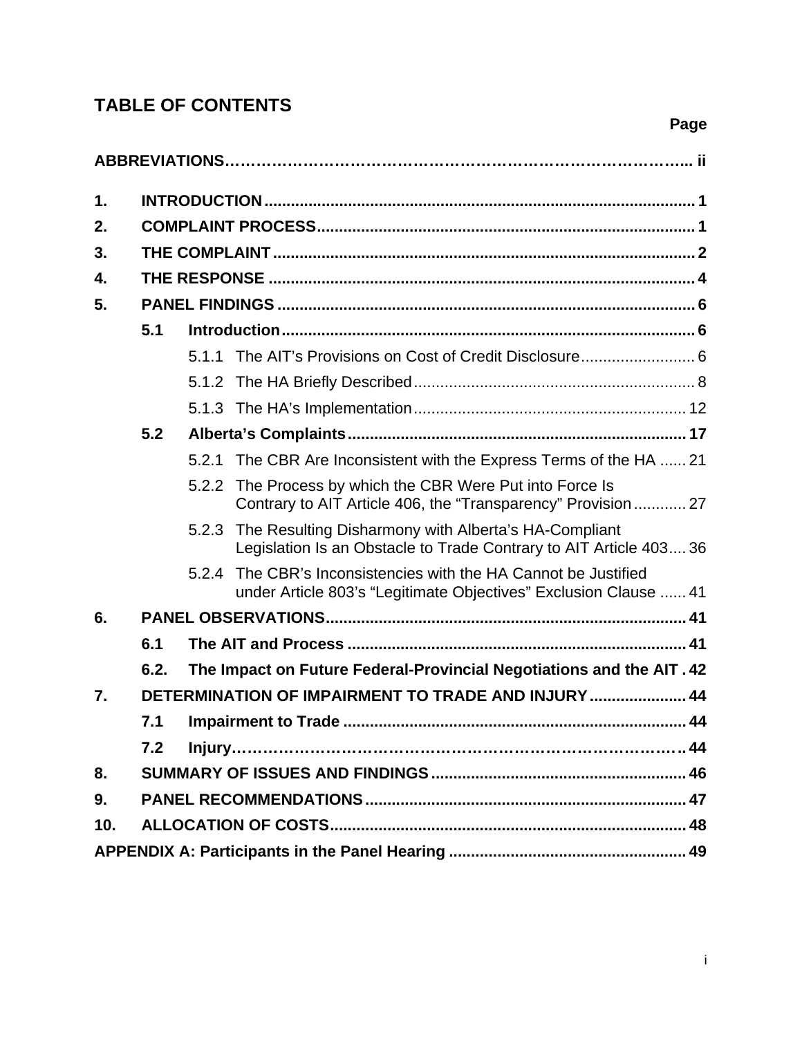# TABLE OF CONTENTS

| | | | Page |
|---|---|---|---|
| **ABBREVIATIONS** | | | **ii** |
| **1.** | **INTRODUCTION** | | **1** |
| **2.** | **COMPLAINT PROCESS** | | **1** |
| **3.** | **THE COMPLAINT** | | **2** |
| **4.** | **THE RESPONSE** | | **4** |
| **5.** | **PANEL FINDINGS** | | **6** |
| | **5.1** | **Introduction** | **6** |
| | | 5.1.1 The AIT's Provisions on Cost of Credit Disclosure | 6 |
| | | 5.1.2 The HA Briefly Described | 8 |
| | | 5.1.3 The HA's Implementation | 12 |
| | **5.2** | **Alberta's Complaints** | **17** |
| | | 5.2.1 The CBR Are Inconsistent with the Express Terms of the HA | 21 |
| | | 5.2.2 The Process by which the CBR Were Put into Force Is Contrary to AIT Article 406, the "Transparency" Provision | 27 |
| | | 5.2.3 The Resulting Disharmony with Alberta's HA-Compliant Legislation Is an Obstacle to Trade Contrary to AIT Article 403 | 36 |
| | | 5.2.4 The CBR's Inconsistencies with the HA Cannot be Justified under Article 803's "Legitimate Objectives" Exclusion Clause | 41 |
| **6.** | **PANEL OBSERVATIONS** | | **41** |
| | **6.1** | **The AIT and Process** | **41** |
| | **6.2.** | **The Impact on Future Federal-Provincial Negotiations and the AIT** | **42** |
| **7.** | **DETERMINATION OF IMPAIRMENT TO TRADE AND INJURY** | | **44** |
| | **7.1** | **Impairment to Trade** | **44** |
| | **7.2** | **Injury** | **44** |
| **8.** | **SUMMARY OF ISSUES AND FINDINGS** | | **46** |
| **9.** | **PANEL RECOMMENDATIONS** | | **47** |
| **10.** | **ALLOCATION OF COSTS** | | **48** |
| **APPENDIX A: Participants in the Panel Hearing** | | | **49** |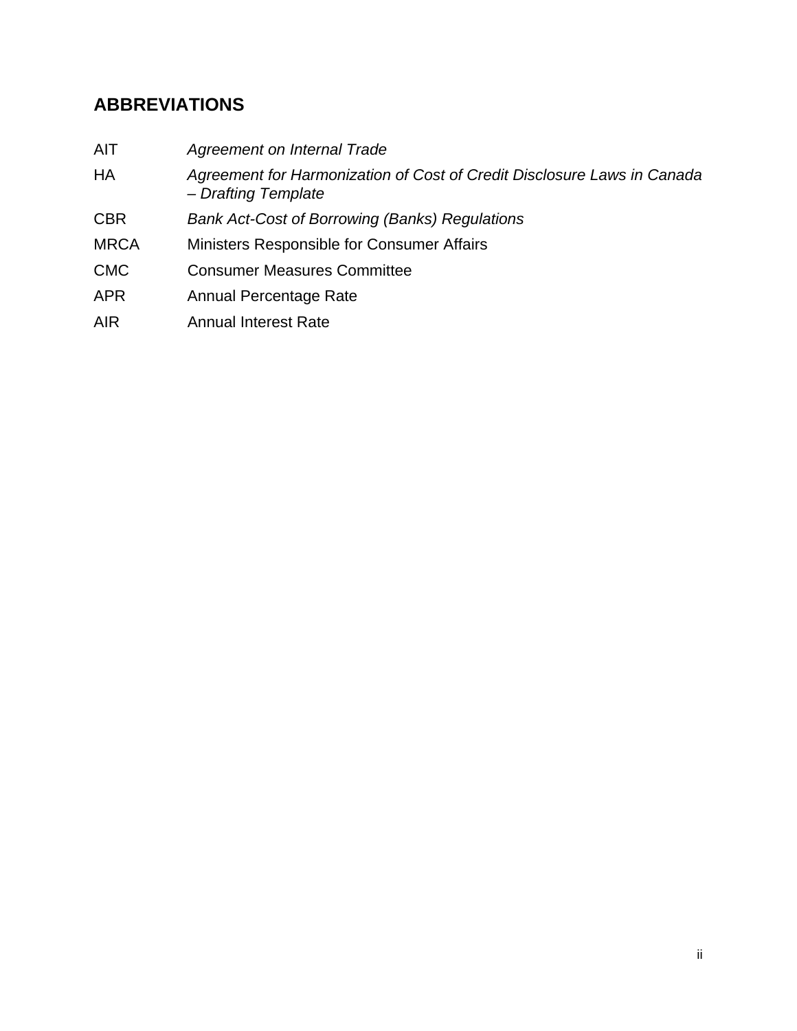## ABBREVIATIONS

| | |
|---|---|
| AIT | *Agreement on Internal Trade* |
| HA | *Agreement for Harmonization of Cost of Credit Disclosure Laws in Canada – Drafting Template* |
| CBR | *Bank Act-Cost of Borrowing (Banks) Regulations* |
| MRCA | Ministers Responsible for Consumer Affairs |
| CMC | Consumer Measures Committee |
| APR | Annual Percentage Rate |
| AIR | Annual Interest Rate |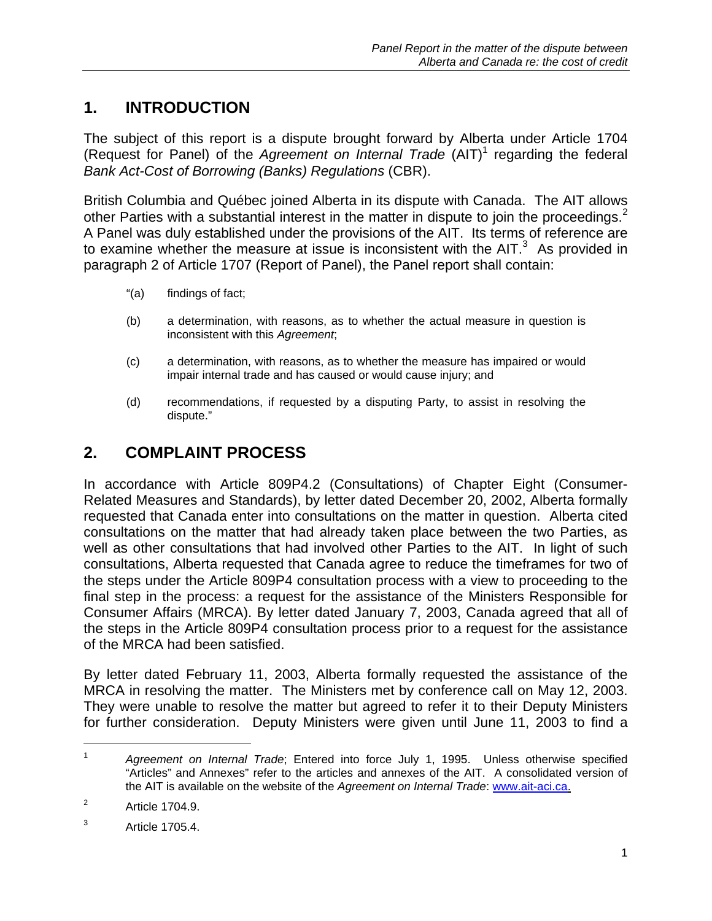## 1. INTRODUCTION

The subject of this report is a dispute brought forward by Alberta under Article 1704 (Request for Panel) of the *Agreement on Internal Trade* (AIT)[1] regarding the federal *Bank Act-Cost of Borrowing (Banks) Regulations* (CBR).

British Columbia and Québec joined Alberta in its dispute with Canada. The AIT allows other Parties with a substantial interest in the matter in dispute to join the proceedings.[2] A Panel was duly established under the provisions of the AIT. Its terms of reference are to examine whether the measure at issue is inconsistent with the AIT.[3] As provided in paragraph 2 of Article 1707 (Report of Panel), the Panel report shall contain:

> "(a) findings of fact;
>
> (b) a determination, with reasons, as to whether the actual measure in question is inconsistent with this *Agreement*;
>
> (c) a determination, with reasons, as to whether the measure has impaired or would impair internal trade and has caused or would cause injury; and
>
> (d) recommendations, if requested by a disputing Party, to assist in resolving the dispute."

## 2. COMPLAINT PROCESS

In accordance with Article 809P4.2 (Consultations) of Chapter Eight (Consumer-Related Measures and Standards), by letter dated December 20, 2002, Alberta formally requested that Canada enter into consultations on the matter in question. Alberta cited consultations on the matter that had already taken place between the two Parties, as well as other consultations that had involved other Parties to the AIT. In light of such consultations, Alberta requested that Canada agree to reduce the timeframes for two of the steps under the Article 809P4 consultation process with a view to proceeding to the final step in the process: a request for the assistance of the Ministers Responsible for Consumer Affairs (MRCA). By letter dated January 7, 2003, Canada agreed that all of the steps in the Article 809P4 consultation process prior to a request for the assistance of the MRCA had been satisfied.

By letter dated February 11, 2003, Alberta formally requested the assistance of the MRCA in resolving the matter. The Ministers met by conference call on May 12, 2003. They were unable to resolve the matter but agreed to refer it to their Deputy Ministers for further consideration. Deputy Ministers were given until June 11, 2003 to find a

---

[1] *Agreement on Internal Trade*; Entered into force July 1, 1995. Unless otherwise specified "Articles" and Annexes" refer to the articles and annexes of the AIT. A consolidated version of the AIT is available on the website of the *Agreement on Internal Trade*: www.ait-aci.ca.

[2] Article 1704.9.

[3] Article 1705.4.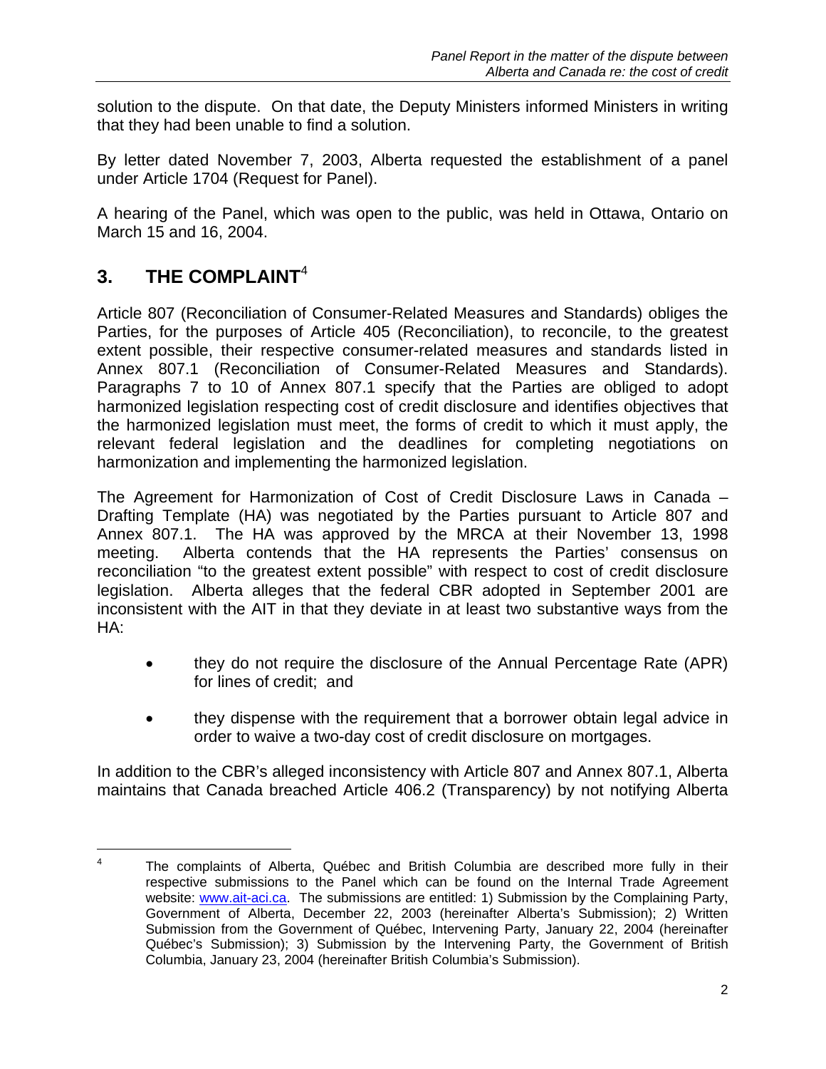solution to the dispute. On that date, the Deputy Ministers informed Ministers in writing that they had been unable to find a solution.

By letter dated November 7, 2003, Alberta requested the establishment of a panel under Article 1704 (Request for Panel).

A hearing of the Panel, which was open to the public, was held in Ottawa, Ontario on March 15 and 16, 2004.

## 3. THE COMPLAINT[4]

Article 807 (Reconciliation of Consumer-Related Measures and Standards) obliges the Parties, for the purposes of Article 405 (Reconciliation), to reconcile, to the greatest extent possible, their respective consumer-related measures and standards listed in Annex 807.1 (Reconciliation of Consumer-Related Measures and Standards). Paragraphs 7 to 10 of Annex 807.1 specify that the Parties are obliged to adopt harmonized legislation respecting cost of credit disclosure and identifies objectives that the harmonized legislation must meet, the forms of credit to which it must apply, the relevant federal legislation and the deadlines for completing negotiations on harmonization and implementing the harmonized legislation.

The Agreement for Harmonization of Cost of Credit Disclosure Laws in Canada – Drafting Template (HA) was negotiated by the Parties pursuant to Article 807 and Annex 807.1. The HA was approved by the MRCA at their November 13, 1998 meeting. Alberta contends that the HA represents the Parties' consensus on reconciliation "to the greatest extent possible" with respect to cost of credit disclosure legislation. Alberta alleges that the federal CBR adopted in September 2001 are inconsistent with the AIT in that they deviate in at least two substantive ways from the HA:

- they do not require the disclosure of the Annual Percentage Rate (APR) for lines of credit; and
- they dispense with the requirement that a borrower obtain legal advice in order to waive a two-day cost of credit disclosure on mortgages.

In addition to the CBR's alleged inconsistency with Article 807 and Annex 807.1, Alberta maintains that Canada breached Article 406.2 (Transparency) by not notifying Alberta

[4] The complaints of Alberta, Québec and British Columbia are described more fully in their respective submissions to the Panel which can be found on the Internal Trade Agreement website: www.ait-aci.ca. The submissions are entitled: 1) Submission by the Complaining Party, Government of Alberta, December 22, 2003 (hereinafter Alberta's Submission); 2) Written Submission from the Government of Québec, Intervening Party, January 22, 2004 (hereinafter Québec's Submission); 3) Submission by the Intervening Party, the Government of British Columbia, January 23, 2004 (hereinafter British Columbia's Submission).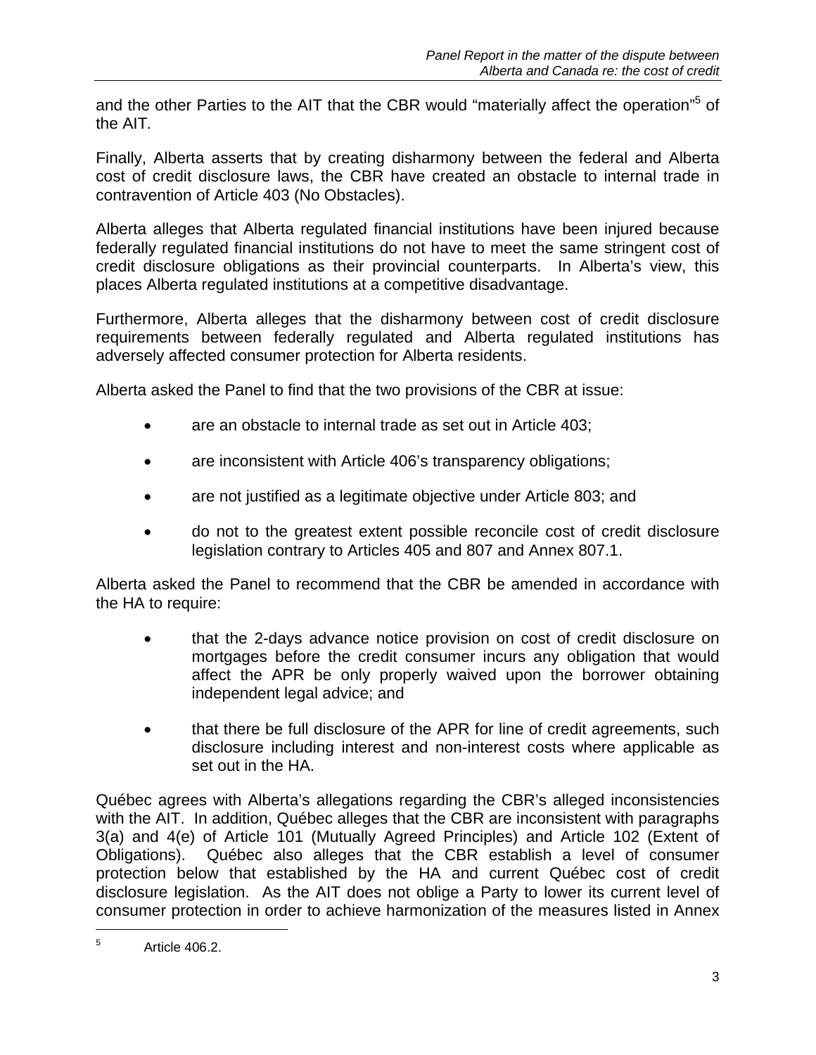and the other Parties to the AIT that the CBR would "materially affect the operation"[5] of the AIT.

Finally, Alberta asserts that by creating disharmony between the federal and Alberta cost of credit disclosure laws, the CBR have created an obstacle to internal trade in contravention of Article 403 (No Obstacles).

Alberta alleges that Alberta regulated financial institutions have been injured because federally regulated financial institutions do not have to meet the same stringent cost of credit disclosure obligations as their provincial counterparts. In Alberta's view, this places Alberta regulated institutions at a competitive disadvantage.

Furthermore, Alberta alleges that the disharmony between cost of credit disclosure requirements between federally regulated and Alberta regulated institutions has adversely affected consumer protection for Alberta residents.

Alberta asked the Panel to find that the two provisions of the CBR at issue:

- are an obstacle to internal trade as set out in Article 403;
- are inconsistent with Article 406's transparency obligations;
- are not justified as a legitimate objective under Article 803; and
- do not to the greatest extent possible reconcile cost of credit disclosure legislation contrary to Articles 405 and 807 and Annex 807.1.

Alberta asked the Panel to recommend that the CBR be amended in accordance with the HA to require:

- that the 2-days advance notice provision on cost of credit disclosure on mortgages before the credit consumer incurs any obligation that would affect the APR be only properly waived upon the borrower obtaining independent legal advice; and
- that there be full disclosure of the APR for line of credit agreements, such disclosure including interest and non-interest costs where applicable as set out in the HA.

Québec agrees with Alberta's allegations regarding the CBR's alleged inconsistencies with the AIT. In addition, Québec alleges that the CBR are inconsistent with paragraphs 3(a) and 4(e) of Article 101 (Mutually Agreed Principles) and Article 102 (Extent of Obligations). Québec also alleges that the CBR establish a level of consumer protection below that established by the HA and current Québec cost of credit disclosure legislation. As the AIT does not oblige a Party to lower its current level of consumer protection in order to achieve harmonization of the measures listed in Annex

[5] Article 406.2.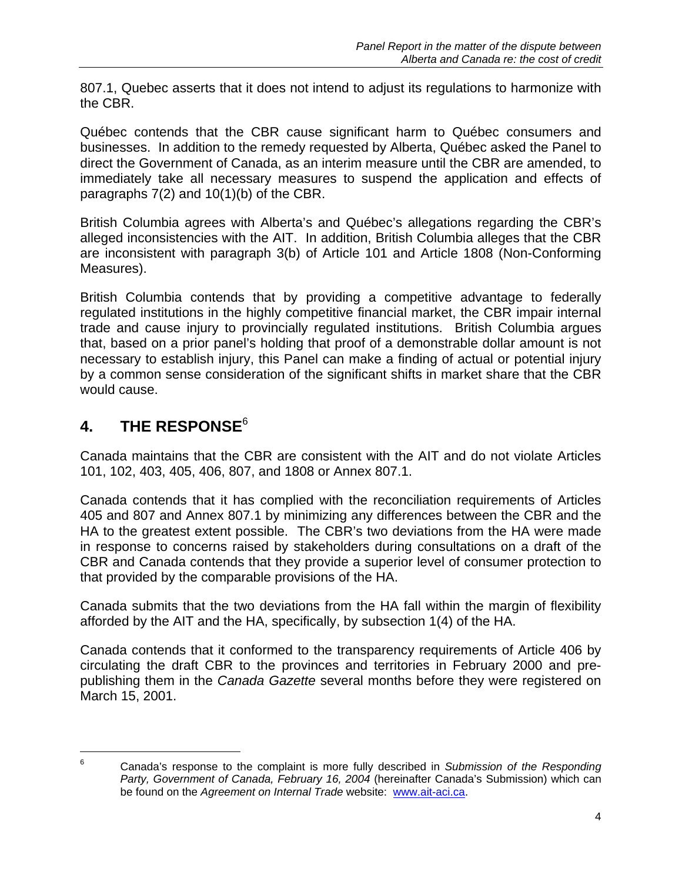807.1, Quebec asserts that it does not intend to adjust its regulations to harmonize with the CBR.

Québec contends that the CBR cause significant harm to Québec consumers and businesses. In addition to the remedy requested by Alberta, Québec asked the Panel to direct the Government of Canada, as an interim measure until the CBR are amended, to immediately take all necessary measures to suspend the application and effects of paragraphs 7(2) and 10(1)(b) of the CBR.

British Columbia agrees with Alberta's and Québec's allegations regarding the CBR's alleged inconsistencies with the AIT. In addition, British Columbia alleges that the CBR are inconsistent with paragraph 3(b) of Article 101 and Article 1808 (Non-Conforming Measures).

British Columbia contends that by providing a competitive advantage to federally regulated institutions in the highly competitive financial market, the CBR impair internal trade and cause injury to provincially regulated institutions. British Columbia argues that, based on a prior panel's holding that proof of a demonstrable dollar amount is not necessary to establish injury, this Panel can make a finding of actual or potential injury by a common sense consideration of the significant shifts in market share that the CBR would cause.

## 4. THE RESPONSE[6]

Canada maintains that the CBR are consistent with the AIT and do not violate Articles 101, 102, 403, 405, 406, 807, and 1808 or Annex 807.1.

Canada contends that it has complied with the reconciliation requirements of Articles 405 and 807 and Annex 807.1 by minimizing any differences between the CBR and the HA to the greatest extent possible. The CBR's two deviations from the HA were made in response to concerns raised by stakeholders during consultations on a draft of the CBR and Canada contends that they provide a superior level of consumer protection to that provided by the comparable provisions of the HA.

Canada submits that the two deviations from the HA fall within the margin of flexibility afforded by the AIT and the HA, specifically, by subsection 1(4) of the HA.

Canada contends that it conformed to the transparency requirements of Article 406 by circulating the draft CBR to the provinces and territories in February 2000 and pre-publishing them in the *Canada Gazette* several months before they were registered on March 15, 2001.

---

[6] Canada's response to the complaint is more fully described in *Submission of the Responding Party, Government of Canada, February 16, 2004* (hereinafter Canada's Submission) which can be found on the *Agreement on Internal Trade* website: www.ait-aci.ca.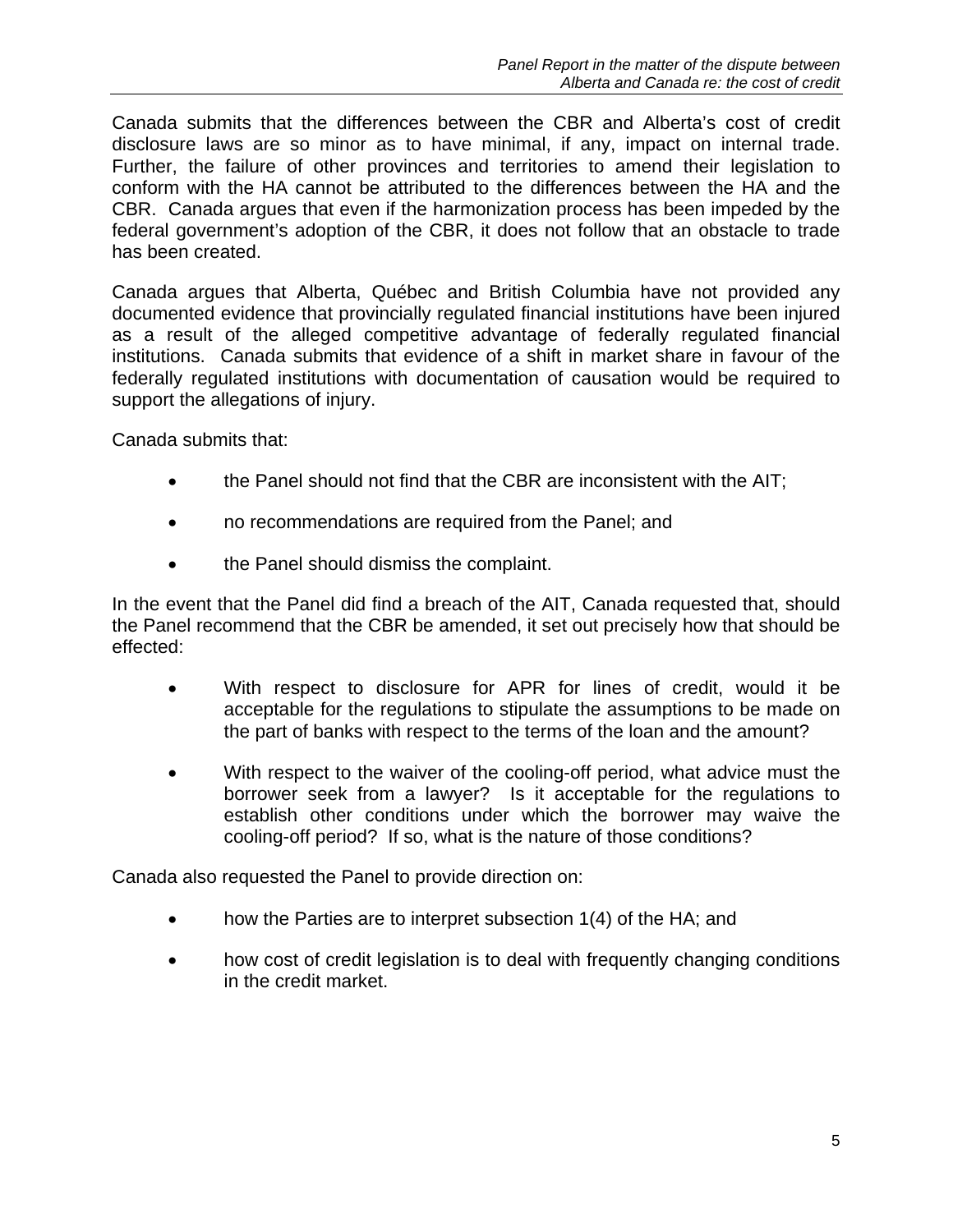Canada submits that the differences between the CBR and Alberta's cost of credit disclosure laws are so minor as to have minimal, if any, impact on internal trade. Further, the failure of other provinces and territories to amend their legislation to conform with the HA cannot be attributed to the differences between the HA and the CBR. Canada argues that even if the harmonization process has been impeded by the federal government's adoption of the CBR, it does not follow that an obstacle to trade has been created.

Canada argues that Alberta, Québec and British Columbia have not provided any documented evidence that provincially regulated financial institutions have been injured as a result of the alleged competitive advantage of federally regulated financial institutions. Canada submits that evidence of a shift in market share in favour of the federally regulated institutions with documentation of causation would be required to support the allegations of injury.

Canada submits that:

- the Panel should not find that the CBR are inconsistent with the AIT;
- no recommendations are required from the Panel; and
- the Panel should dismiss the complaint.

In the event that the Panel did find a breach of the AIT, Canada requested that, should the Panel recommend that the CBR be amended, it set out precisely how that should be effected:

- With respect to disclosure for APR for lines of credit, would it be acceptable for the regulations to stipulate the assumptions to be made on the part of banks with respect to the terms of the loan and the amount?
- With respect to the waiver of the cooling-off period, what advice must the borrower seek from a lawyer? Is it acceptable for the regulations to establish other conditions under which the borrower may waive the cooling-off period? If so, what is the nature of those conditions?

Canada also requested the Panel to provide direction on:

- how the Parties are to interpret subsection 1(4) of the HA; and
- how cost of credit legislation is to deal with frequently changing conditions in the credit market.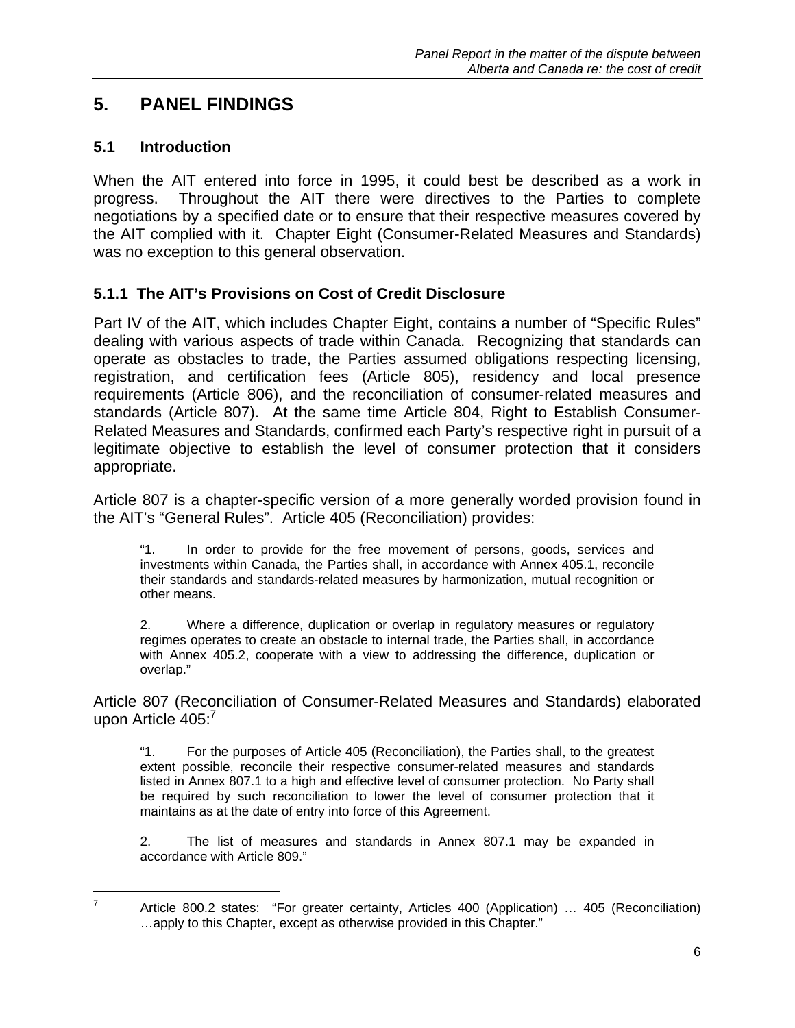## 5. PANEL FINDINGS

### 5.1 Introduction

When the AIT entered into force in 1995, it could best be described as a work in progress. Throughout the AIT there were directives to the Parties to complete negotiations by a specified date or to ensure that their respective measures covered by the AIT complied with it. Chapter Eight (Consumer-Related Measures and Standards) was no exception to this general observation.

#### 5.1.1 The AIT's Provisions on Cost of Credit Disclosure

Part IV of the AIT, which includes Chapter Eight, contains a number of "Specific Rules" dealing with various aspects of trade within Canada. Recognizing that standards can operate as obstacles to trade, the Parties assumed obligations respecting licensing, registration, and certification fees (Article 805), residency and local presence requirements (Article 806), and the reconciliation of consumer-related measures and standards (Article 807). At the same time Article 804, Right to Establish Consumer-Related Measures and Standards, confirmed each Party's respective right in pursuit of a legitimate objective to establish the level of consumer protection that it considers appropriate.

Article 807 is a chapter-specific version of a more generally worded provision found in the AIT's "General Rules". Article 405 (Reconciliation) provides:

> "1. In order to provide for the free movement of persons, goods, services and investments within Canada, the Parties shall, in accordance with Annex 405.1, reconcile their standards and standards-related measures by harmonization, mutual recognition or other means.
>
> 2. Where a difference, duplication or overlap in regulatory measures or regulatory regimes operates to create an obstacle to internal trade, the Parties shall, in accordance with Annex 405.2, cooperate with a view to addressing the difference, duplication or overlap."

Article 807 (Reconciliation of Consumer-Related Measures and Standards) elaborated upon Article 405:[7]

> "1. For the purposes of Article 405 (Reconciliation), the Parties shall, to the greatest extent possible, reconcile their respective consumer-related measures and standards listed in Annex 807.1 to a high and effective level of consumer protection. No Party shall be required by such reconciliation to lower the level of consumer protection that it maintains as at the date of entry into force of this Agreement.
>
> 2. The list of measures and standards in Annex 807.1 may be expanded in accordance with Article 809."

---

[7] Article 800.2 states: "For greater certainty, Articles 400 (Application) … 405 (Reconciliation) …apply to this Chapter, except as otherwise provided in this Chapter."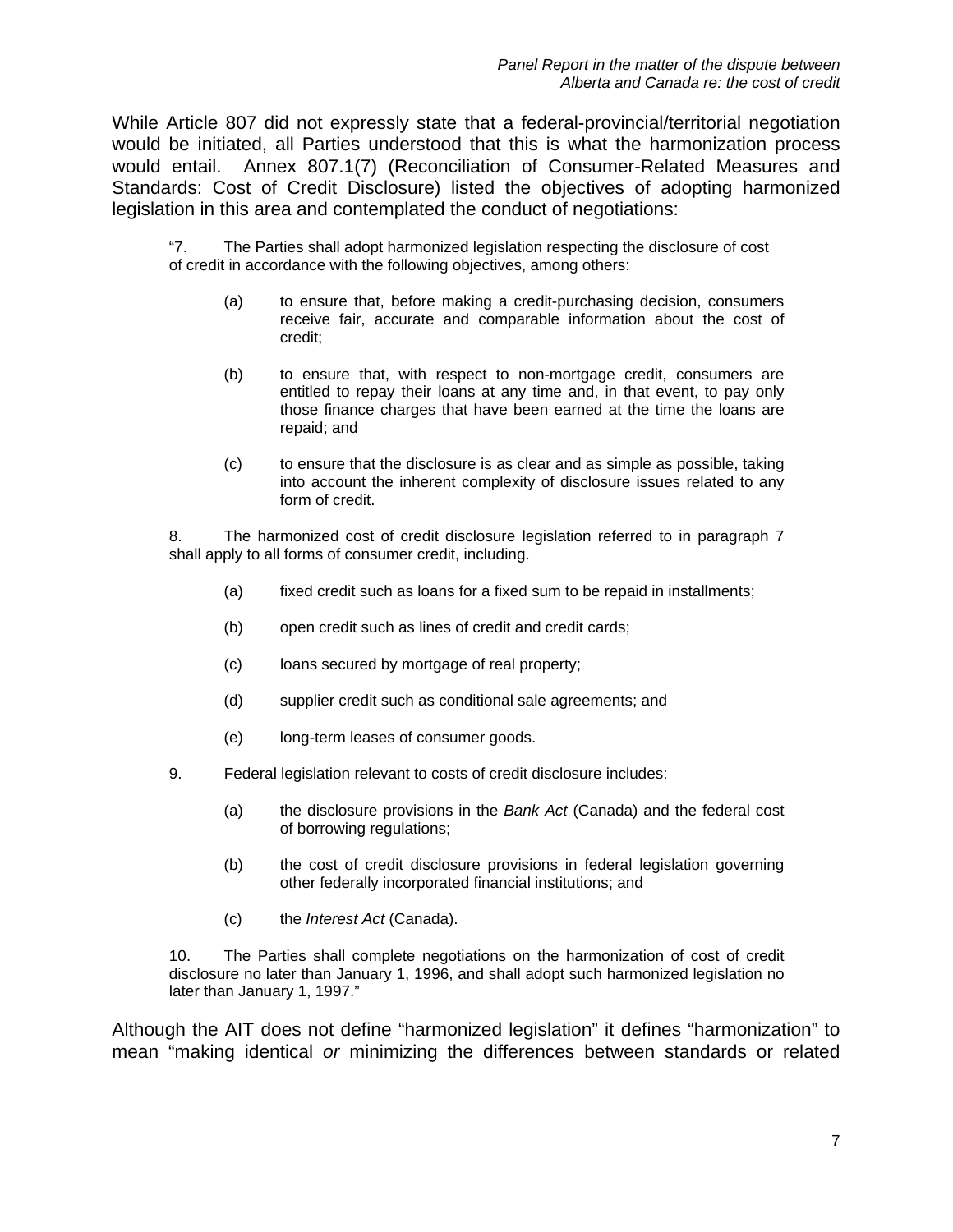While Article 807 did not expressly state that a federal-provincial/territorial negotiation would be initiated, all Parties understood that this is what the harmonization process would entail. Annex 807.1(7) (Reconciliation of Consumer-Related Measures and Standards: Cost of Credit Disclosure) listed the objectives of adopting harmonized legislation in this area and contemplated the conduct of negotiations:

> "7. The Parties shall adopt harmonized legislation respecting the disclosure of cost of credit in accordance with the following objectives, among others:
>
> (a) to ensure that, before making a credit-purchasing decision, consumers receive fair, accurate and comparable information about the cost of credit;
>
> (b) to ensure that, with respect to non-mortgage credit, consumers are entitled to repay their loans at any time and, in that event, to pay only those finance charges that have been earned at the time the loans are repaid; and
>
> (c) to ensure that the disclosure is as clear and as simple as possible, taking into account the inherent complexity of disclosure issues related to any form of credit.
>
> 8. The harmonized cost of credit disclosure legislation referred to in paragraph 7 shall apply to all forms of consumer credit, including.
>
> (a) fixed credit such as loans for a fixed sum to be repaid in installments;
>
> (b) open credit such as lines of credit and credit cards;
>
> (c) loans secured by mortgage of real property;
>
> (d) supplier credit such as conditional sale agreements; and
>
> (e) long-term leases of consumer goods.
>
> 9. Federal legislation relevant to costs of credit disclosure includes:
>
> (a) the disclosure provisions in the *Bank Act* (Canada) and the federal cost of borrowing regulations;
>
> (b) the cost of credit disclosure provisions in federal legislation governing other federally incorporated financial institutions; and
>
> (c) the *Interest Act* (Canada).
>
> 10. The Parties shall complete negotiations on the harmonization of cost of credit disclosure no later than January 1, 1996, and shall adopt such harmonized legislation no later than January 1, 1997."

Although the AIT does not define "harmonized legislation" it defines "harmonization" to mean "making identical *or* minimizing the differences between standards or related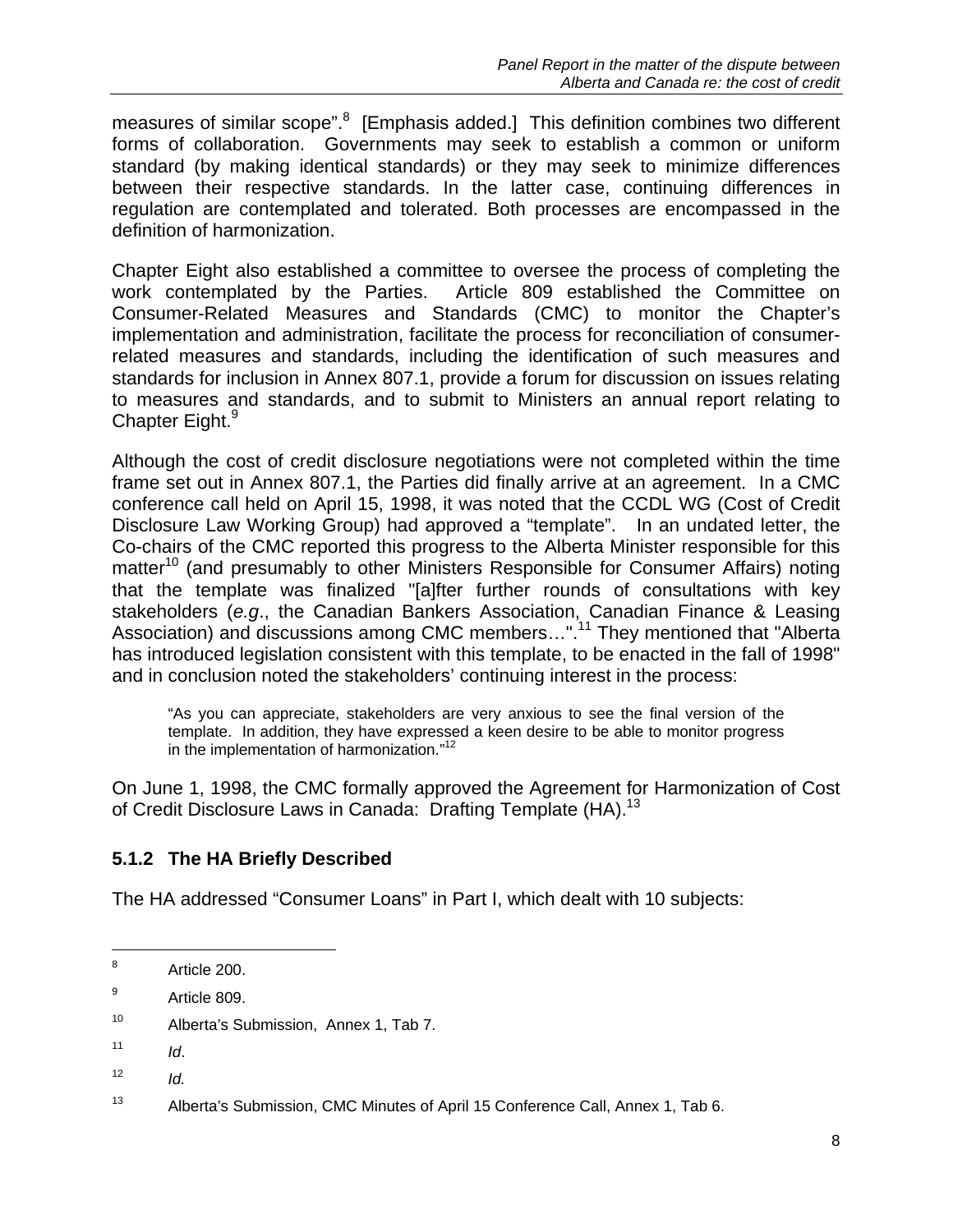measures of similar scope".[8] [Emphasis added.] This definition combines two different forms of collaboration. Governments may seek to establish a common or uniform standard (by making identical standards) or they may seek to minimize differences between their respective standards. In the latter case, continuing differences in regulation are contemplated and tolerated. Both processes are encompassed in the definition of harmonization.

Chapter Eight also established a committee to oversee the process of completing the work contemplated by the Parties. Article 809 established the Committee on Consumer-Related Measures and Standards (CMC) to monitor the Chapter's implementation and administration, facilitate the process for reconciliation of consumer-related measures and standards, including the identification of such measures and standards for inclusion in Annex 807.1, provide a forum for discussion on issues relating to measures and standards, and to submit to Ministers an annual report relating to Chapter Eight.[9]

Although the cost of credit disclosure negotiations were not completed within the time frame set out in Annex 807.1, the Parties did finally arrive at an agreement. In a CMC conference call held on April 15, 1998, it was noted that the CCDL WG (Cost of Credit Disclosure Law Working Group) had approved a "template". In an undated letter, the Co-chairs of the CMC reported this progress to the Alberta Minister responsible for this matter[10] (and presumably to other Ministers Responsible for Consumer Affairs) noting that the template was finalized "[a]fter further rounds of consultations with key stakeholders (*e.g*., the Canadian Bankers Association, Canadian Finance & Leasing Association) and discussions among CMC members…".[11] They mentioned that "Alberta has introduced legislation consistent with this template, to be enacted in the fall of 1998" and in conclusion noted the stakeholders' continuing interest in the process:

> "As you can appreciate, stakeholders are very anxious to see the final version of the template. In addition, they have expressed a keen desire to be able to monitor progress in the implementation of harmonization."[12]

On June 1, 1998, the CMC formally approved the Agreement for Harmonization of Cost of Credit Disclosure Laws in Canada: Drafting Template (HA).[13]

### 5.1.2 The HA Briefly Described

The HA addressed "Consumer Loans" in Part I, which dealt with 10 subjects:

---

[8] Article 200.

[9] Article 809.

[10] Alberta's Submission, Annex 1, Tab 7.

[11] *Id*.

[12] *Id.*

[13] Alberta's Submission, CMC Minutes of April 15 Conference Call, Annex 1, Tab 6.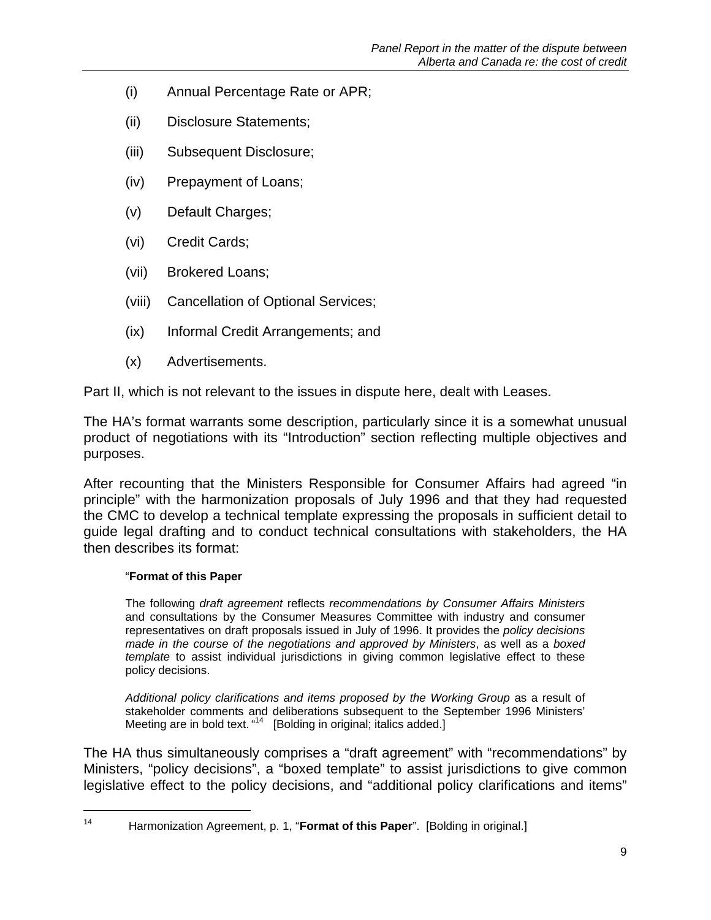(i) Annual Percentage Rate or APR;

(ii) Disclosure Statements;

(iii) Subsequent Disclosure;

(iv) Prepayment of Loans;

(v) Default Charges;

(vi) Credit Cards;

(vii) Brokered Loans;

(viii) Cancellation of Optional Services;

(ix) Informal Credit Arrangements; and

(x) Advertisements.

Part II, which is not relevant to the issues in dispute here, dealt with Leases.

The HA's format warrants some description, particularly since it is a somewhat unusual product of negotiations with its "Introduction" section reflecting multiple objectives and purposes.

After recounting that the Ministers Responsible for Consumer Affairs had agreed "in principle" with the harmonization proposals of July 1996 and that they had requested the CMC to develop a technical template expressing the proposals in sufficient detail to guide legal drafting and to conduct technical consultations with stakeholders, the HA then describes its format:

> "**Format of this Paper**
>
> The following *draft agreement* reflects *recommendations by Consumer Affairs Ministers* and consultations by the Consumer Measures Committee with industry and consumer representatives on draft proposals issued in July of 1996. It provides the *policy decisions made in the course of the negotiations and approved by Ministers*, as well as a *boxed template* to assist individual jurisdictions in giving common legislative effect to these policy decisions.
>
> *Additional policy clarifications and items proposed by the Working Group* as a result of stakeholder comments and deliberations subsequent to the September 1996 Ministers' Meeting are in bold text. "[14] [Bolding in original; italics added.]

The HA thus simultaneously comprises a "draft agreement" with "recommendations" by Ministers, "policy decisions", a "boxed template" to assist jurisdictions to give common legislative effect to the policy decisions, and "additional policy clarifications and items"

---

[14] Harmonization Agreement, p. 1, "**Format of this Paper**". [Bolding in original.]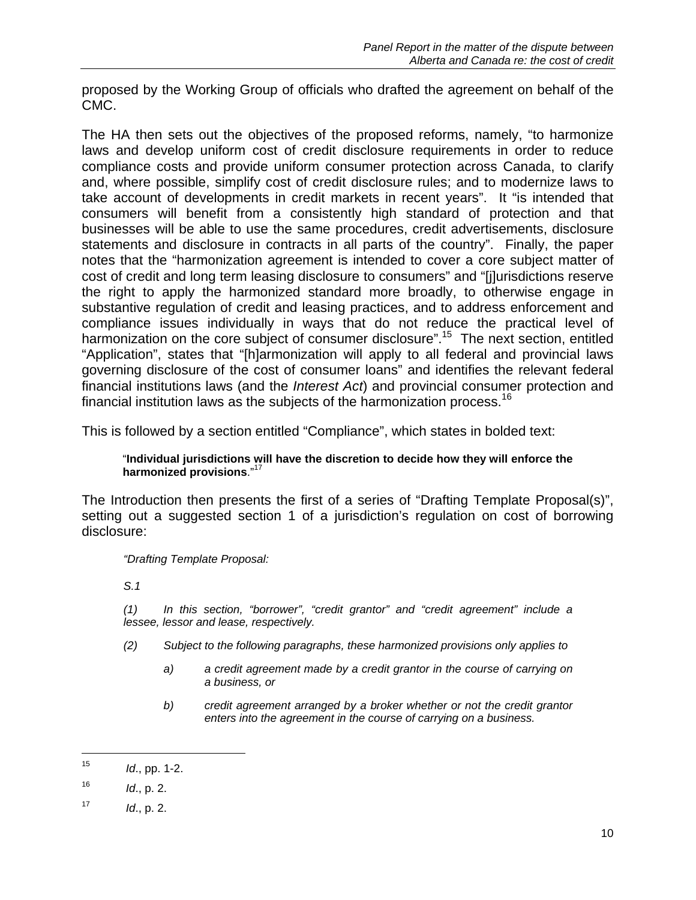proposed by the Working Group of officials who drafted the agreement on behalf of the CMC.

The HA then sets out the objectives of the proposed reforms, namely, "to harmonize laws and develop uniform cost of credit disclosure requirements in order to reduce compliance costs and provide uniform consumer protection across Canada, to clarify and, where possible, simplify cost of credit disclosure rules; and to modernize laws to take account of developments in credit markets in recent years". It "is intended that consumers will benefit from a consistently high standard of protection and that businesses will be able to use the same procedures, credit advertisements, disclosure statements and disclosure in contracts in all parts of the country". Finally, the paper notes that the "harmonization agreement is intended to cover a core subject matter of cost of credit and long term leasing disclosure to consumers" and "[j]urisdictions reserve the right to apply the harmonized standard more broadly, to otherwise engage in substantive regulation of credit and leasing practices, and to address enforcement and compliance issues individually in ways that do not reduce the practical level of harmonization on the core subject of consumer disclosure".[15] The next section, entitled "Application", states that "[h]armonization will apply to all federal and provincial laws governing disclosure of the cost of consumer loans" and identifies the relevant federal financial institutions laws (and the *Interest Act*) and provincial consumer protection and financial institution laws as the subjects of the harmonization process.[16]

This is followed by a section entitled "Compliance", which states in bolded text:

> "**Individual jurisdictions will have the discretion to decide how they will enforce the harmonized provisions**."[17]

The Introduction then presents the first of a series of "Drafting Template Proposal(s)", setting out a suggested section 1 of a jurisdiction's regulation on cost of borrowing disclosure:

> *"Drafting Template Proposal:*
>
> *S.1*
>
> *(1) In this section, "borrower", "credit grantor" and "credit agreement" include a lessee, lessor and lease, respectively.*
>
> *(2) Subject to the following paragraphs, these harmonized provisions only applies to*
>
> *a) a credit agreement made by a credit grantor in the course of carrying on a business, or*
>
> *b) credit agreement arranged by a broker whether or not the credit grantor enters into the agreement in the course of carrying on a business.*

---

[15] *Id*., pp. 1-2.

[16] *Id*., p. 2.

[17] *Id*., p. 2.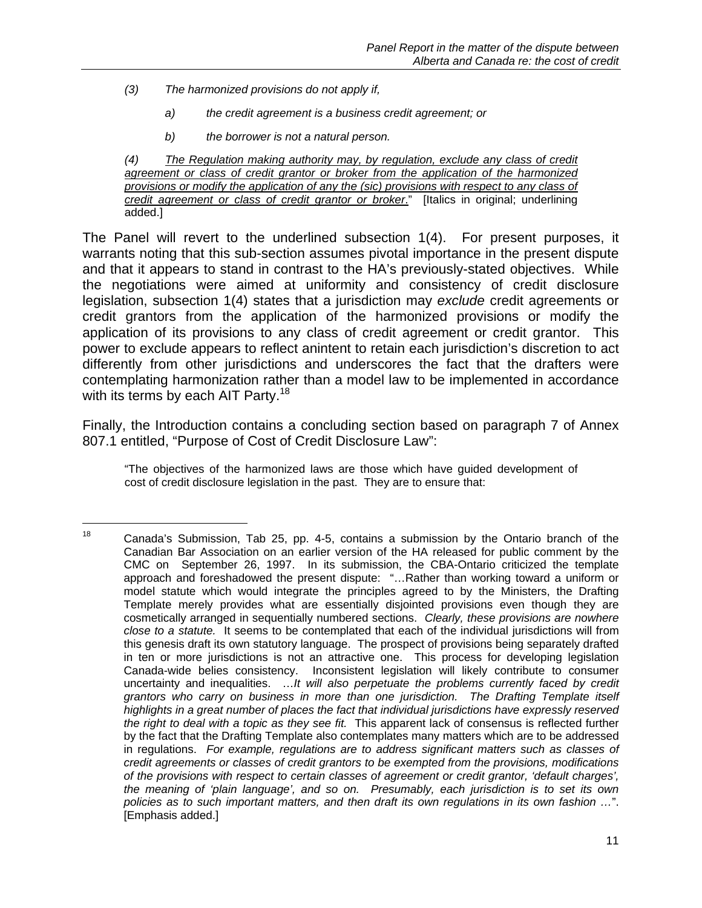> *(3) The harmonized provisions do not apply if,*
>
> *a) the credit agreement is a business credit agreement; or*
>
> *b) the borrower is not a natural person.*
>
> *(4) <u>The Regulation making authority may, by regulation, exclude any class of credit agreement or class of credit grantor or broker from the application of the harmonized provisions or modify the application of any the (sic) provisions with respect to any class of credit agreement or class of credit grantor or broker</u>.*" [Italics in original; underlining added.]

The Panel will revert to the underlined subsection 1(4). For present purposes, it warrants noting that this sub-section assumes pivotal importance in the present dispute and that it appears to stand in contrast to the HA's previously-stated objectives. While the negotiations were aimed at uniformity and consistency of credit disclosure legislation, subsection 1(4) states that a jurisdiction may *exclude* credit agreements or credit grantors from the application of the harmonized provisions or modify the application of its provisions to any class of credit agreement or credit grantor. This power to exclude appears to reflect anintent to retain each jurisdiction's discretion to act differently from other jurisdictions and underscores the fact that the drafters were contemplating harmonization rather than a model law to be implemented in accordance with its terms by each AIT Party.[18]

Finally, the Introduction contains a concluding section based on paragraph 7 of Annex 807.1 entitled, "Purpose of Cost of Credit Disclosure Law":

> "The objectives of the harmonized laws are those which have guided development of cost of credit disclosure legislation in the past. They are to ensure that:

---

[18] Canada's Submission, Tab 25, pp. 4-5, contains a submission by the Ontario branch of the Canadian Bar Association on an earlier version of the HA released for public comment by the CMC on September 26, 1997. In its submission, the CBA-Ontario criticized the template approach and foreshadowed the present dispute: "…Rather than working toward a uniform or model statute which would integrate the principles agreed to by the Ministers, the Drafting Template merely provides what are essentially disjointed provisions even though they are cosmetically arranged in sequentially numbered sections. *Clearly, these provisions are nowhere close to a statute.* It seems to be contemplated that each of the individual jurisdictions will from this genesis draft its own statutory language. The prospect of provisions being separately drafted in ten or more jurisdictions is not an attractive one. This process for developing legislation Canada-wide belies consistency. Inconsistent legislation will likely contribute to consumer uncertainty and inequalities. …*It will also perpetuate the problems currently faced by credit grantors who carry on business in more than one jurisdiction. The Drafting Template itself highlights in a great number of places the fact that individual jurisdictions have expressly reserved the right to deal with a topic as they see fit.* This apparent lack of consensus is reflected further by the fact that the Drafting Template also contemplates many matters which are to be addressed in regulations. *For example, regulations are to address significant matters such as classes of credit agreements or classes of credit grantors to be exempted from the provisions, modifications of the provisions with respect to certain classes of agreement or credit grantor, 'default charges', the meaning of 'plain language', and so on. Presumably, each jurisdiction is to set its own policies as to such important matters, and then draft its own regulations in its own fashion …*". [Emphasis added.]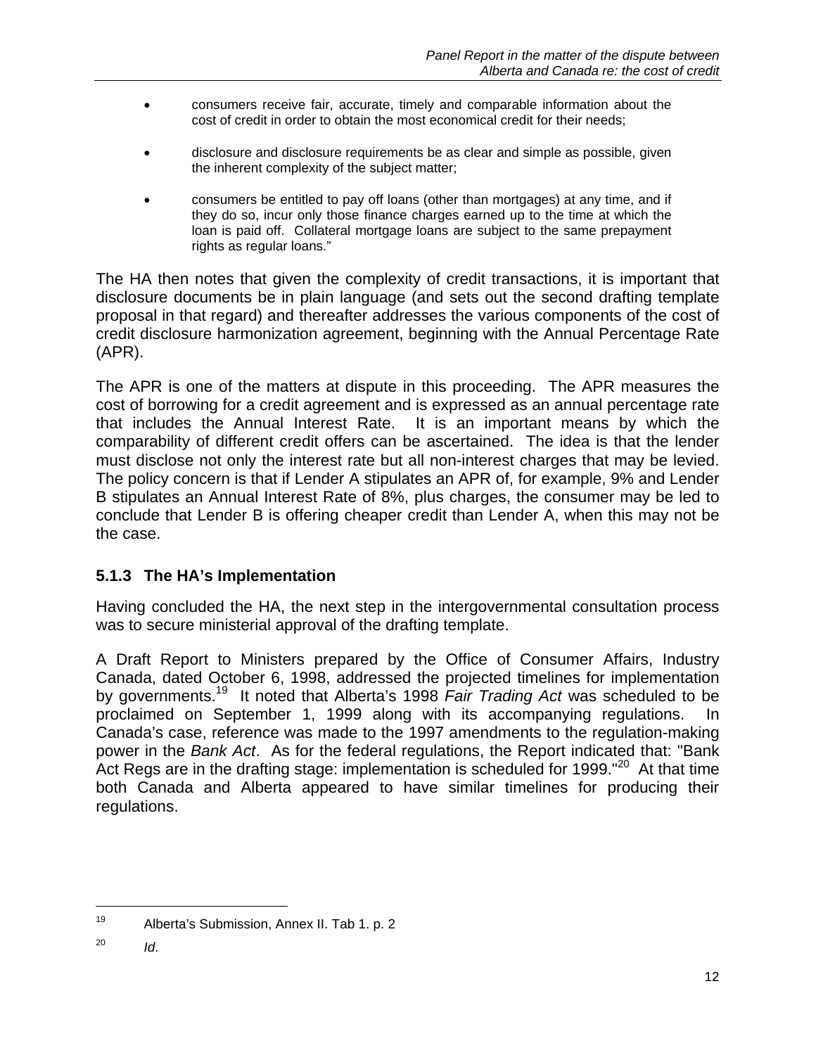- consumers receive fair, accurate, timely and comparable information about the cost of credit in order to obtain the most economical credit for their needs;

- disclosure and disclosure requirements be as clear and simple as possible, given the inherent complexity of the subject matter;

- consumers be entitled to pay off loans (other than mortgages) at any time, and if they do so, incur only those finance charges earned up to the time at which the loan is paid off. Collateral mortgage loans are subject to the same prepayment rights as regular loans."

The HA then notes that given the complexity of credit transactions, it is important that disclosure documents be in plain language (and sets out the second drafting template proposal in that regard) and thereafter addresses the various components of the cost of credit disclosure harmonization agreement, beginning with the Annual Percentage Rate (APR).

The APR is one of the matters at dispute in this proceeding. The APR measures the cost of borrowing for a credit agreement and is expressed as an annual percentage rate that includes the Annual Interest Rate. It is an important means by which the comparability of different credit offers can be ascertained. The idea is that the lender must disclose not only the interest rate but all non-interest charges that may be levied. The policy concern is that if Lender A stipulates an APR of, for example, 9% and Lender B stipulates an Annual Interest Rate of 8%, plus charges, the consumer may be led to conclude that Lender B is offering cheaper credit than Lender A, when this may not be the case.

### 5.1.3 The HA's Implementation

Having concluded the HA, the next step in the intergovernmental consultation process was to secure ministerial approval of the drafting template.

A Draft Report to Ministers prepared by the Office of Consumer Affairs, Industry Canada, dated October 6, 1998, addressed the projected timelines for implementation by governments.[19] It noted that Alberta's 1998 *Fair Trading Act* was scheduled to be proclaimed on September 1, 1999 along with its accompanying regulations. In Canada's case, reference was made to the 1997 amendments to the regulation-making power in the *Bank Act*. As for the federal regulations, the Report indicated that: "Bank Act Regs are in the drafting stage: implementation is scheduled for 1999."[20] At that time both Canada and Alberta appeared to have similar timelines for producing their regulations.

---

[19] Alberta's Submission, Annex II. Tab 1. p. 2

[20] *Id*.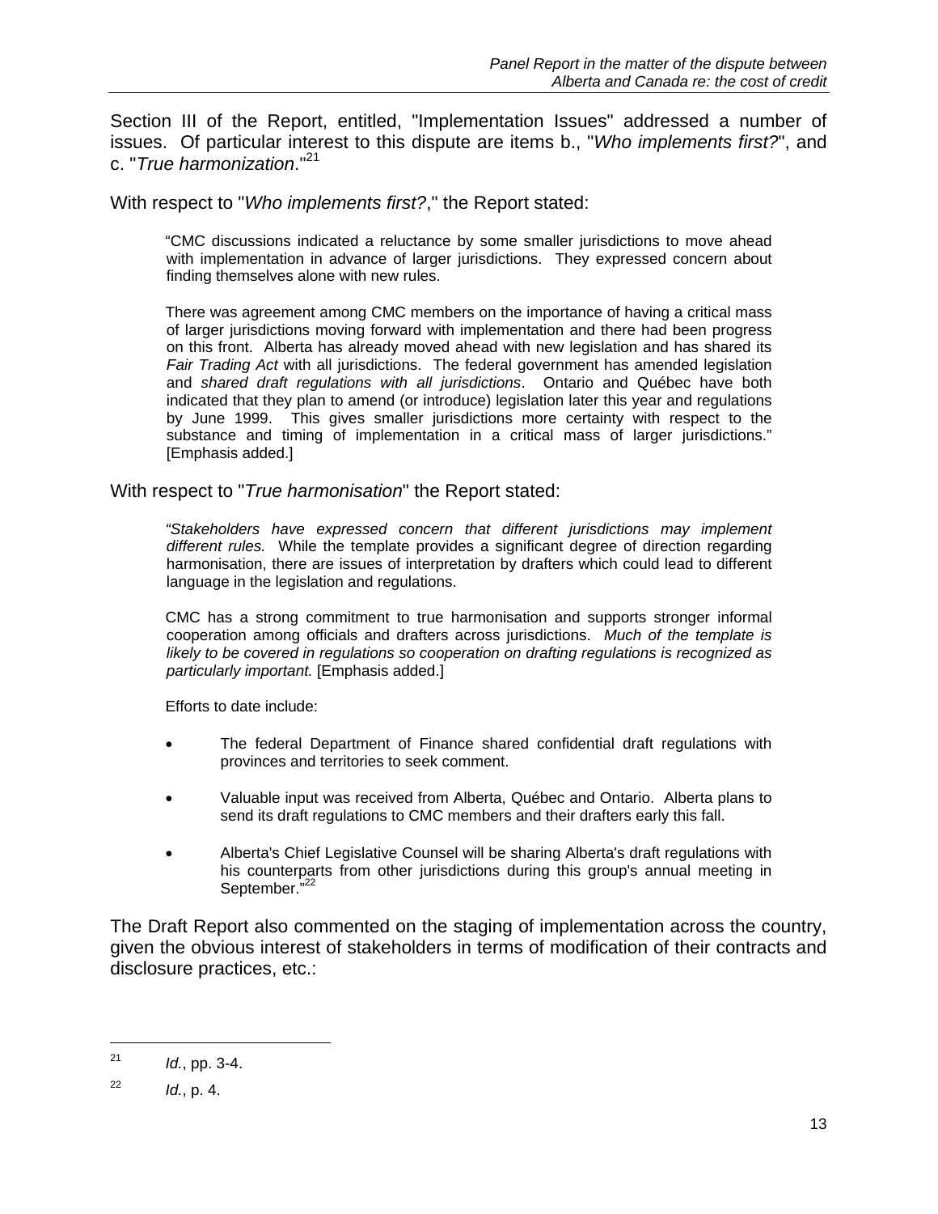Section III of the Report, entitled, "Implementation Issues" addressed a number of issues. Of particular interest to this dispute are items b., "*Who implements first?*", and c. "*True harmonization*."[21]

With respect to "*Who implements first?*," the Report stated:

> "CMC discussions indicated a reluctance by some smaller jurisdictions to move ahead with implementation in advance of larger jurisdictions. They expressed concern about finding themselves alone with new rules.
>
> There was agreement among CMC members on the importance of having a critical mass of larger jurisdictions moving forward with implementation and there had been progress on this front. Alberta has already moved ahead with new legislation and has shared its *Fair Trading Act* with all jurisdictions. The federal government has amended legislation and *shared draft regulations with all jurisdictions*. Ontario and Québec have both indicated that they plan to amend (or introduce) legislation later this year and regulations by June 1999. This gives smaller jurisdictions more certainty with respect to the substance and timing of implementation in a critical mass of larger jurisdictions." [Emphasis added.]

With respect to "*True harmonisation*" the Report stated:

> "*Stakeholders have expressed concern that different jurisdictions may implement different rules.* While the template provides a significant degree of direction regarding harmonisation, there are issues of interpretation by drafters which could lead to different language in the legislation and regulations.
>
> CMC has a strong commitment to true harmonisation and supports stronger informal cooperation among officials and drafters across jurisdictions. *Much of the template is likely to be covered in regulations so cooperation on drafting regulations is recognized as particularly important.* [Emphasis added.]
>
> Efforts to date include:
>
> - The federal Department of Finance shared confidential draft regulations with provinces and territories to seek comment.
> - Valuable input was received from Alberta, Québec and Ontario. Alberta plans to send its draft regulations to CMC members and their drafters early this fall.
> - Alberta's Chief Legislative Counsel will be sharing Alberta's draft regulations with his counterparts from other jurisdictions during this group's annual meeting in September."[22]

The Draft Report also commented on the staging of implementation across the country, given the obvious interest of stakeholders in terms of modification of their contracts and disclosure practices, etc.:

---

[21] *Id.*, pp. 3-4.

[22] *Id.*, p. 4.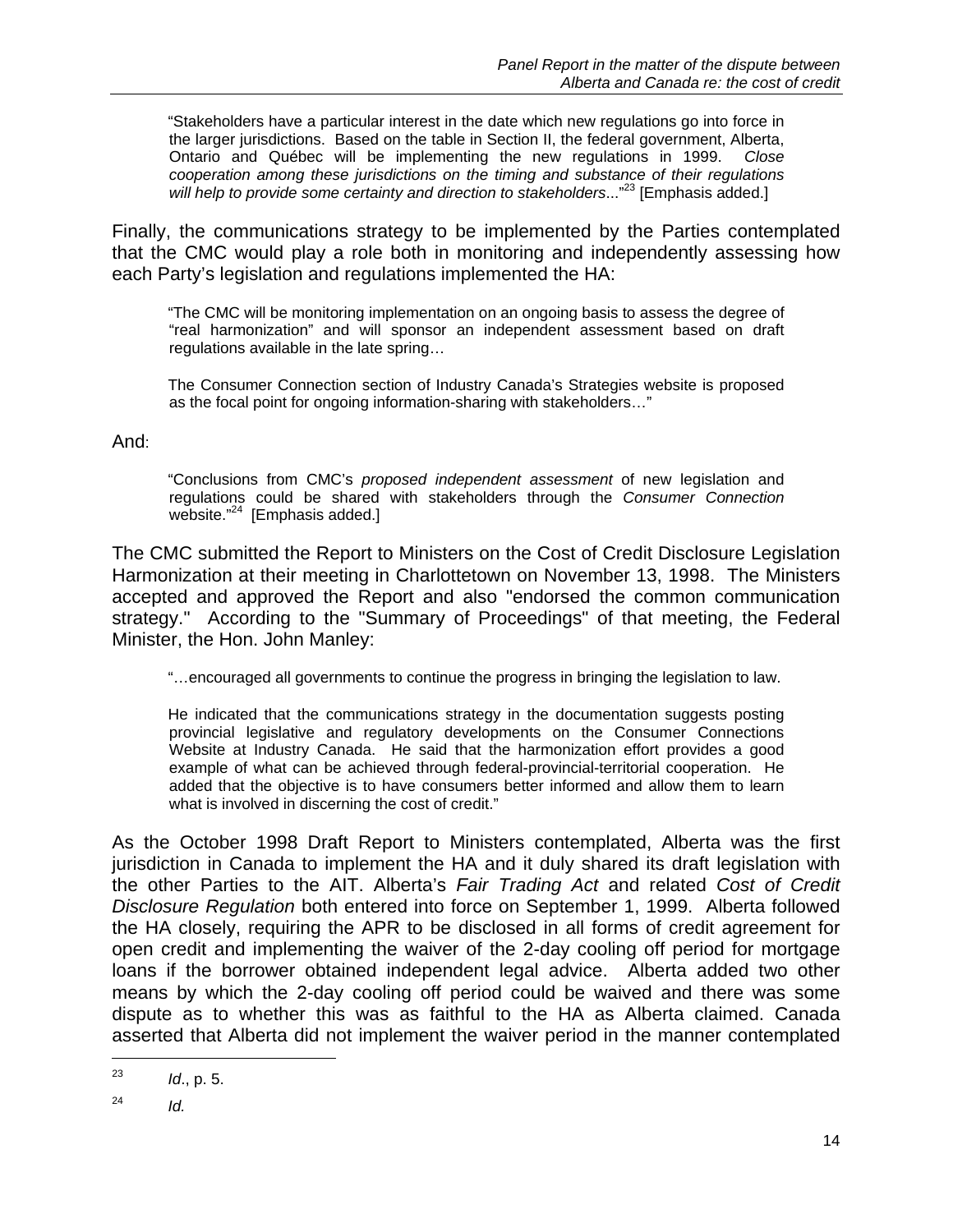> "Stakeholders have a particular interest in the date which new regulations go into force in the larger jurisdictions. Based on the table in Section II, the federal government, Alberta, Ontario and Québec will be implementing the new regulations in 1999. *Close cooperation among these jurisdictions on the timing and substance of their regulations will help to provide some certainty and direction to stakeholders*..."[23] [Emphasis added.]

Finally, the communications strategy to be implemented by the Parties contemplated that the CMC would play a role both in monitoring and independently assessing how each Party's legislation and regulations implemented the HA:

> "The CMC will be monitoring implementation on an ongoing basis to assess the degree of "real harmonization" and will sponsor an independent assessment based on draft regulations available in the late spring…
>
> The Consumer Connection section of Industry Canada's Strategies website is proposed as the focal point for ongoing information-sharing with stakeholders…"

And:

> "Conclusions from CMC's *proposed independent assessment* of new legislation and regulations could be shared with stakeholders through the *Consumer Connection* website."[24] [Emphasis added.]

The CMC submitted the Report to Ministers on the Cost of Credit Disclosure Legislation Harmonization at their meeting in Charlottetown on November 13, 1998. The Ministers accepted and approved the Report and also "endorsed the common communication strategy." According to the "Summary of Proceedings" of that meeting, the Federal Minister, the Hon. John Manley:

> "…encouraged all governments to continue the progress in bringing the legislation to law.
>
> He indicated that the communications strategy in the documentation suggests posting provincial legislative and regulatory developments on the Consumer Connections Website at Industry Canada. He said that the harmonization effort provides a good example of what can be achieved through federal-provincial-territorial cooperation. He added that the objective is to have consumers better informed and allow them to learn what is involved in discerning the cost of credit."

As the October 1998 Draft Report to Ministers contemplated, Alberta was the first jurisdiction in Canada to implement the HA and it duly shared its draft legislation with the other Parties to the AIT. Alberta's *Fair Trading Act* and related *Cost of Credit Disclosure Regulation* both entered into force on September 1, 1999. Alberta followed the HA closely, requiring the APR to be disclosed in all forms of credit agreement for open credit and implementing the waiver of the 2-day cooling off period for mortgage loans if the borrower obtained independent legal advice. Alberta added two other means by which the 2-day cooling off period could be waived and there was some dispute as to whether this was as faithful to the HA as Alberta claimed. Canada asserted that Alberta did not implement the waiver period in the manner contemplated

---

[23] *Id*., p. 5.

[24] *Id.*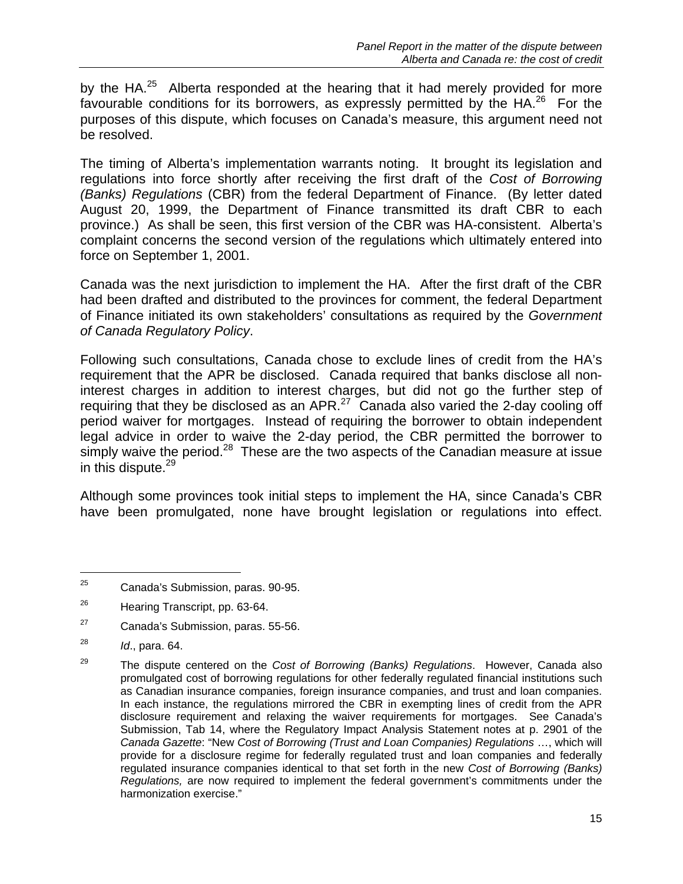by the HA.[25] Alberta responded at the hearing that it had merely provided for more favourable conditions for its borrowers, as expressly permitted by the HA.[26] For the purposes of this dispute, which focuses on Canada's measure, this argument need not be resolved.

The timing of Alberta's implementation warrants noting. It brought its legislation and regulations into force shortly after receiving the first draft of the *Cost of Borrowing (Banks) Regulations* (CBR) from the federal Department of Finance. (By letter dated August 20, 1999, the Department of Finance transmitted its draft CBR to each province.) As shall be seen, this first version of the CBR was HA-consistent. Alberta's complaint concerns the second version of the regulations which ultimately entered into force on September 1, 2001.

Canada was the next jurisdiction to implement the HA. After the first draft of the CBR had been drafted and distributed to the provinces for comment, the federal Department of Finance initiated its own stakeholders' consultations as required by the *Government of Canada Regulatory Policy*.

Following such consultations, Canada chose to exclude lines of credit from the HA's requirement that the APR be disclosed. Canada required that banks disclose all non-interest charges in addition to interest charges, but did not go the further step of requiring that they be disclosed as an APR.[27] Canada also varied the 2-day cooling off period waiver for mortgages. Instead of requiring the borrower to obtain independent legal advice in order to waive the 2-day period, the CBR permitted the borrower to simply waive the period.[28] These are the two aspects of the Canadian measure at issue in this dispute.[29]

Although some provinces took initial steps to implement the HA, since Canada's CBR have been promulgated, none have brought legislation or regulations into effect.

---

[25] Canada's Submission, paras. 90-95.

[26] Hearing Transcript, pp. 63-64.

[27] Canada's Submission, paras. 55-56.

[28] *Id*., para. 64.

[29] The dispute centered on the *Cost of Borrowing (Banks) Regulations*. However, Canada also promulgated cost of borrowing regulations for other federally regulated financial institutions such as Canadian insurance companies, foreign insurance companies, and trust and loan companies. In each instance, the regulations mirrored the CBR in exempting lines of credit from the APR disclosure requirement and relaxing the waiver requirements for mortgages. See Canada's Submission, Tab 14, where the Regulatory Impact Analysis Statement notes at p. 2901 of the *Canada Gazette*: "New *Cost of Borrowing (Trust and Loan Companies) Regulations* …, which will provide for a disclosure regime for federally regulated trust and loan companies and federally regulated insurance companies identical to that set forth in the new *Cost of Borrowing (Banks) Regulations,* are now required to implement the federal government's commitments under the harmonization exercise."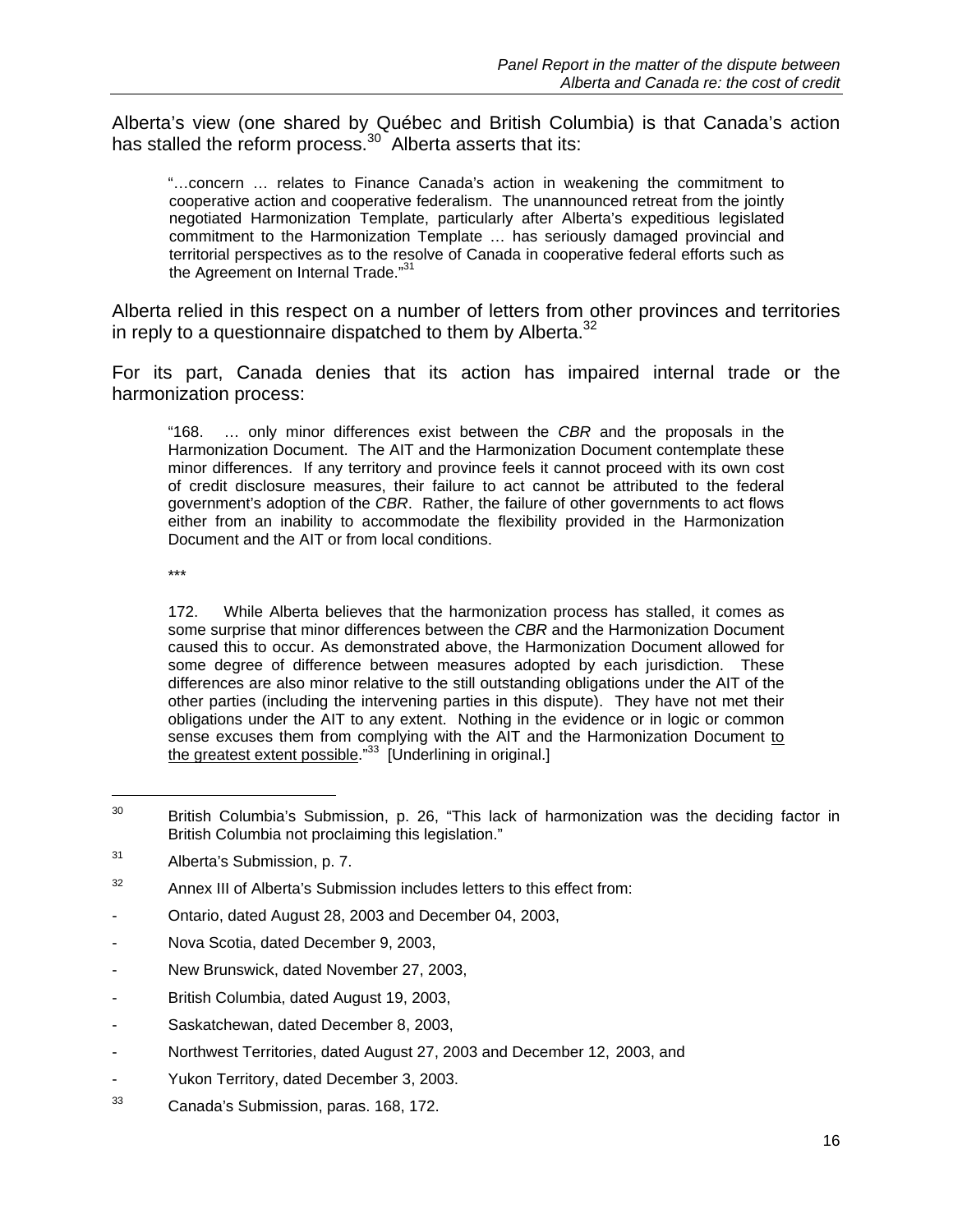Alberta's view (one shared by Québec and British Columbia) is that Canada's action has stalled the reform process.[30] Alberta asserts that its:

> "…concern … relates to Finance Canada's action in weakening the commitment to cooperative action and cooperative federalism. The unannounced retreat from the jointly negotiated Harmonization Template, particularly after Alberta's expeditious legislated commitment to the Harmonization Template … has seriously damaged provincial and territorial perspectives as to the resolve of Canada in cooperative federal efforts such as the Agreement on Internal Trade."[31]

Alberta relied in this respect on a number of letters from other provinces and territories in reply to a questionnaire dispatched to them by Alberta.[32]

For its part, Canada denies that its action has impaired internal trade or the harmonization process:

> "168. … only minor differences exist between the *CBR* and the proposals in the Harmonization Document. The AIT and the Harmonization Document contemplate these minor differences. If any territory and province feels it cannot proceed with its own cost of credit disclosure measures, their failure to act cannot be attributed to the federal government's adoption of the *CBR*. Rather, the failure of other governments to act flows either from an inability to accommodate the flexibility provided in the Harmonization Document and the AIT or from local conditions.
>
> ***
>
> 172. While Alberta believes that the harmonization process has stalled, it comes as some surprise that minor differences between the *CBR* and the Harmonization Document caused this to occur. As demonstrated above, the Harmonization Document allowed for some degree of difference between measures adopted by each jurisdiction. These differences are also minor relative to the still outstanding obligations under the AIT of the other parties (including the intervening parties in this dispute). They have not met their obligations under the AIT to any extent. Nothing in the evidence or in logic or common sense excuses them from complying with the AIT and the Harmonization Document <u>to the greatest extent possible</u>."[33] [Underlining in original.]

---

[30] British Columbia's Submission, p. 26, "This lack of harmonization was the deciding factor in British Columbia not proclaiming this legislation."

[31] Alberta's Submission, p. 7.

[32] Annex III of Alberta's Submission includes letters to this effect from:

- Ontario, dated August 28, 2003 and December 04, 2003,
- Nova Scotia, dated December 9, 2003,
- New Brunswick, dated November 27, 2003,
- British Columbia, dated August 19, 2003,
- Saskatchewan, dated December 8, 2003,
- Northwest Territories, dated August 27, 2003 and December 12, 2003, and
- Yukon Territory, dated December 3, 2003.

[33] Canada's Submission, paras. 168, 172.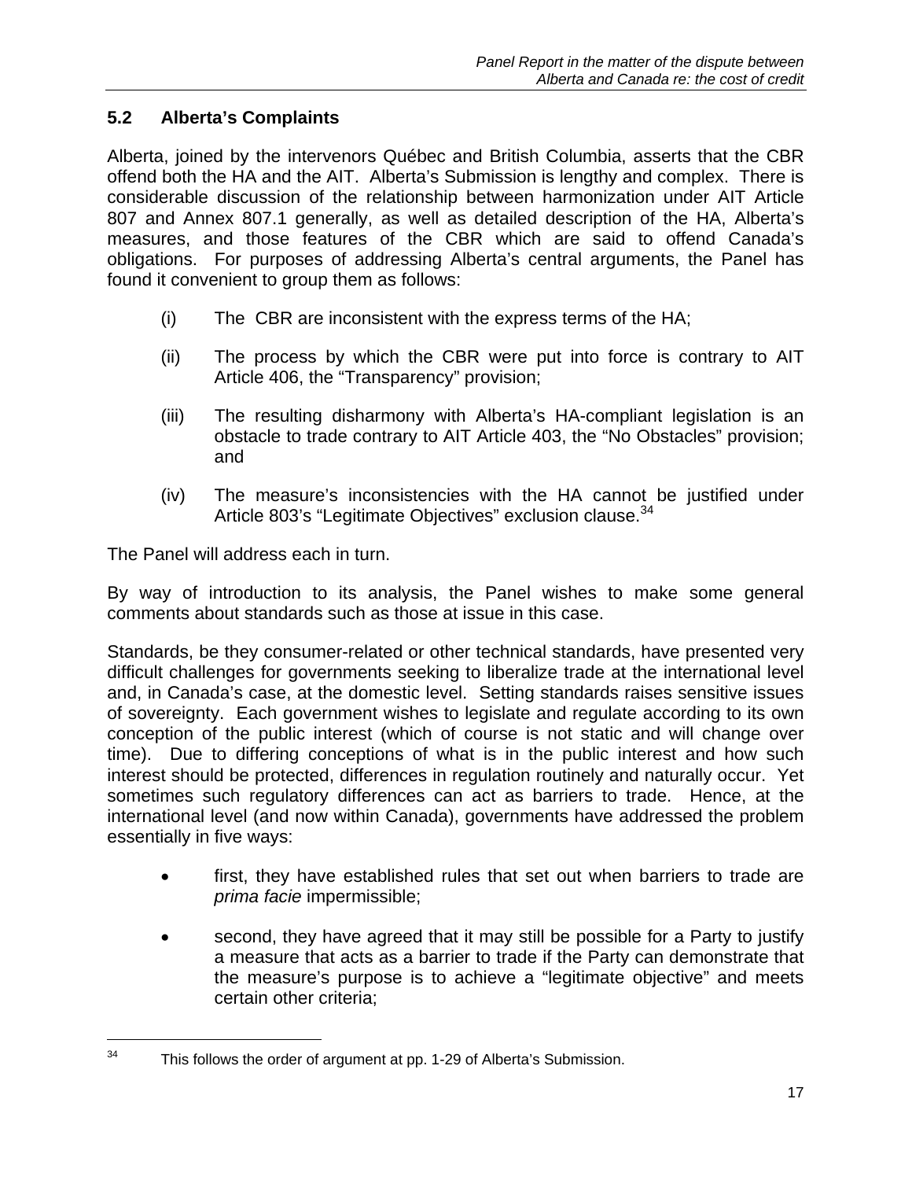## 5.2 Alberta's Complaints

Alberta, joined by the intervenors Québec and British Columbia, asserts that the CBR offend both the HA and the AIT. Alberta's Submission is lengthy and complex. There is considerable discussion of the relationship between harmonization under AIT Article 807 and Annex 807.1 generally, as well as detailed description of the HA, Alberta's measures, and those features of the CBR which are said to offend Canada's obligations. For purposes of addressing Alberta's central arguments, the Panel has found it convenient to group them as follows:

(i) The CBR are inconsistent with the express terms of the HA;

(ii) The process by which the CBR were put into force is contrary to AIT Article 406, the "Transparency" provision;

(iii) The resulting disharmony with Alberta's HA-compliant legislation is an obstacle to trade contrary to AIT Article 403, the "No Obstacles" provision; and

(iv) The measure's inconsistencies with the HA cannot be justified under Article 803's "Legitimate Objectives" exclusion clause.[34]

The Panel will address each in turn.

By way of introduction to its analysis, the Panel wishes to make some general comments about standards such as those at issue in this case.

Standards, be they consumer-related or other technical standards, have presented very difficult challenges for governments seeking to liberalize trade at the international level and, in Canada's case, at the domestic level. Setting standards raises sensitive issues of sovereignty. Each government wishes to legislate and regulate according to its own conception of the public interest (which of course is not static and will change over time). Due to differing conceptions of what is in the public interest and how such interest should be protected, differences in regulation routinely and naturally occur. Yet sometimes such regulatory differences can act as barriers to trade. Hence, at the international level (and now within Canada), governments have addressed the problem essentially in five ways:

- first, they have established rules that set out when barriers to trade are *prima facie* impermissible;
- second, they have agreed that it may still be possible for a Party to justify a measure that acts as a barrier to trade if the Party can demonstrate that the measure's purpose is to achieve a "legitimate objective" and meets certain other criteria;

[34] This follows the order of argument at pp. 1-29 of Alberta's Submission.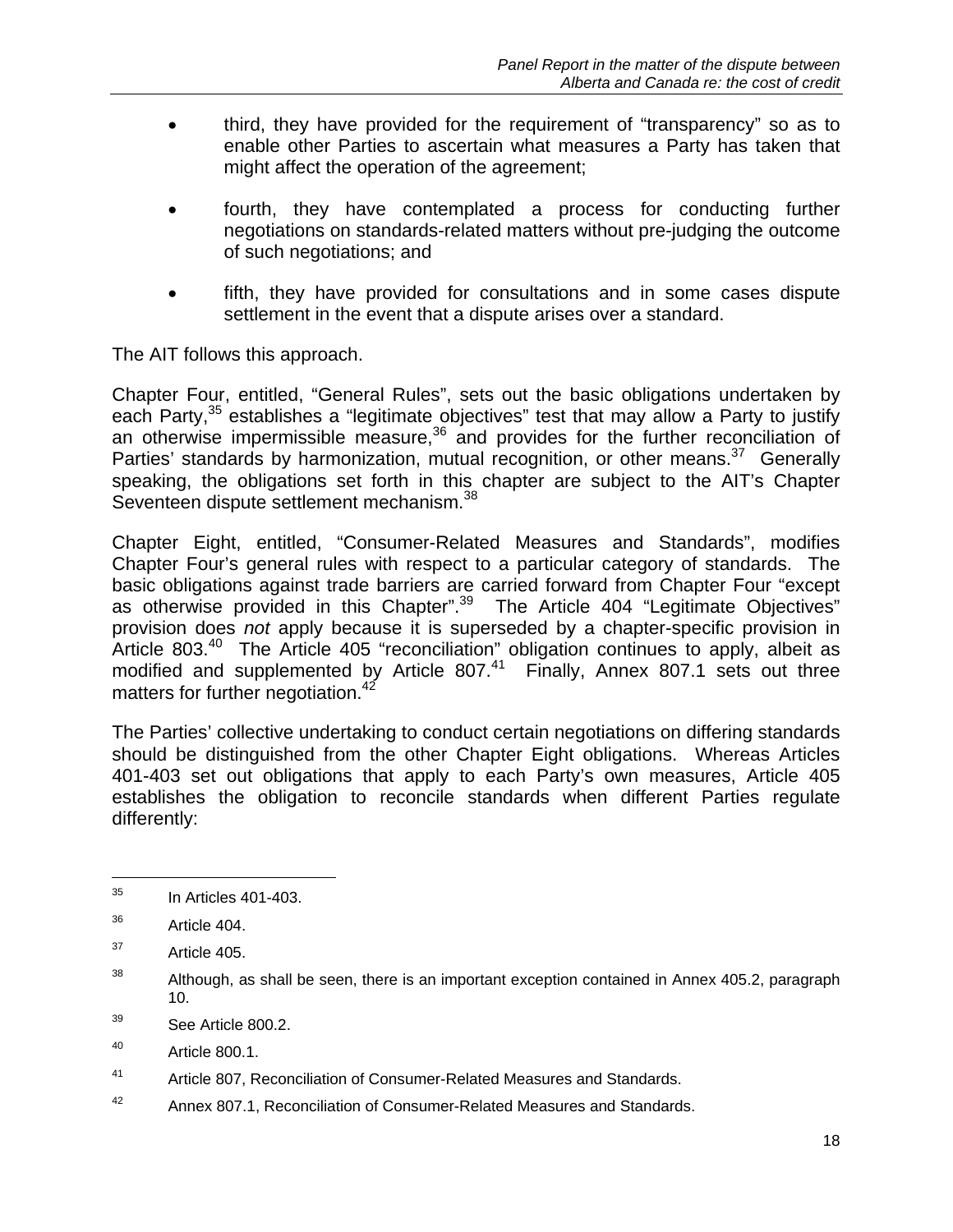- third, they have provided for the requirement of "transparency" so as to enable other Parties to ascertain what measures a Party has taken that might affect the operation of the agreement;
- fourth, they have contemplated a process for conducting further negotiations on standards-related matters without pre-judging the outcome of such negotiations; and
- fifth, they have provided for consultations and in some cases dispute settlement in the event that a dispute arises over a standard.

The AIT follows this approach.

Chapter Four, entitled, "General Rules", sets out the basic obligations undertaken by each Party,[35] establishes a "legitimate objectives" test that may allow a Party to justify an otherwise impermissible measure,[36] and provides for the further reconciliation of Parties' standards by harmonization, mutual recognition, or other means.[37] Generally speaking, the obligations set forth in this chapter are subject to the AIT's Chapter Seventeen dispute settlement mechanism.[38]

Chapter Eight, entitled, "Consumer-Related Measures and Standards", modifies Chapter Four's general rules with respect to a particular category of standards. The basic obligations against trade barriers are carried forward from Chapter Four "except as otherwise provided in this Chapter".[39] The Article 404 "Legitimate Objectives" provision does *not* apply because it is superseded by a chapter-specific provision in Article 803.[40] The Article 405 "reconciliation" obligation continues to apply, albeit as modified and supplemented by Article 807.[41] Finally, Annex 807.1 sets out three matters for further negotiation.[42]

The Parties' collective undertaking to conduct certain negotiations on differing standards should be distinguished from the other Chapter Eight obligations. Whereas Articles 401-403 set out obligations that apply to each Party's own measures, Article 405 establishes the obligation to reconcile standards when different Parties regulate differently:

---

[35] In Articles 401-403.

[36] Article 404.

[37] Article 405.

[38] Although, as shall be seen, there is an important exception contained in Annex 405.2, paragraph 10.

[39] See Article 800.2.

[40] Article 800.1.

[41] Article 807, Reconciliation of Consumer-Related Measures and Standards.

[42] Annex 807.1, Reconciliation of Consumer-Related Measures and Standards.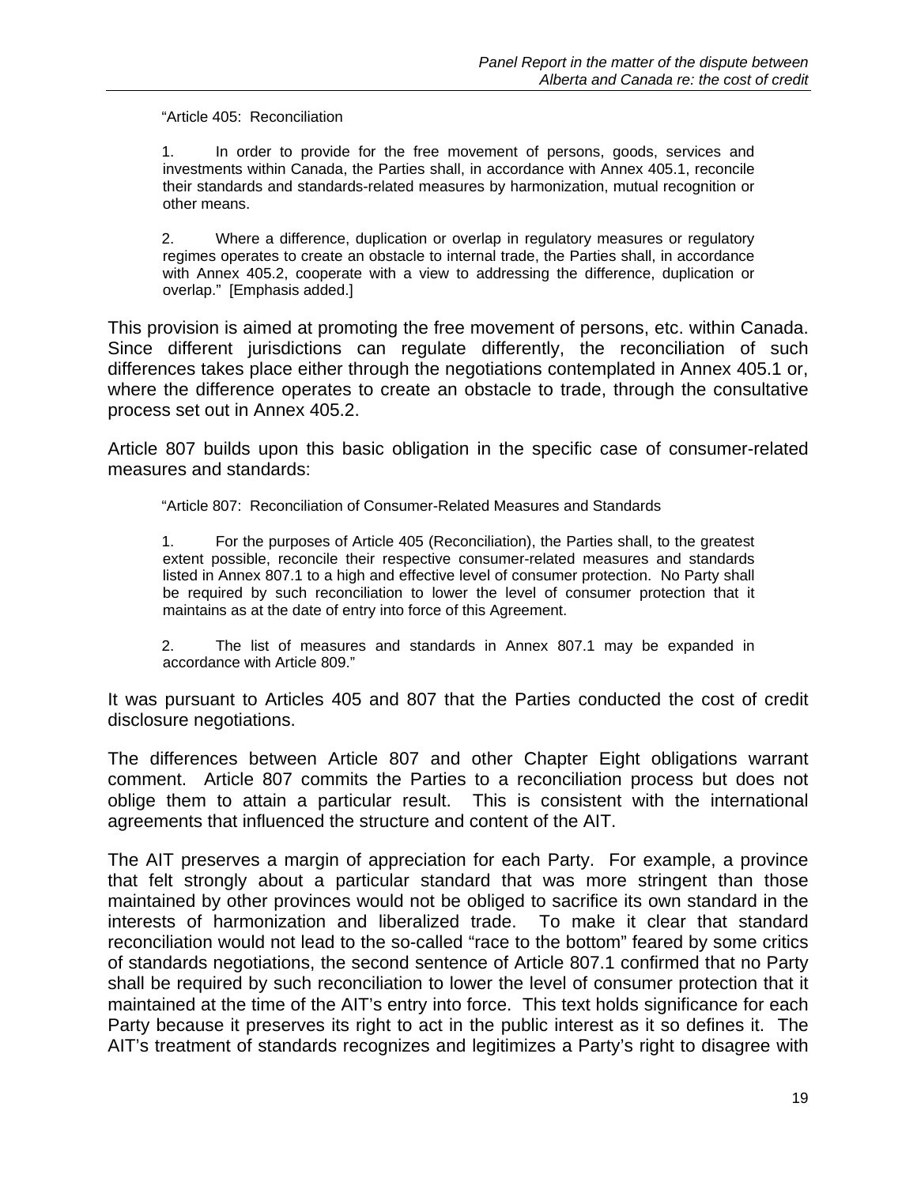> "Article 405: Reconciliation
>
> 1. In order to provide for the free movement of persons, goods, services and investments within Canada, the Parties shall, in accordance with Annex 405.1, reconcile their standards and standards-related measures by harmonization, mutual recognition or other means.
>
> 2. Where a difference, duplication or overlap in regulatory measures or regulatory regimes operates to create an obstacle to internal trade, the Parties shall, in accordance with Annex 405.2, cooperate with a view to addressing the difference, duplication or overlap." [Emphasis added.]

This provision is aimed at promoting the free movement of persons, etc. within Canada. Since different jurisdictions can regulate differently, the reconciliation of such differences takes place either through the negotiations contemplated in Annex 405.1 or, where the difference operates to create an obstacle to trade, through the consultative process set out in Annex 405.2.

Article 807 builds upon this basic obligation in the specific case of consumer-related measures and standards:

> "Article 807: Reconciliation of Consumer-Related Measures and Standards
>
> 1. For the purposes of Article 405 (Reconciliation), the Parties shall, to the greatest extent possible, reconcile their respective consumer-related measures and standards listed in Annex 807.1 to a high and effective level of consumer protection. No Party shall be required by such reconciliation to lower the level of consumer protection that it maintains as at the date of entry into force of this Agreement.
>
> 2. The list of measures and standards in Annex 807.1 may be expanded in accordance with Article 809."

It was pursuant to Articles 405 and 807 that the Parties conducted the cost of credit disclosure negotiations.

The differences between Article 807 and other Chapter Eight obligations warrant comment. Article 807 commits the Parties to a reconciliation process but does not oblige them to attain a particular result. This is consistent with the international agreements that influenced the structure and content of the AIT.

The AIT preserves a margin of appreciation for each Party. For example, a province that felt strongly about a particular standard that was more stringent than those maintained by other provinces would not be obliged to sacrifice its own standard in the interests of harmonization and liberalized trade. To make it clear that standard reconciliation would not lead to the so-called "race to the bottom" feared by some critics of standards negotiations, the second sentence of Article 807.1 confirmed that no Party shall be required by such reconciliation to lower the level of consumer protection that it maintained at the time of the AIT's entry into force. This text holds significance for each Party because it preserves its right to act in the public interest as it so defines it. The AIT's treatment of standards recognizes and legitimizes a Party's right to disagree with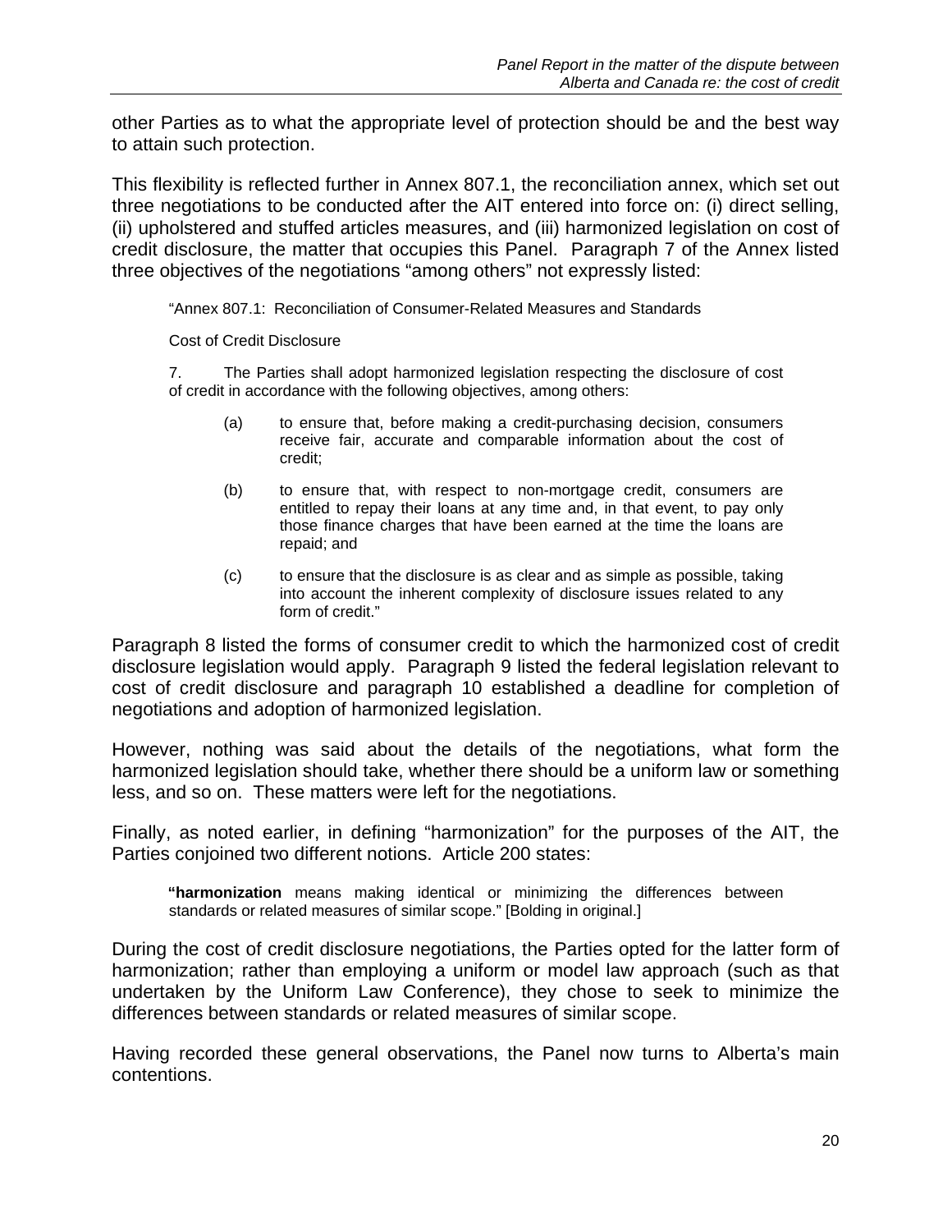other Parties as to what the appropriate level of protection should be and the best way to attain such protection.

This flexibility is reflected further in Annex 807.1, the reconciliation annex, which set out three negotiations to be conducted after the AIT entered into force on: (i) direct selling, (ii) upholstered and stuffed articles measures, and (iii) harmonized legislation on cost of credit disclosure, the matter that occupies this Panel. Paragraph 7 of the Annex listed three objectives of the negotiations "among others" not expressly listed:

> "Annex 807.1: Reconciliation of Consumer-Related Measures and Standards
>
> Cost of Credit Disclosure
>
> 7. The Parties shall adopt harmonized legislation respecting the disclosure of cost of credit in accordance with the following objectives, among others:
>
> (a) to ensure that, before making a credit-purchasing decision, consumers receive fair, accurate and comparable information about the cost of credit;
>
> (b) to ensure that, with respect to non-mortgage credit, consumers are entitled to repay their loans at any time and, in that event, to pay only those finance charges that have been earned at the time the loans are repaid; and
>
> (c) to ensure that the disclosure is as clear and as simple as possible, taking into account the inherent complexity of disclosure issues related to any form of credit."

Paragraph 8 listed the forms of consumer credit to which the harmonized cost of credit disclosure legislation would apply. Paragraph 9 listed the federal legislation relevant to cost of credit disclosure and paragraph 10 established a deadline for completion of negotiations and adoption of harmonized legislation.

However, nothing was said about the details of the negotiations, what form the harmonized legislation should take, whether there should be a uniform law or something less, and so on. These matters were left for the negotiations.

Finally, as noted earlier, in defining "harmonization" for the purposes of the AIT, the Parties conjoined two different notions. Article 200 states:

> "**harmonization** means making identical or minimizing the differences between standards or related measures of similar scope." [Bolding in original.]

During the cost of credit disclosure negotiations, the Parties opted for the latter form of harmonization; rather than employing a uniform or model law approach (such as that undertaken by the Uniform Law Conference), they chose to seek to minimize the differences between standards or related measures of similar scope.

Having recorded these general observations, the Panel now turns to Alberta's main contentions.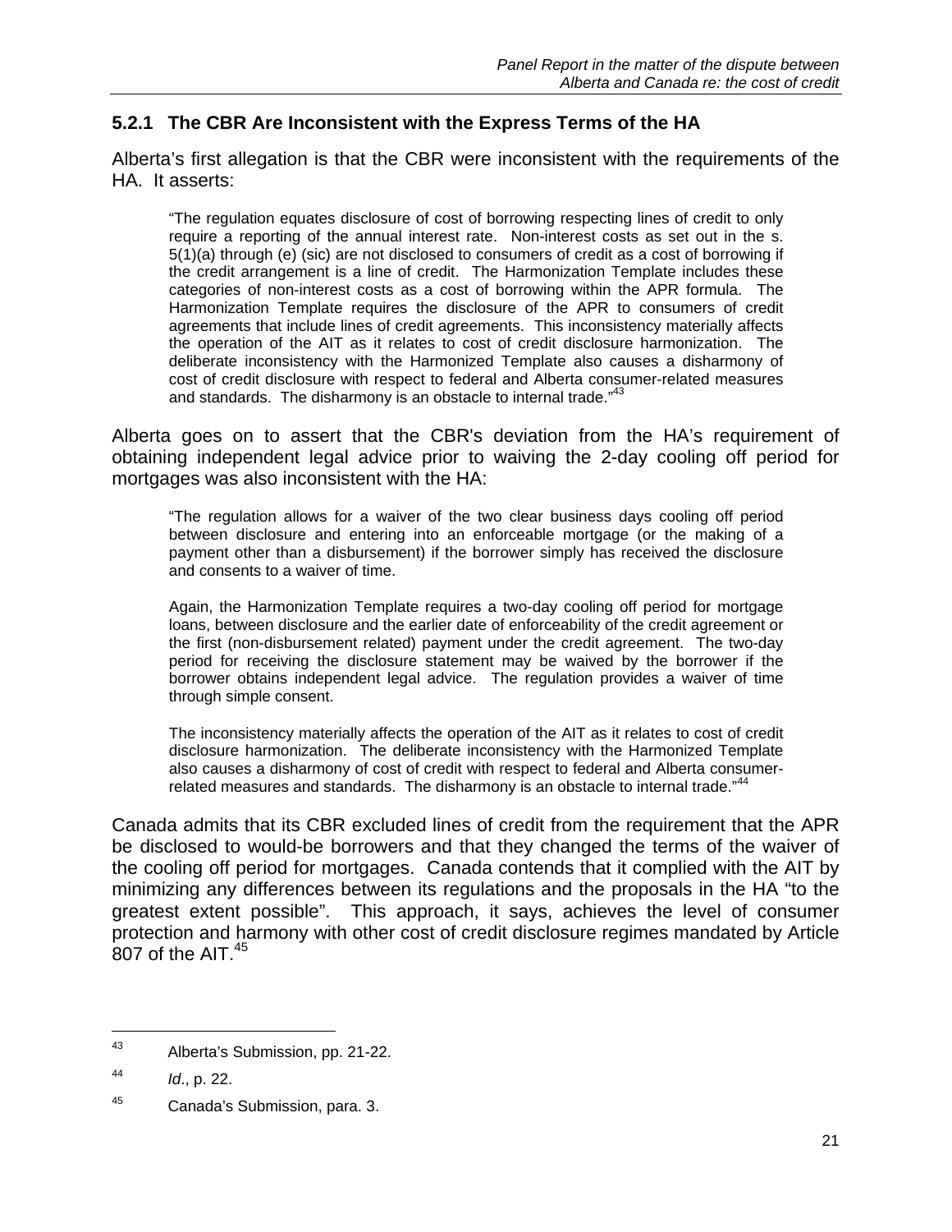### 5.2.1 The CBR Are Inconsistent with the Express Terms of the HA

Alberta's first allegation is that the CBR were inconsistent with the requirements of the HA. It asserts:

> "The regulation equates disclosure of cost of borrowing respecting lines of credit to only require a reporting of the annual interest rate. Non-interest costs as set out in the s. 5(1)(a) through (e) (sic) are not disclosed to consumers of credit as a cost of borrowing if the credit arrangement is a line of credit. The Harmonization Template includes these categories of non-interest costs as a cost of borrowing within the APR formula. The Harmonization Template requires the disclosure of the APR to consumers of credit agreements that include lines of credit agreements. This inconsistency materially affects the operation of the AIT as it relates to cost of credit disclosure harmonization. The deliberate inconsistency with the Harmonized Template also causes a disharmony of cost of credit disclosure with respect to federal and Alberta consumer-related measures and standards. The disharmony is an obstacle to internal trade."[43]

Alberta goes on to assert that the CBR's deviation from the HA's requirement of obtaining independent legal advice prior to waiving the 2-day cooling off period for mortgages was also inconsistent with the HA:

> "The regulation allows for a waiver of the two clear business days cooling off period between disclosure and entering into an enforceable mortgage (or the making of a payment other than a disbursement) if the borrower simply has received the disclosure and consents to a waiver of time.
>
> Again, the Harmonization Template requires a two-day cooling off period for mortgage loans, between disclosure and the earlier date of enforceability of the credit agreement or the first (non-disbursement related) payment under the credit agreement. The two-day period for receiving the disclosure statement may be waived by the borrower if the borrower obtains independent legal advice. The regulation provides a waiver of time through simple consent.
>
> The inconsistency materially affects the operation of the AIT as it relates to cost of credit disclosure harmonization. The deliberate inconsistency with the Harmonized Template also causes a disharmony of cost of credit with respect to federal and Alberta consumer-related measures and standards. The disharmony is an obstacle to internal trade."[44]

Canada admits that its CBR excluded lines of credit from the requirement that the APR be disclosed to would-be borrowers and that they changed the terms of the waiver of the cooling off period for mortgages. Canada contends that it complied with the AIT by minimizing any differences between its regulations and the proposals in the HA "to the greatest extent possible". This approach, it says, achieves the level of consumer protection and harmony with other cost of credit disclosure regimes mandated by Article 807 of the AIT.[45]

---

[43] Alberta's Submission, pp. 21-22.

[44] *Id*., p. 22.

[45] Canada's Submission, para. 3.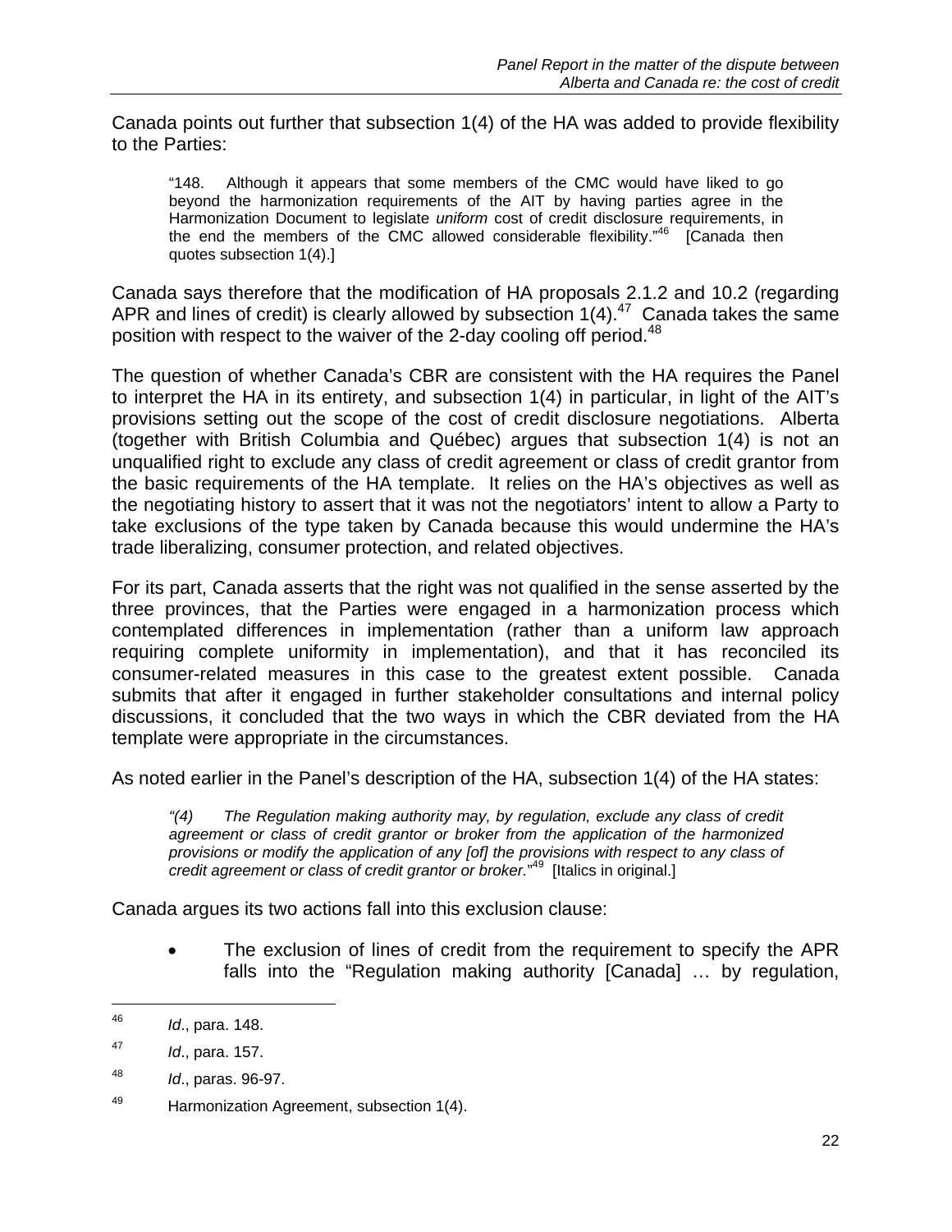Canada points out further that subsection 1(4) of the HA was added to provide flexibility to the Parties:

> "148. Although it appears that some members of the CMC would have liked to go beyond the harmonization requirements of the AIT by having parties agree in the Harmonization Document to legislate *uniform* cost of credit disclosure requirements, in the end the members of the CMC allowed considerable flexibility."[46] [Canada then quotes subsection 1(4).]

Canada says therefore that the modification of HA proposals 2.1.2 and 10.2 (regarding APR and lines of credit) is clearly allowed by subsection 1(4).[47] Canada takes the same position with respect to the waiver of the 2-day cooling off period.[48]

The question of whether Canada's CBR are consistent with the HA requires the Panel to interpret the HA in its entirety, and subsection 1(4) in particular, in light of the AIT's provisions setting out the scope of the cost of credit disclosure negotiations. Alberta (together with British Columbia and Québec) argues that subsection 1(4) is not an unqualified right to exclude any class of credit agreement or class of credit grantor from the basic requirements of the HA template. It relies on the HA's objectives as well as the negotiating history to assert that it was not the negotiators' intent to allow a Party to take exclusions of the type taken by Canada because this would undermine the HA's trade liberalizing, consumer protection, and related objectives.

For its part, Canada asserts that the right was not qualified in the sense asserted by the three provinces, that the Parties were engaged in a harmonization process which contemplated differences in implementation (rather than a uniform law approach requiring complete uniformity in implementation), and that it has reconciled its consumer-related measures in this case to the greatest extent possible. Canada submits that after it engaged in further stakeholder consultations and internal policy discussions, it concluded that the two ways in which the CBR deviated from the HA template were appropriate in the circumstances.

As noted earlier in the Panel's description of the HA, subsection 1(4) of the HA states:

> *"(4) The Regulation making authority may, by regulation, exclude any class of credit agreement or class of credit grantor or broker from the application of the harmonized provisions or modify the application of any [of] the provisions with respect to any class of credit agreement or class of credit grantor or broker.*"[49] [Italics in original.]

Canada argues its two actions fall into this exclusion clause:

- The exclusion of lines of credit from the requirement to specify the APR falls into the "Regulation making authority [Canada] … by regulation,

---

[46] *Id*., para. 148.

[47] *Id*., para. 157.

[48] *Id*., paras. 96-97.

[49] Harmonization Agreement, subsection 1(4).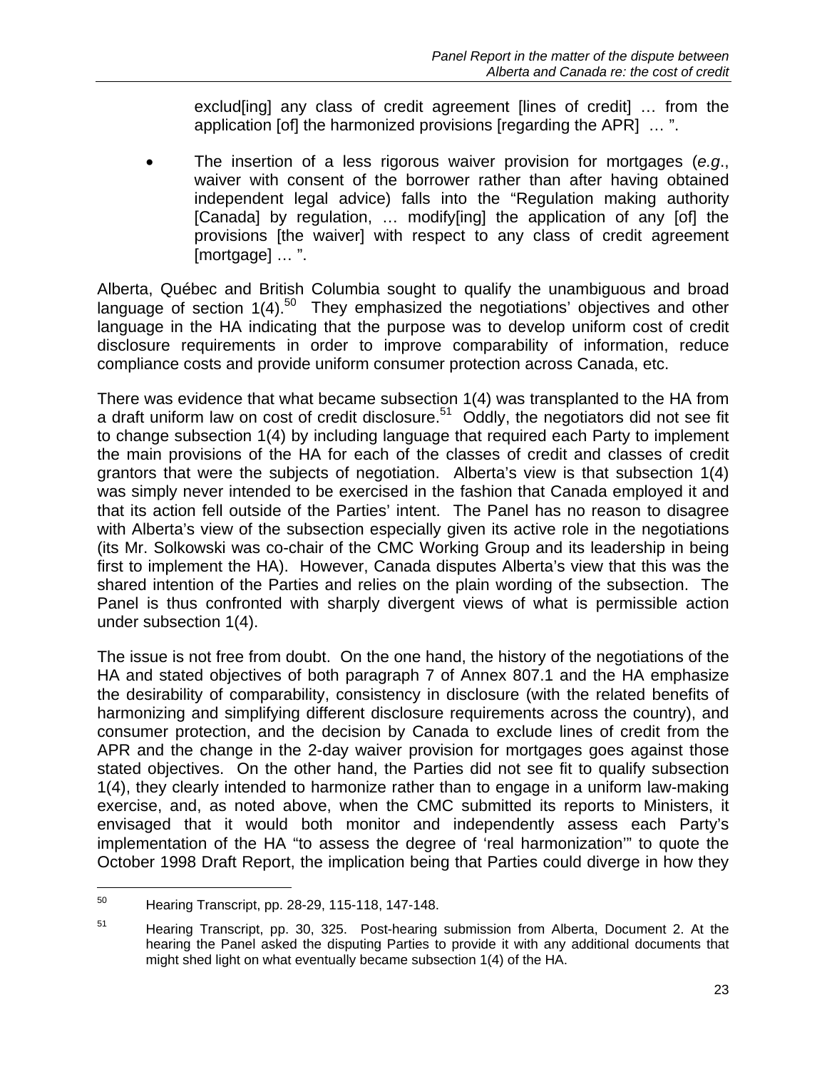exclud[ing] any class of credit agreement [lines of credit] … from the application [of] the harmonized provisions [regarding the APR] … ".

- The insertion of a less rigorous waiver provision for mortgages (*e.g*., waiver with consent of the borrower rather than after having obtained independent legal advice) falls into the "Regulation making authority [Canada] by regulation, … modify[ing] the application of any [of] the provisions [the waiver] with respect to any class of credit agreement [mortgage] … ".

Alberta, Québec and British Columbia sought to qualify the unambiguous and broad language of section 1(4).[50] They emphasized the negotiations' objectives and other language in the HA indicating that the purpose was to develop uniform cost of credit disclosure requirements in order to improve comparability of information, reduce compliance costs and provide uniform consumer protection across Canada, etc.

There was evidence that what became subsection 1(4) was transplanted to the HA from a draft uniform law on cost of credit disclosure.[51] Oddly, the negotiators did not see fit to change subsection 1(4) by including language that required each Party to implement the main provisions of the HA for each of the classes of credit and classes of credit grantors that were the subjects of negotiation. Alberta's view is that subsection 1(4) was simply never intended to be exercised in the fashion that Canada employed it and that its action fell outside of the Parties' intent. The Panel has no reason to disagree with Alberta's view of the subsection especially given its active role in the negotiations (its Mr. Solkowski was co-chair of the CMC Working Group and its leadership in being first to implement the HA). However, Canada disputes Alberta's view that this was the shared intention of the Parties and relies on the plain wording of the subsection. The Panel is thus confronted with sharply divergent views of what is permissible action under subsection 1(4).

The issue is not free from doubt. On the one hand, the history of the negotiations of the HA and stated objectives of both paragraph 7 of Annex 807.1 and the HA emphasize the desirability of comparability, consistency in disclosure (with the related benefits of harmonizing and simplifying different disclosure requirements across the country), and consumer protection, and the decision by Canada to exclude lines of credit from the APR and the change in the 2-day waiver provision for mortgages goes against those stated objectives. On the other hand, the Parties did not see fit to qualify subsection 1(4), they clearly intended to harmonize rather than to engage in a uniform law-making exercise, and, as noted above, when the CMC submitted its reports to Ministers, it envisaged that it would both monitor and independently assess each Party's implementation of the HA "to assess the degree of 'real harmonization'" to quote the October 1998 Draft Report, the implication being that Parties could diverge in how they

---

[50] Hearing Transcript, pp. 28-29, 115-118, 147-148.

[51] Hearing Transcript, pp. 30, 325. Post-hearing submission from Alberta, Document 2. At the hearing the Panel asked the disputing Parties to provide it with any additional documents that might shed light on what eventually became subsection 1(4) of the HA.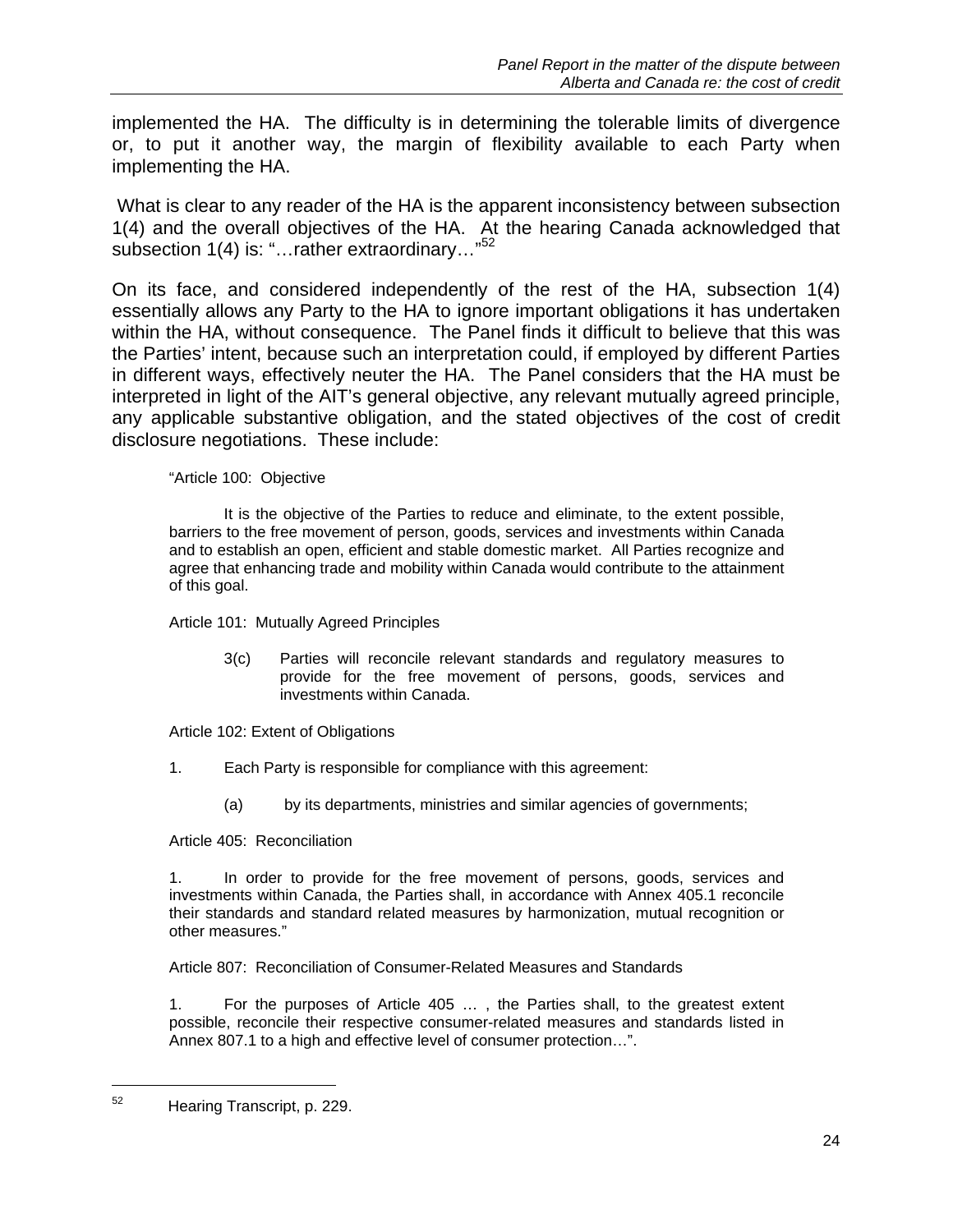implemented the HA. The difficulty is in determining the tolerable limits of divergence or, to put it another way, the margin of flexibility available to each Party when implementing the HA.

What is clear to any reader of the HA is the apparent inconsistency between subsection 1(4) and the overall objectives of the HA. At the hearing Canada acknowledged that subsection 1(4) is: "…rather extraordinary…"[52]

On its face, and considered independently of the rest of the HA, subsection 1(4) essentially allows any Party to the HA to ignore important obligations it has undertaken within the HA, without consequence. The Panel finds it difficult to believe that this was the Parties' intent, because such an interpretation could, if employed by different Parties in different ways, effectively neuter the HA. The Panel considers that the HA must be interpreted in light of the AIT's general objective, any relevant mutually agreed principle, any applicable substantive obligation, and the stated objectives of the cost of credit disclosure negotiations. These include:

> "Article 100: Objective
>
> It is the objective of the Parties to reduce and eliminate, to the extent possible, barriers to the free movement of person, goods, services and investments within Canada and to establish an open, efficient and stable domestic market. All Parties recognize and agree that enhancing trade and mobility within Canada would contribute to the attainment of this goal.
>
> Article 101: Mutually Agreed Principles
>
> 3(c) Parties will reconcile relevant standards and regulatory measures to provide for the free movement of persons, goods, services and investments within Canada.
>
> Article 102: Extent of Obligations
>
> 1. Each Party is responsible for compliance with this agreement:
>
> (a) by its departments, ministries and similar agencies of governments;
>
> Article 405: Reconciliation
>
> 1. In order to provide for the free movement of persons, goods, services and investments within Canada, the Parties shall, in accordance with Annex 405.1 reconcile their standards and standard related measures by harmonization, mutual recognition or other measures."
>
> Article 807: Reconciliation of Consumer-Related Measures and Standards
>
> 1. For the purposes of Article 405 … , the Parties shall, to the greatest extent possible, reconcile their respective consumer-related measures and standards listed in Annex 807.1 to a high and effective level of consumer protection…".

---

[52] Hearing Transcript, p. 229.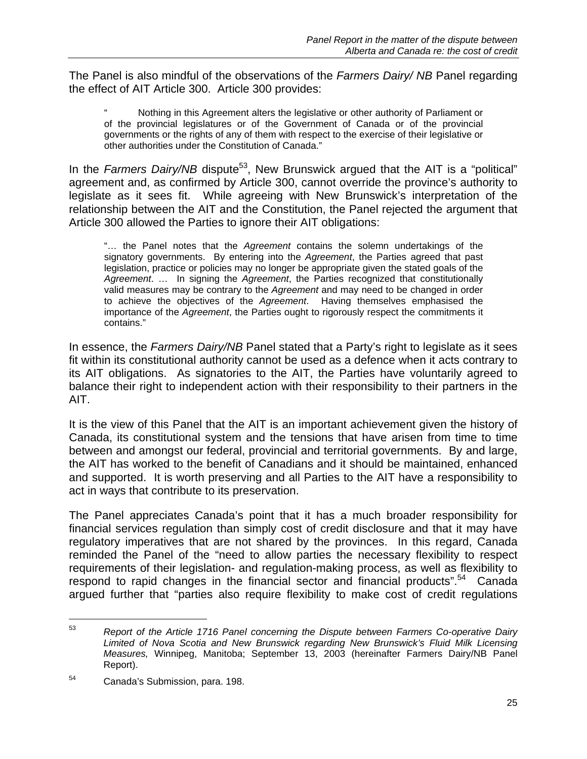The Panel is also mindful of the observations of the *Farmers Dairy/ NB* Panel regarding the effect of AIT Article 300. Article 300 provides:

> " Nothing in this Agreement alters the legislative or other authority of Parliament or of the provincial legislatures or of the Government of Canada or of the provincial governments or the rights of any of them with respect to the exercise of their legislative or other authorities under the Constitution of Canada."

In the *Farmers Dairy/NB* dispute[53], New Brunswick argued that the AIT is a "political" agreement and, as confirmed by Article 300, cannot override the province's authority to legislate as it sees fit. While agreeing with New Brunswick's interpretation of the relationship between the AIT and the Constitution, the Panel rejected the argument that Article 300 allowed the Parties to ignore their AIT obligations:

> "… the Panel notes that the *Agreement* contains the solemn undertakings of the signatory governments. By entering into the *Agreement*, the Parties agreed that past legislation, practice or policies may no longer be appropriate given the stated goals of the *Agreement*. … In signing the *Agreement*, the Parties recognized that constitutionally valid measures may be contrary to the *Agreement* and may need to be changed in order to achieve the objectives of the *Agreement*. Having themselves emphasised the importance of the *Agreement*, the Parties ought to rigorously respect the commitments it contains."

In essence, the *Farmers Dairy/NB* Panel stated that a Party's right to legislate as it sees fit within its constitutional authority cannot be used as a defence when it acts contrary to its AIT obligations. As signatories to the AIT, the Parties have voluntarily agreed to balance their right to independent action with their responsibility to their partners in the AIT.

It is the view of this Panel that the AIT is an important achievement given the history of Canada, its constitutional system and the tensions that have arisen from time to time between and amongst our federal, provincial and territorial governments. By and large, the AIT has worked to the benefit of Canadians and it should be maintained, enhanced and supported. It is worth preserving and all Parties to the AIT have a responsibility to act in ways that contribute to its preservation.

The Panel appreciates Canada's point that it has a much broader responsibility for financial services regulation than simply cost of credit disclosure and that it may have regulatory imperatives that are not shared by the provinces. In this regard, Canada reminded the Panel of the "need to allow parties the necessary flexibility to respect requirements of their legislation- and regulation-making process, as well as flexibility to respond to rapid changes in the financial sector and financial products".[54] Canada argued further that "parties also require flexibility to make cost of credit regulations

---

[53] *Report of the Article 1716 Panel concerning the Dispute between Farmers Co-operative Dairy Limited of Nova Scotia and New Brunswick regarding New Brunswick's Fluid Milk Licensing Measures,* Winnipeg, Manitoba; September 13, 2003 (hereinafter Farmers Dairy/NB Panel Report).

[54] Canada's Submission, para. 198.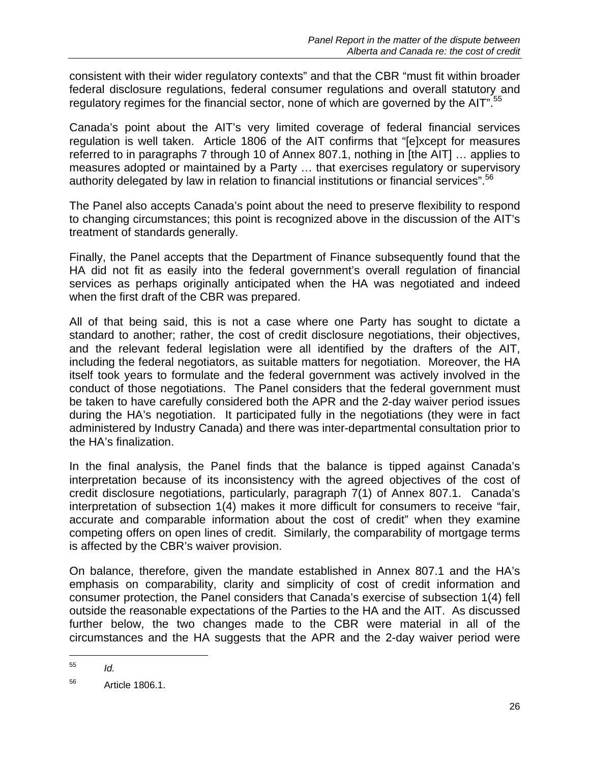consistent with their wider regulatory contexts" and that the CBR "must fit within broader federal disclosure regulations, federal consumer regulations and overall statutory and regulatory regimes for the financial sector, none of which are governed by the AIT".[55]

Canada's point about the AIT's very limited coverage of federal financial services regulation is well taken. Article 1806 of the AIT confirms that "[e]xcept for measures referred to in paragraphs 7 through 10 of Annex 807.1, nothing in [the AIT] … applies to measures adopted or maintained by a Party … that exercises regulatory or supervisory authority delegated by law in relation to financial institutions or financial services".[56]

The Panel also accepts Canada's point about the need to preserve flexibility to respond to changing circumstances; this point is recognized above in the discussion of the AIT's treatment of standards generally.

Finally, the Panel accepts that the Department of Finance subsequently found that the HA did not fit as easily into the federal government's overall regulation of financial services as perhaps originally anticipated when the HA was negotiated and indeed when the first draft of the CBR was prepared.

All of that being said, this is not a case where one Party has sought to dictate a standard to another; rather, the cost of credit disclosure negotiations, their objectives, and the relevant federal legislation were all identified by the drafters of the AIT, including the federal negotiators, as suitable matters for negotiation. Moreover, the HA itself took years to formulate and the federal government was actively involved in the conduct of those negotiations. The Panel considers that the federal government must be taken to have carefully considered both the APR and the 2-day waiver period issues during the HA's negotiation. It participated fully in the negotiations (they were in fact administered by Industry Canada) and there was inter-departmental consultation prior to the HA's finalization.

In the final analysis, the Panel finds that the balance is tipped against Canada's interpretation because of its inconsistency with the agreed objectives of the cost of credit disclosure negotiations, particularly, paragraph 7(1) of Annex 807.1. Canada's interpretation of subsection 1(4) makes it more difficult for consumers to receive "fair, accurate and comparable information about the cost of credit" when they examine competing offers on open lines of credit. Similarly, the comparability of mortgage terms is affected by the CBR's waiver provision.

On balance, therefore, given the mandate established in Annex 807.1 and the HA's emphasis on comparability, clarity and simplicity of cost of credit information and consumer protection, the Panel considers that Canada's exercise of subsection 1(4) fell outside the reasonable expectations of the Parties to the HA and the AIT. As discussed further below, the two changes made to the CBR were material in all of the circumstances and the HA suggests that the APR and the 2-day waiver period were

---

[55] *Id.*

[56] Article 1806.1.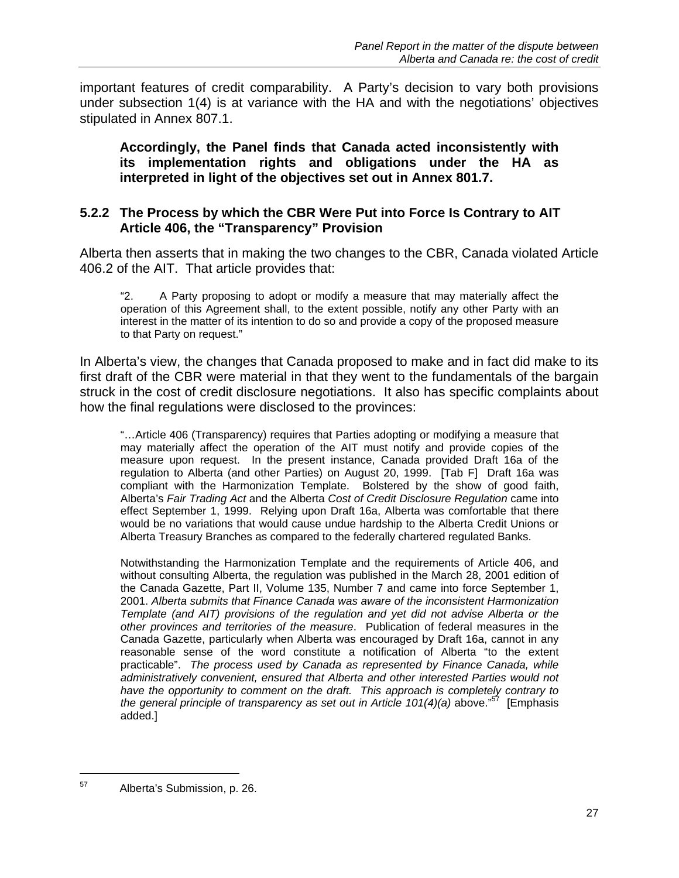important features of credit comparability. A Party's decision to vary both provisions under subsection 1(4) is at variance with the HA and with the negotiations' objectives stipulated in Annex 807.1.

> **Accordingly, the Panel finds that Canada acted inconsistently with its implementation rights and obligations under the HA as interpreted in light of the objectives set out in Annex 801.7.**

### 5.2.2 The Process by which the CBR Were Put into Force Is Contrary to AIT Article 406, the "Transparency" Provision

Alberta then asserts that in making the two changes to the CBR, Canada violated Article 406.2 of the AIT. That article provides that:

> "2. A Party proposing to adopt or modify a measure that may materially affect the operation of this Agreement shall, to the extent possible, notify any other Party with an interest in the matter of its intention to do so and provide a copy of the proposed measure to that Party on request."

In Alberta's view, the changes that Canada proposed to make and in fact did make to its first draft of the CBR were material in that they went to the fundamentals of the bargain struck in the cost of credit disclosure negotiations. It also has specific complaints about how the final regulations were disclosed to the provinces:

> "…Article 406 (Transparency) requires that Parties adopting or modifying a measure that may materially affect the operation of the AIT must notify and provide copies of the measure upon request. In the present instance, Canada provided Draft 16a of the regulation to Alberta (and other Parties) on August 20, 1999. [Tab F] Draft 16a was compliant with the Harmonization Template. Bolstered by the show of good faith, Alberta's *Fair Trading Act* and the Alberta *Cost of Credit Disclosure Regulation* came into effect September 1, 1999. Relying upon Draft 16a, Alberta was comfortable that there would be no variations that would cause undue hardship to the Alberta Credit Unions or Alberta Treasury Branches as compared to the federally chartered regulated Banks.
>
> Notwithstanding the Harmonization Template and the requirements of Article 406, and without consulting Alberta, the regulation was published in the March 28, 2001 edition of the Canada Gazette, Part II, Volume 135, Number 7 and came into force September 1, 2001. *Alberta submits that Finance Canada was aware of the inconsistent Harmonization Template (and AIT) provisions of the regulation and yet did not advise Alberta or the other provinces and territories of the measure*. Publication of federal measures in the Canada Gazette, particularly when Alberta was encouraged by Draft 16a, cannot in any reasonable sense of the word constitute a notification of Alberta "to the extent practicable". *The process used by Canada as represented by Finance Canada, while administratively convenient, ensured that Alberta and other interested Parties would not have the opportunity to comment on the draft. This approach is completely contrary to the general principle of transparency as set out in Article 101(4)(a)* above."[57] [Emphasis added.]

[57] Alberta's Submission, p. 26.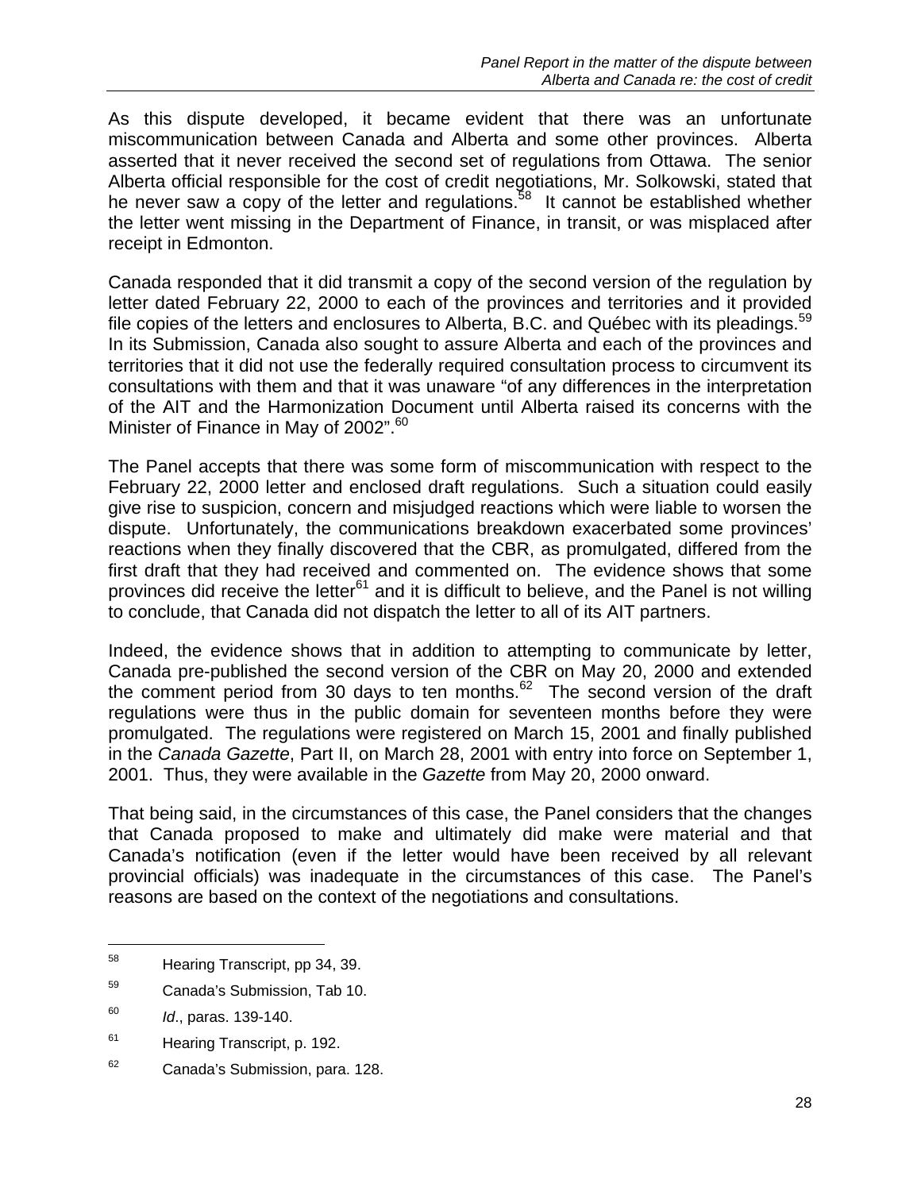As this dispute developed, it became evident that there was an unfortunate miscommunication between Canada and Alberta and some other provinces. Alberta asserted that it never received the second set of regulations from Ottawa. The senior Alberta official responsible for the cost of credit negotiations, Mr. Solkowski, stated that he never saw a copy of the letter and regulations.[58] It cannot be established whether the letter went missing in the Department of Finance, in transit, or was misplaced after receipt in Edmonton.

Canada responded that it did transmit a copy of the second version of the regulation by letter dated February 22, 2000 to each of the provinces and territories and it provided file copies of the letters and enclosures to Alberta, B.C. and Québec with its pleadings.[59] In its Submission, Canada also sought to assure Alberta and each of the provinces and territories that it did not use the federally required consultation process to circumvent its consultations with them and that it was unaware "of any differences in the interpretation of the AIT and the Harmonization Document until Alberta raised its concerns with the Minister of Finance in May of 2002".[60]

The Panel accepts that there was some form of miscommunication with respect to the February 22, 2000 letter and enclosed draft regulations. Such a situation could easily give rise to suspicion, concern and misjudged reactions which were liable to worsen the dispute. Unfortunately, the communications breakdown exacerbated some provinces' reactions when they finally discovered that the CBR, as promulgated, differed from the first draft that they had received and commented on. The evidence shows that some provinces did receive the letter[61] and it is difficult to believe, and the Panel is not willing to conclude, that Canada did not dispatch the letter to all of its AIT partners.

Indeed, the evidence shows that in addition to attempting to communicate by letter, Canada pre-published the second version of the CBR on May 20, 2000 and extended the comment period from 30 days to ten months.[62] The second version of the draft regulations were thus in the public domain for seventeen months before they were promulgated. The regulations were registered on March 15, 2001 and finally published in the *Canada Gazette*, Part II, on March 28, 2001 with entry into force on September 1, 2001. Thus, they were available in the *Gazette* from May 20, 2000 onward.

That being said, in the circumstances of this case, the Panel considers that the changes that Canada proposed to make and ultimately did make were material and that Canada's notification (even if the letter would have been received by all relevant provincial officials) was inadequate in the circumstances of this case. The Panel's reasons are based on the context of the negotiations and consultations.

---

[58] Hearing Transcript, pp 34, 39.

[59] Canada's Submission, Tab 10.

[60] *Id*., paras. 139-140.

[61] Hearing Transcript, p. 192.

[62] Canada's Submission, para. 128.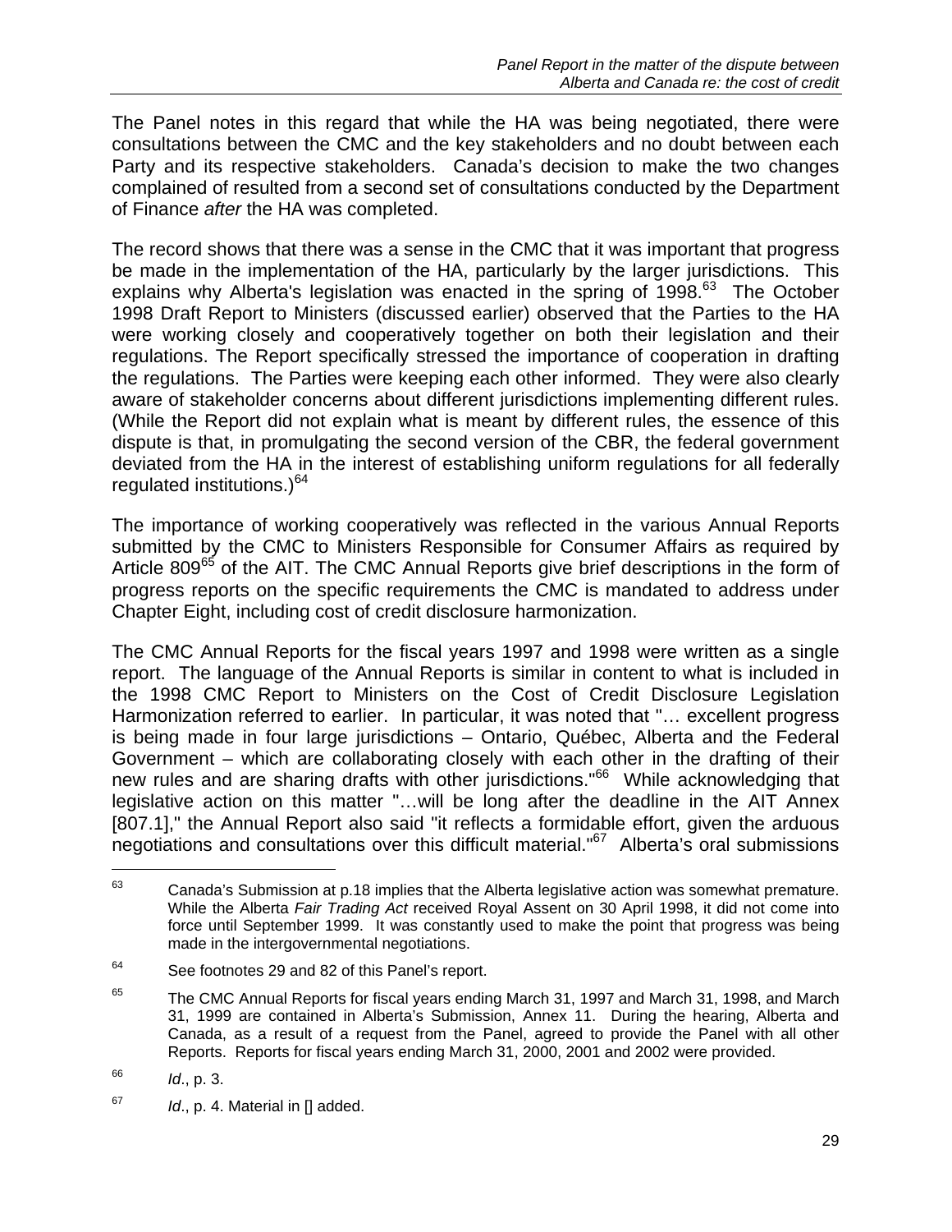The Panel notes in this regard that while the HA was being negotiated, there were consultations between the CMC and the key stakeholders and no doubt between each Party and its respective stakeholders. Canada's decision to make the two changes complained of resulted from a second set of consultations conducted by the Department of Finance *after* the HA was completed.

The record shows that there was a sense in the CMC that it was important that progress be made in the implementation of the HA, particularly by the larger jurisdictions. This explains why Alberta's legislation was enacted in the spring of 1998.[63] The October 1998 Draft Report to Ministers (discussed earlier) observed that the Parties to the HA were working closely and cooperatively together on both their legislation and their regulations. The Report specifically stressed the importance of cooperation in drafting the regulations. The Parties were keeping each other informed. They were also clearly aware of stakeholder concerns about different jurisdictions implementing different rules. (While the Report did not explain what is meant by different rules, the essence of this dispute is that, in promulgating the second version of the CBR, the federal government deviated from the HA in the interest of establishing uniform regulations for all federally regulated institutions.)[64]

The importance of working cooperatively was reflected in the various Annual Reports submitted by the CMC to Ministers Responsible for Consumer Affairs as required by Article 809[65] of the AIT. The CMC Annual Reports give brief descriptions in the form of progress reports on the specific requirements the CMC is mandated to address under Chapter Eight, including cost of credit disclosure harmonization.

The CMC Annual Reports for the fiscal years 1997 and 1998 were written as a single report. The language of the Annual Reports is similar in content to what is included in the 1998 CMC Report to Ministers on the Cost of Credit Disclosure Legislation Harmonization referred to earlier. In particular, it was noted that "… excellent progress is being made in four large jurisdictions – Ontario, Québec, Alberta and the Federal Government – which are collaborating closely with each other in the drafting of their new rules and are sharing drafts with other jurisdictions."[66] While acknowledging that legislative action on this matter "…will be long after the deadline in the AIT Annex [807.1]," the Annual Report also said "it reflects a formidable effort, given the arduous negotiations and consultations over this difficult material."[67] Alberta's oral submissions

---

[63] Canada's Submission at p.18 implies that the Alberta legislative action was somewhat premature. While the Alberta *Fair Trading Act* received Royal Assent on 30 April 1998, it did not come into force until September 1999. It was constantly used to make the point that progress was being made in the intergovernmental negotiations.

[64] See footnotes 29 and 82 of this Panel's report.

[65] The CMC Annual Reports for fiscal years ending March 31, 1997 and March 31, 1998, and March 31, 1999 are contained in Alberta's Submission, Annex 11. During the hearing, Alberta and Canada, as a result of a request from the Panel, agreed to provide the Panel with all other Reports. Reports for fiscal years ending March 31, 2000, 2001 and 2002 were provided.

[66] *Id*., p. 3.

[67] *Id*., p. 4. Material in [] added.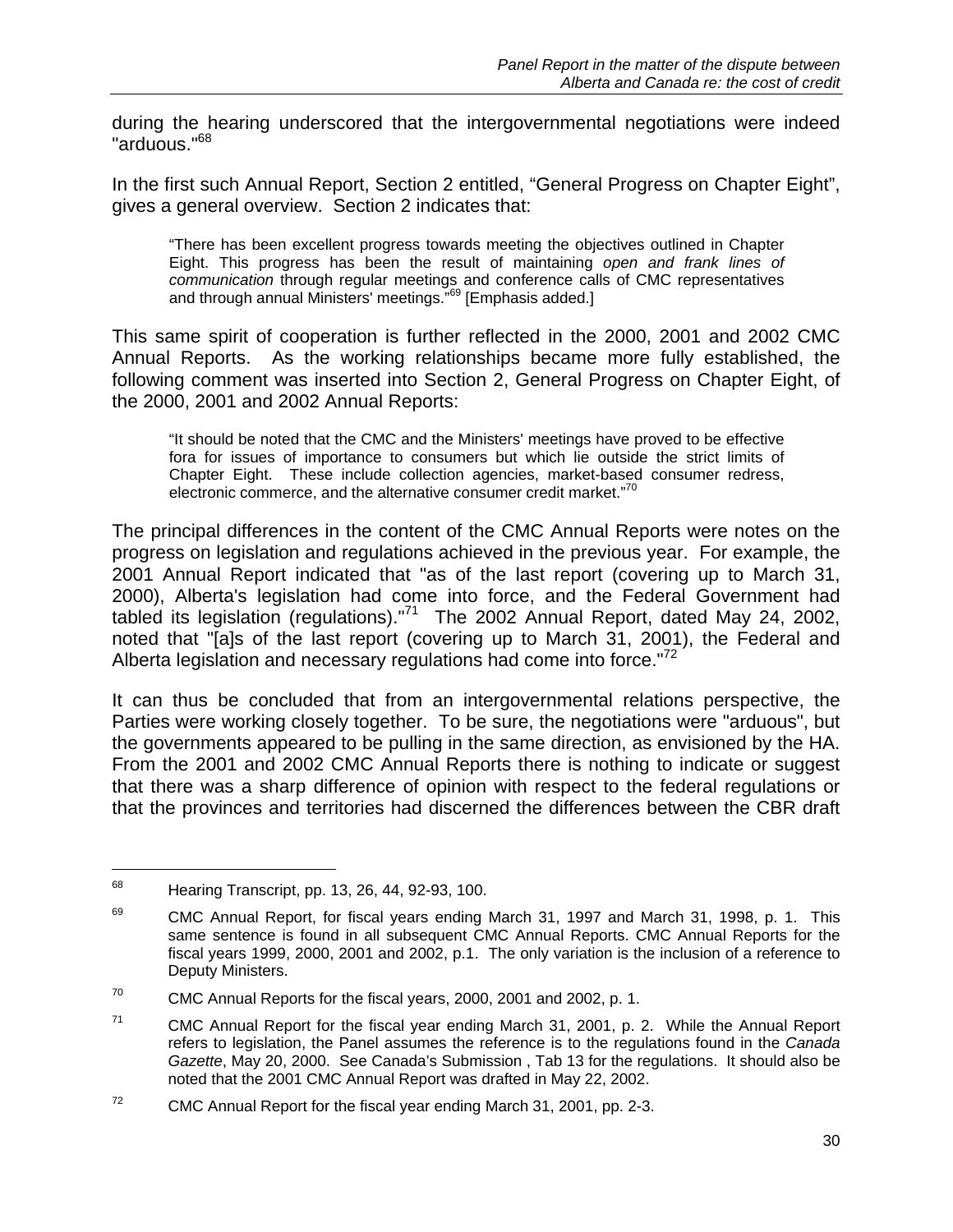during the hearing underscored that the intergovernmental negotiations were indeed "arduous."[68]

In the first such Annual Report, Section 2 entitled, "General Progress on Chapter Eight", gives a general overview. Section 2 indicates that:

> "There has been excellent progress towards meeting the objectives outlined in Chapter Eight. This progress has been the result of maintaining *open and frank lines of communication* through regular meetings and conference calls of CMC representatives and through annual Ministers' meetings."[69] [Emphasis added.]

This same spirit of cooperation is further reflected in the 2000, 2001 and 2002 CMC Annual Reports. As the working relationships became more fully established, the following comment was inserted into Section 2, General Progress on Chapter Eight, of the 2000, 2001 and 2002 Annual Reports:

> "It should be noted that the CMC and the Ministers' meetings have proved to be effective fora for issues of importance to consumers but which lie outside the strict limits of Chapter Eight. These include collection agencies, market-based consumer redress, electronic commerce, and the alternative consumer credit market."[70]

The principal differences in the content of the CMC Annual Reports were notes on the progress on legislation and regulations achieved in the previous year. For example, the 2001 Annual Report indicated that "as of the last report (covering up to March 31, 2000), Alberta's legislation had come into force, and the Federal Government had tabled its legislation (regulations)."[71] The 2002 Annual Report, dated May 24, 2002, noted that "[a]s of the last report (covering up to March 31, 2001), the Federal and Alberta legislation and necessary regulations had come into force."[72]

It can thus be concluded that from an intergovernmental relations perspective, the Parties were working closely together. To be sure, the negotiations were "arduous", but the governments appeared to be pulling in the same direction, as envisioned by the HA. From the 2001 and 2002 CMC Annual Reports there is nothing to indicate or suggest that there was a sharp difference of opinion with respect to the federal regulations or that the provinces and territories had discerned the differences between the CBR draft

---

[68] Hearing Transcript, pp. 13, 26, 44, 92-93, 100.

[69] CMC Annual Report, for fiscal years ending March 31, 1997 and March 31, 1998, p. 1. This same sentence is found in all subsequent CMC Annual Reports. CMC Annual Reports for the fiscal years 1999, 2000, 2001 and 2002, p.1. The only variation is the inclusion of a reference to Deputy Ministers.

[70] CMC Annual Reports for the fiscal years, 2000, 2001 and 2002, p. 1.

[71] CMC Annual Report for the fiscal year ending March 31, 2001, p. 2. While the Annual Report refers to legislation, the Panel assumes the reference is to the regulations found in the *Canada Gazette*, May 20, 2000. See Canada's Submission , Tab 13 for the regulations. It should also be noted that the 2001 CMC Annual Report was drafted in May 22, 2002.

[72] CMC Annual Report for the fiscal year ending March 31, 2001, pp. 2-3.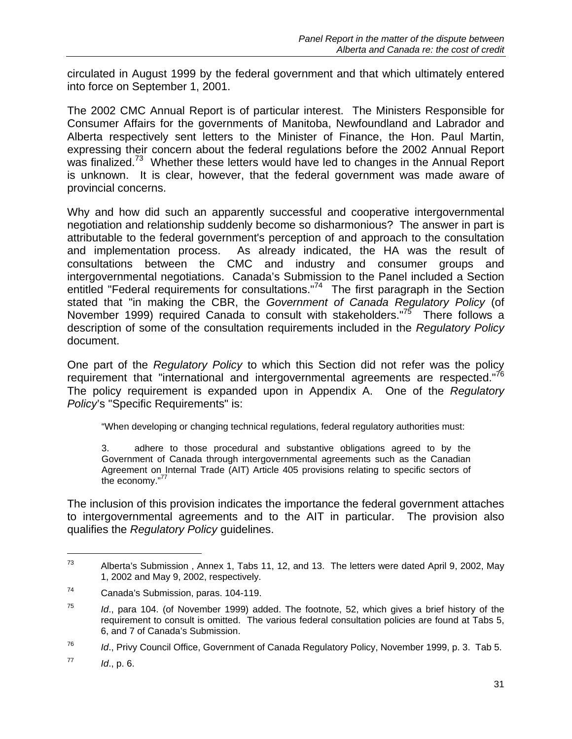circulated in August 1999 by the federal government and that which ultimately entered into force on September 1, 2001.

The 2002 CMC Annual Report is of particular interest. The Ministers Responsible for Consumer Affairs for the governments of Manitoba, Newfoundland and Labrador and Alberta respectively sent letters to the Minister of Finance, the Hon. Paul Martin, expressing their concern about the federal regulations before the 2002 Annual Report was finalized.[73] Whether these letters would have led to changes in the Annual Report is unknown. It is clear, however, that the federal government was made aware of provincial concerns.

Why and how did such an apparently successful and cooperative intergovernmental negotiation and relationship suddenly become so disharmonious? The answer in part is attributable to the federal government's perception of and approach to the consultation and implementation process. As already indicated, the HA was the result of consultations between the CMC and industry and consumer groups and intergovernmental negotiations. Canada's Submission to the Panel included a Section entitled "Federal requirements for consultations."[74] The first paragraph in the Section stated that "in making the CBR, the *Government of Canada Regulatory Policy* (of November 1999) required Canada to consult with stakeholders."[75] There follows a description of some of the consultation requirements included in the *Regulatory Policy* document.

One part of the *Regulatory Policy* to which this Section did not refer was the policy requirement that "international and intergovernmental agreements are respected."[76] The policy requirement is expanded upon in Appendix A. One of the *Regulatory Policy*'s "Specific Requirements" is:

> "When developing or changing technical regulations, federal regulatory authorities must:
>
> 3. adhere to those procedural and substantive obligations agreed to by the Government of Canada through intergovernmental agreements such as the Canadian Agreement on Internal Trade (AIT) Article 405 provisions relating to specific sectors of the economy."[77]

The inclusion of this provision indicates the importance the federal government attaches to intergovernmental agreements and to the AIT in particular. The provision also qualifies the *Regulatory Policy* guidelines.

---

[73] Alberta's Submission , Annex 1, Tabs 11, 12, and 13. The letters were dated April 9, 2002, May 1, 2002 and May 9, 2002, respectively.

[74] Canada's Submission, paras. 104-119.

[75] *Id*., para 104. (of November 1999) added. The footnote, 52, which gives a brief history of the requirement to consult is omitted. The various federal consultation policies are found at Tabs 5, 6, and 7 of Canada's Submission.

[76] *Id*., Privy Council Office, Government of Canada Regulatory Policy, November 1999, p. 3. Tab 5.

[77] *Id*., p. 6.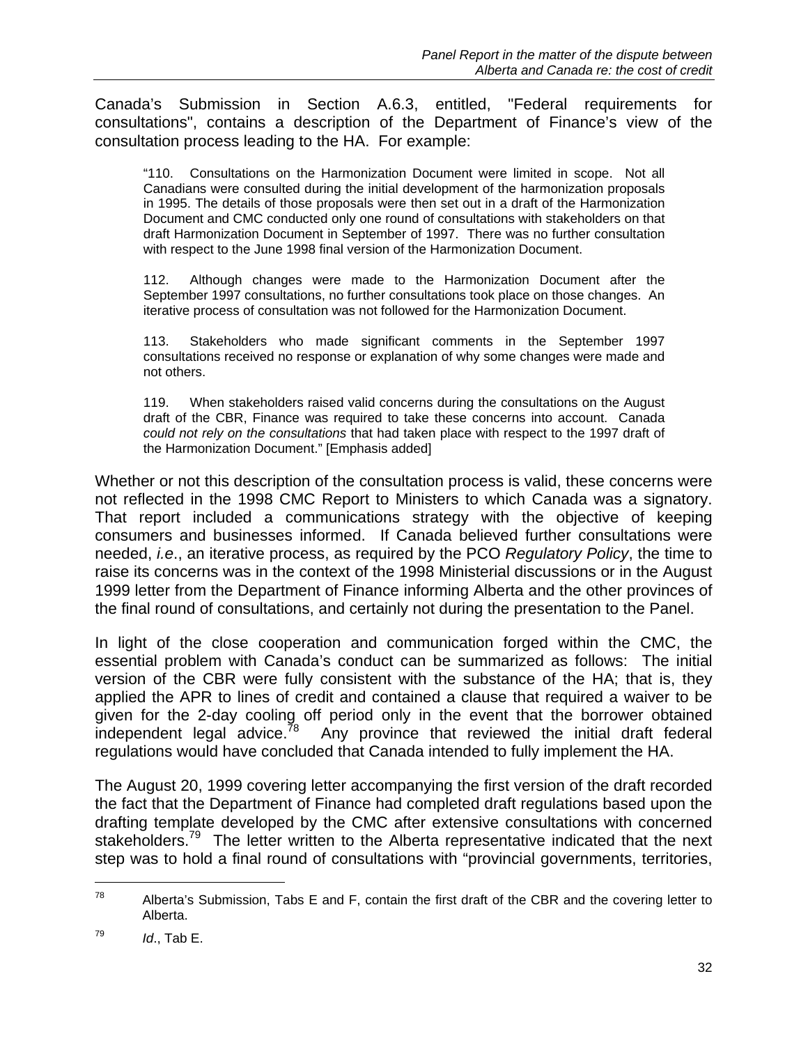Canada's Submission in Section A.6.3, entitled, "Federal requirements for consultations", contains a description of the Department of Finance's view of the consultation process leading to the HA. For example:

> "110. Consultations on the Harmonization Document were limited in scope. Not all Canadians were consulted during the initial development of the harmonization proposals in 1995. The details of those proposals were then set out in a draft of the Harmonization Document and CMC conducted only one round of consultations with stakeholders on that draft Harmonization Document in September of 1997. There was no further consultation with respect to the June 1998 final version of the Harmonization Document.
>
> 112. Although changes were made to the Harmonization Document after the September 1997 consultations, no further consultations took place on those changes. An iterative process of consultation was not followed for the Harmonization Document.
>
> 113. Stakeholders who made significant comments in the September 1997 consultations received no response or explanation of why some changes were made and not others.
>
> 119. When stakeholders raised valid concerns during the consultations on the August draft of the CBR, Finance was required to take these concerns into account. Canada *could not rely on the consultations* that had taken place with respect to the 1997 draft of the Harmonization Document." [Emphasis added]

Whether or not this description of the consultation process is valid, these concerns were not reflected in the 1998 CMC Report to Ministers to which Canada was a signatory. That report included a communications strategy with the objective of keeping consumers and businesses informed. If Canada believed further consultations were needed, *i.e*., an iterative process, as required by the PCO *Regulatory Policy*, the time to raise its concerns was in the context of the 1998 Ministerial discussions or in the August 1999 letter from the Department of Finance informing Alberta and the other provinces of the final round of consultations, and certainly not during the presentation to the Panel.

In light of the close cooperation and communication forged within the CMC, the essential problem with Canada's conduct can be summarized as follows: The initial version of the CBR were fully consistent with the substance of the HA; that is, they applied the APR to lines of credit and contained a clause that required a waiver to be given for the 2-day cooling off period only in the event that the borrower obtained independent legal advice.[78] Any province that reviewed the initial draft federal regulations would have concluded that Canada intended to fully implement the HA.

The August 20, 1999 covering letter accompanying the first version of the draft recorded the fact that the Department of Finance had completed draft regulations based upon the drafting template developed by the CMC after extensive consultations with concerned stakeholders.[79] The letter written to the Alberta representative indicated that the next step was to hold a final round of consultations with "provincial governments, territories,

---

[78] Alberta's Submission, Tabs E and F, contain the first draft of the CBR and the covering letter to Alberta.

[79] *Id*., Tab E.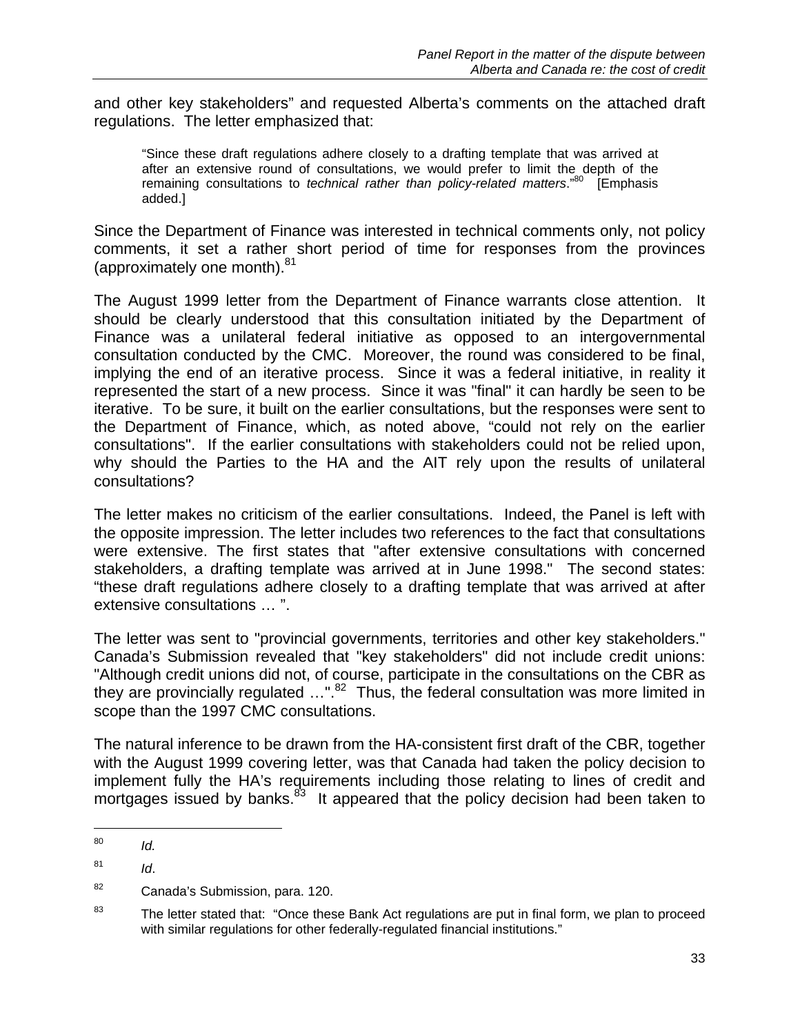and other key stakeholders" and requested Alberta's comments on the attached draft regulations. The letter emphasized that:

> "Since these draft regulations adhere closely to a drafting template that was arrived at after an extensive round of consultations, we would prefer to limit the depth of the remaining consultations to *technical rather than policy-related matters*."[80] [Emphasis added.]

Since the Department of Finance was interested in technical comments only, not policy comments, it set a rather short period of time for responses from the provinces (approximately one month).[81]

The August 1999 letter from the Department of Finance warrants close attention. It should be clearly understood that this consultation initiated by the Department of Finance was a unilateral federal initiative as opposed to an intergovernmental consultation conducted by the CMC. Moreover, the round was considered to be final, implying the end of an iterative process. Since it was a federal initiative, in reality it represented the start of a new process. Since it was "final" it can hardly be seen to be iterative. To be sure, it built on the earlier consultations, but the responses were sent to the Department of Finance, which, as noted above, "could not rely on the earlier consultations". If the earlier consultations with stakeholders could not be relied upon, why should the Parties to the HA and the AIT rely upon the results of unilateral consultations?

The letter makes no criticism of the earlier consultations. Indeed, the Panel is left with the opposite impression. The letter includes two references to the fact that consultations were extensive. The first states that "after extensive consultations with concerned stakeholders, a drafting template was arrived at in June 1998." The second states: "these draft regulations adhere closely to a drafting template that was arrived at after extensive consultations … ".

The letter was sent to "provincial governments, territories and other key stakeholders." Canada's Submission revealed that "key stakeholders" did not include credit unions: "Although credit unions did not, of course, participate in the consultations on the CBR as they are provincially regulated …".[82] Thus, the federal consultation was more limited in scope than the 1997 CMC consultations.

The natural inference to be drawn from the HA-consistent first draft of the CBR, together with the August 1999 covering letter, was that Canada had taken the policy decision to implement fully the HA's requirements including those relating to lines of credit and mortgages issued by banks.[83] It appeared that the policy decision had been taken to

---

[80] *Id.*

[81] *Id*.

[82] Canada's Submission, para. 120.

[83] The letter stated that: "Once these Bank Act regulations are put in final form, we plan to proceed with similar regulations for other federally-regulated financial institutions."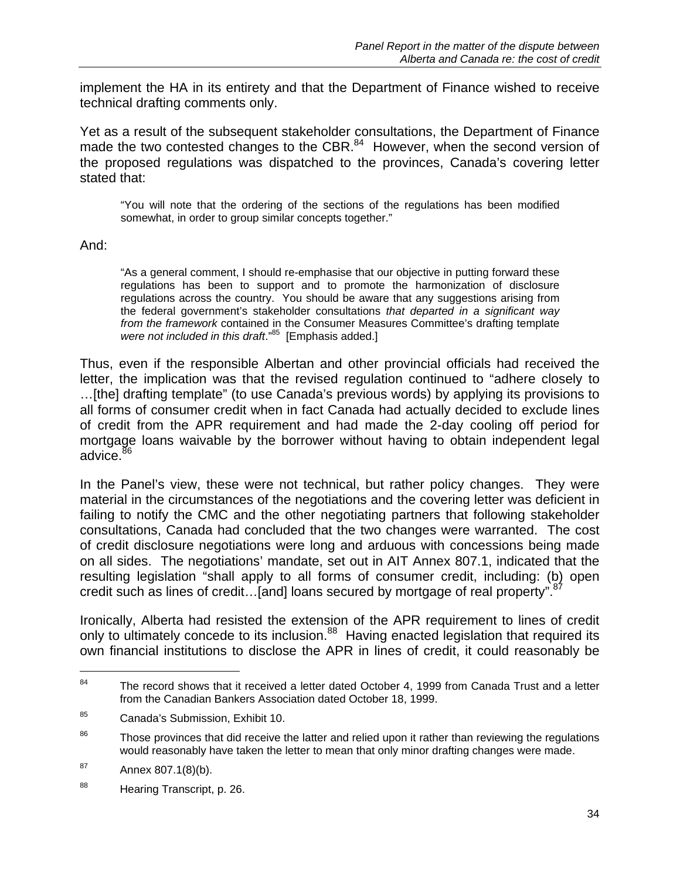implement the HA in its entirety and that the Department of Finance wished to receive technical drafting comments only.

Yet as a result of the subsequent stakeholder consultations, the Department of Finance made the two contested changes to the CBR.[84] However, when the second version of the proposed regulations was dispatched to the provinces, Canada's covering letter stated that:

> "You will note that the ordering of the sections of the regulations has been modified somewhat, in order to group similar concepts together."

And:

> "As a general comment, I should re-emphasise that our objective in putting forward these regulations has been to support and to promote the harmonization of disclosure regulations across the country. You should be aware that any suggestions arising from the federal government's stakeholder consultations *that departed in a significant way from the framework* contained in the Consumer Measures Committee's drafting template *were not included in this draft*."[85] [Emphasis added.]

Thus, even if the responsible Albertan and other provincial officials had received the letter, the implication was that the revised regulation continued to "adhere closely to …[the] drafting template" (to use Canada's previous words) by applying its provisions to all forms of consumer credit when in fact Canada had actually decided to exclude lines of credit from the APR requirement and had made the 2-day cooling off period for mortgage loans waivable by the borrower without having to obtain independent legal advice.[86]

In the Panel's view, these were not technical, but rather policy changes. They were material in the circumstances of the negotiations and the covering letter was deficient in failing to notify the CMC and the other negotiating partners that following stakeholder consultations, Canada had concluded that the two changes were warranted. The cost of credit disclosure negotiations were long and arduous with concessions being made on all sides. The negotiations' mandate, set out in AIT Annex 807.1, indicated that the resulting legislation "shall apply to all forms of consumer credit, including: (b) open credit such as lines of credit…[and] loans secured by mortgage of real property".[87]

Ironically, Alberta had resisted the extension of the APR requirement to lines of credit only to ultimately concede to its inclusion.[88] Having enacted legislation that required its own financial institutions to disclose the APR in lines of credit, it could reasonably be

---

[84] The record shows that it received a letter dated October 4, 1999 from Canada Trust and a letter from the Canadian Bankers Association dated October 18, 1999.

[85] Canada's Submission, Exhibit 10.

[86] Those provinces that did receive the latter and relied upon it rather than reviewing the regulations would reasonably have taken the letter to mean that only minor drafting changes were made.

[87] Annex 807.1(8)(b).

[88] Hearing Transcript, p. 26.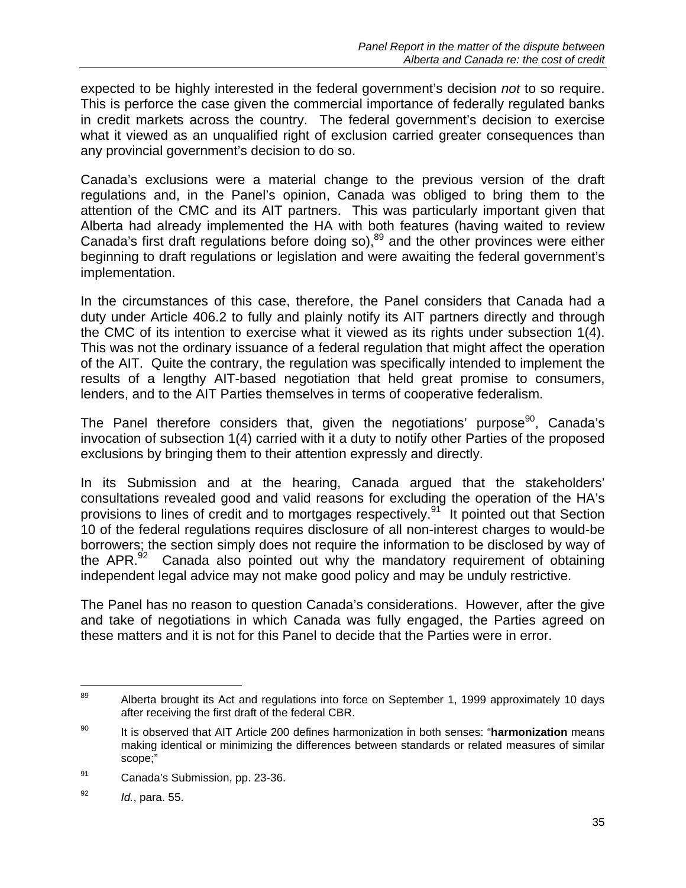expected to be highly interested in the federal government's decision *not* to so require. This is perforce the case given the commercial importance of federally regulated banks in credit markets across the country. The federal government's decision to exercise what it viewed as an unqualified right of exclusion carried greater consequences than any provincial government's decision to do so.

Canada's exclusions were a material change to the previous version of the draft regulations and, in the Panel's opinion, Canada was obliged to bring them to the attention of the CMC and its AIT partners. This was particularly important given that Alberta had already implemented the HA with both features (having waited to review Canada's first draft regulations before doing so),[89] and the other provinces were either beginning to draft regulations or legislation and were awaiting the federal government's implementation.

In the circumstances of this case, therefore, the Panel considers that Canada had a duty under Article 406.2 to fully and plainly notify its AIT partners directly and through the CMC of its intention to exercise what it viewed as its rights under subsection 1(4). This was not the ordinary issuance of a federal regulation that might affect the operation of the AIT. Quite the contrary, the regulation was specifically intended to implement the results of a lengthy AIT-based negotiation that held great promise to consumers, lenders, and to the AIT Parties themselves in terms of cooperative federalism.

The Panel therefore considers that, given the negotiations' purpose[90], Canada's invocation of subsection 1(4) carried with it a duty to notify other Parties of the proposed exclusions by bringing them to their attention expressly and directly.

In its Submission and at the hearing, Canada argued that the stakeholders' consultations revealed good and valid reasons for excluding the operation of the HA's provisions to lines of credit and to mortgages respectively.[91] It pointed out that Section 10 of the federal regulations requires disclosure of all non-interest charges to would-be borrowers; the section simply does not require the information to be disclosed by way of the APR.[92] Canada also pointed out why the mandatory requirement of obtaining independent legal advice may not make good policy and may be unduly restrictive.

The Panel has no reason to question Canada's considerations. However, after the give and take of negotiations in which Canada was fully engaged, the Parties agreed on these matters and it is not for this Panel to decide that the Parties were in error.

---

[89] Alberta brought its Act and regulations into force on September 1, 1999 approximately 10 days after receiving the first draft of the federal CBR.

[90] It is observed that AIT Article 200 defines harmonization in both senses: "**harmonization** means making identical or minimizing the differences between standards or related measures of similar scope;"

[91] Canada's Submission, pp. 23-36.

[92] *Id.*, para. 55.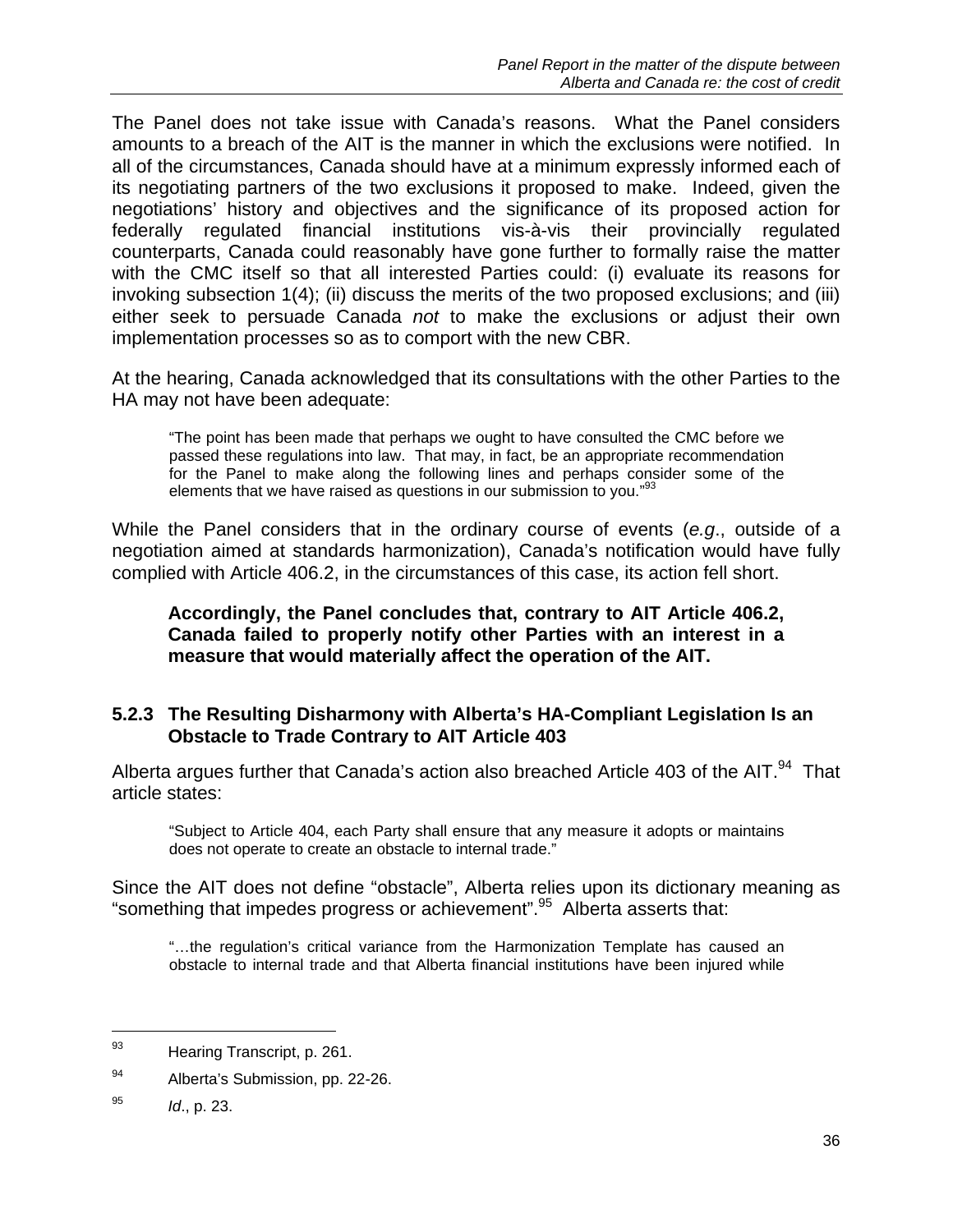The Panel does not take issue with Canada's reasons. What the Panel considers amounts to a breach of the AIT is the manner in which the exclusions were notified. In all of the circumstances, Canada should have at a minimum expressly informed each of its negotiating partners of the two exclusions it proposed to make. Indeed, given the negotiations' history and objectives and the significance of its proposed action for federally regulated financial institutions vis-à-vis their provincially regulated counterparts, Canada could reasonably have gone further to formally raise the matter with the CMC itself so that all interested Parties could: (i) evaluate its reasons for invoking subsection 1(4); (ii) discuss the merits of the two proposed exclusions; and (iii) either seek to persuade Canada *not* to make the exclusions or adjust their own implementation processes so as to comport with the new CBR.

At the hearing, Canada acknowledged that its consultations with the other Parties to the HA may not have been adequate:

> "The point has been made that perhaps we ought to have consulted the CMC before we passed these regulations into law. That may, in fact, be an appropriate recommendation for the Panel to make along the following lines and perhaps consider some of the elements that we have raised as questions in our submission to you."[93]

While the Panel considers that in the ordinary course of events (*e.g*., outside of a negotiation aimed at standards harmonization), Canada's notification would have fully complied with Article 406.2, in the circumstances of this case, its action fell short.

> **Accordingly, the Panel concludes that, contrary to AIT Article 406.2, Canada failed to properly notify other Parties with an interest in a measure that would materially affect the operation of the AIT.**

### 5.2.3 The Resulting Disharmony with Alberta's HA-Compliant Legislation Is an Obstacle to Trade Contrary to AIT Article 403

Alberta argues further that Canada's action also breached Article 403 of the AIT.[94] That article states:

> "Subject to Article 404, each Party shall ensure that any measure it adopts or maintains does not operate to create an obstacle to internal trade."

Since the AIT does not define "obstacle", Alberta relies upon its dictionary meaning as "something that impedes progress or achievement".[95] Alberta asserts that:

> "…the regulation's critical variance from the Harmonization Template has caused an obstacle to internal trade and that Alberta financial institutions have been injured while

---

[93] Hearing Transcript, p. 261.

[94] Alberta's Submission, pp. 22-26.

[95] *Id*., p. 23.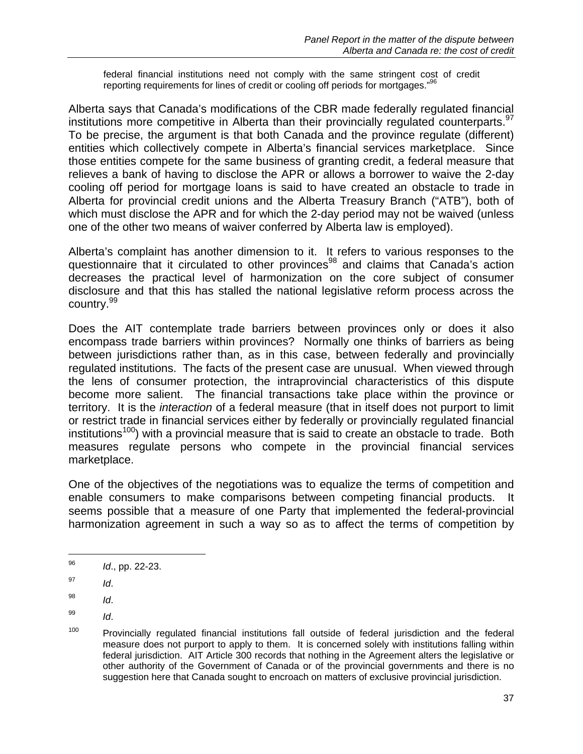> federal financial institutions need not comply with the same stringent cost of credit reporting requirements for lines of credit or cooling off periods for mortgages."[96]

Alberta says that Canada's modifications of the CBR made federally regulated financial institutions more competitive in Alberta than their provincially regulated counterparts.[97] To be precise, the argument is that both Canada and the province regulate (different) entities which collectively compete in Alberta's financial services marketplace. Since those entities compete for the same business of granting credit, a federal measure that relieves a bank of having to disclose the APR or allows a borrower to waive the 2-day cooling off period for mortgage loans is said to have created an obstacle to trade in Alberta for provincial credit unions and the Alberta Treasury Branch ("ATB"), both of which must disclose the APR and for which the 2-day period may not be waived (unless one of the other two means of waiver conferred by Alberta law is employed).

Alberta's complaint has another dimension to it. It refers to various responses to the questionnaire that it circulated to other provinces[98] and claims that Canada's action decreases the practical level of harmonization on the core subject of consumer disclosure and that this has stalled the national legislative reform process across the country.[99]

Does the AIT contemplate trade barriers between provinces only or does it also encompass trade barriers within provinces? Normally one thinks of barriers as being between jurisdictions rather than, as in this case, between federally and provincially regulated institutions. The facts of the present case are unusual. When viewed through the lens of consumer protection, the intraprovincial characteristics of this dispute become more salient. The financial transactions take place within the province or territory. It is the *interaction* of a federal measure (that in itself does not purport to limit or restrict trade in financial services either by federally or provincially regulated financial institutions[100]) with a provincial measure that is said to create an obstacle to trade. Both measures regulate persons who compete in the provincial financial services marketplace.

One of the objectives of the negotiations was to equalize the terms of competition and enable consumers to make comparisons between competing financial products. It seems possible that a measure of one Party that implemented the federal-provincial harmonization agreement in such a way so as to affect the terms of competition by

---

[96] *Id*., pp. 22-23.

[97] *Id*.

[98] *Id*.

[99] *Id*.

[100] Provincially regulated financial institutions fall outside of federal jurisdiction and the federal measure does not purport to apply to them. It is concerned solely with institutions falling within federal jurisdiction. AIT Article 300 records that nothing in the Agreement alters the legislative or other authority of the Government of Canada or of the provincial governments and there is no suggestion here that Canada sought to encroach on matters of exclusive provincial jurisdiction.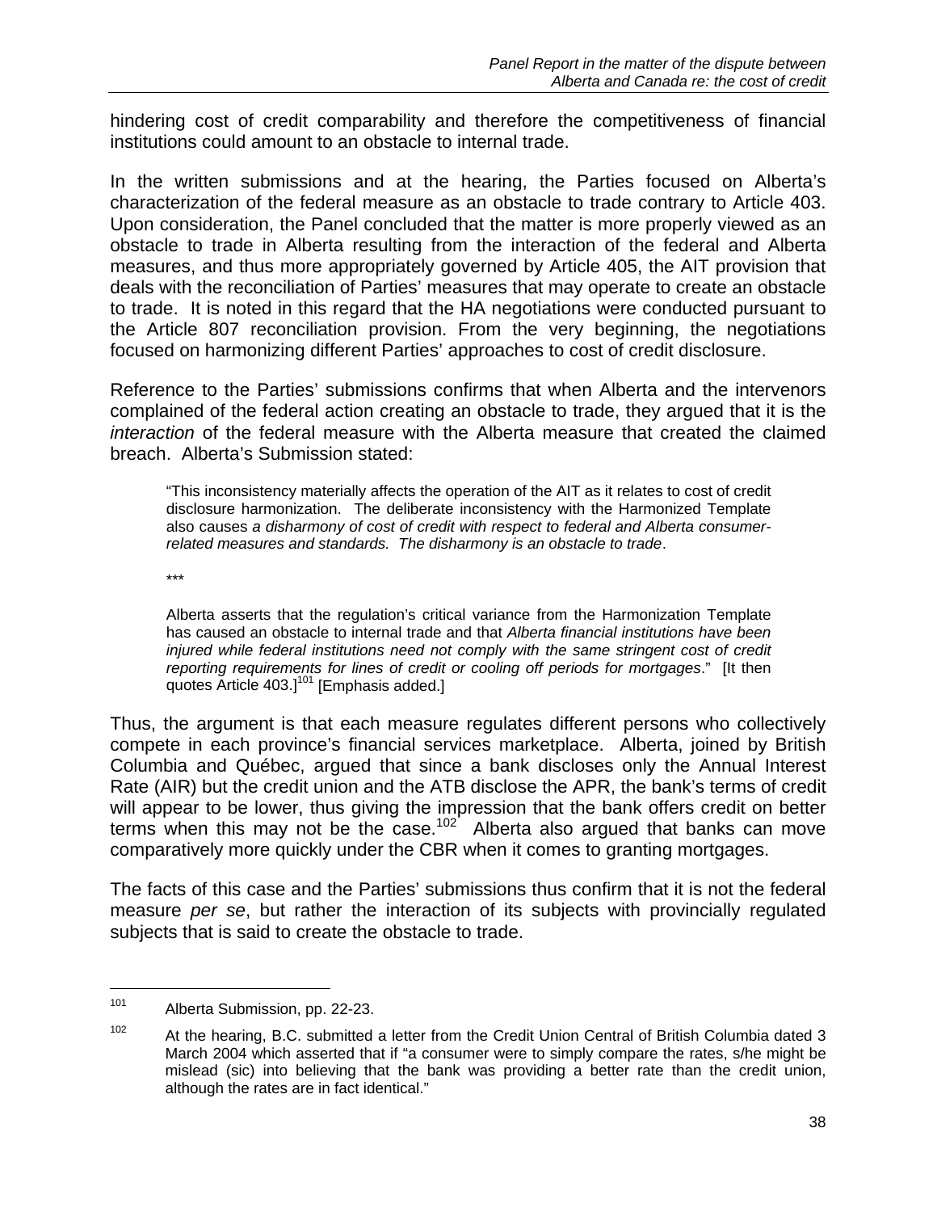hindering cost of credit comparability and therefore the competitiveness of financial institutions could amount to an obstacle to internal trade.

In the written submissions and at the hearing, the Parties focused on Alberta's characterization of the federal measure as an obstacle to trade contrary to Article 403. Upon consideration, the Panel concluded that the matter is more properly viewed as an obstacle to trade in Alberta resulting from the interaction of the federal and Alberta measures, and thus more appropriately governed by Article 405, the AIT provision that deals with the reconciliation of Parties' measures that may operate to create an obstacle to trade. It is noted in this regard that the HA negotiations were conducted pursuant to the Article 807 reconciliation provision. From the very beginning, the negotiations focused on harmonizing different Parties' approaches to cost of credit disclosure.

Reference to the Parties' submissions confirms that when Alberta and the intervenors complained of the federal action creating an obstacle to trade, they argued that it is the *interaction* of the federal measure with the Alberta measure that created the claimed breach. Alberta's Submission stated:

> "This inconsistency materially affects the operation of the AIT as it relates to cost of credit disclosure harmonization. The deliberate inconsistency with the Harmonized Template also causes *a disharmony of cost of credit with respect to federal and Alberta consumer-related measures and standards. The disharmony is an obstacle to trade*.
>
> \*\*\*
>
> Alberta asserts that the regulation's critical variance from the Harmonization Template has caused an obstacle to internal trade and that *Alberta financial institutions have been injured while federal institutions need not comply with the same stringent cost of credit reporting requirements for lines of credit or cooling off periods for mortgages*." [It then quotes Article 403.][101] [Emphasis added.]

Thus, the argument is that each measure regulates different persons who collectively compete in each province's financial services marketplace. Alberta, joined by British Columbia and Québec, argued that since a bank discloses only the Annual Interest Rate (AIR) but the credit union and the ATB disclose the APR, the bank's terms of credit will appear to be lower, thus giving the impression that the bank offers credit on better terms when this may not be the case.[102] Alberta also argued that banks can move comparatively more quickly under the CBR when it comes to granting mortgages.

The facts of this case and the Parties' submissions thus confirm that it is not the federal measure *per se*, but rather the interaction of its subjects with provincially regulated subjects that is said to create the obstacle to trade.

---

[101] Alberta Submission, pp. 22-23.

[102] At the hearing, B.C. submitted a letter from the Credit Union Central of British Columbia dated 3 March 2004 which asserted that if "a consumer were to simply compare the rates, s/he might be mislead (sic) into believing that the bank was providing a better rate than the credit union, although the rates are in fact identical."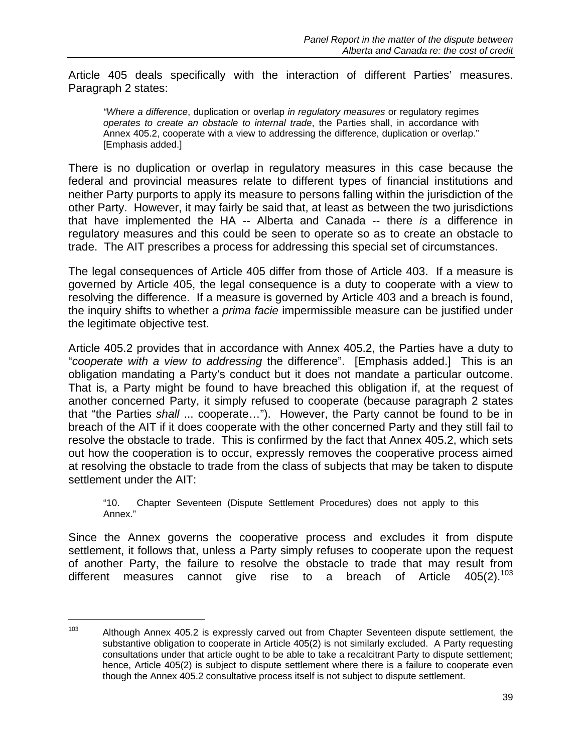Article 405 deals specifically with the interaction of different Parties' measures. Paragraph 2 states:

> *"Where a difference*, duplication or overlap *in regulatory measures* or regulatory regimes *operates to create an obstacle to internal trade*, the Parties shall, in accordance with Annex 405.2, cooperate with a view to addressing the difference, duplication or overlap." [Emphasis added.]

There is no duplication or overlap in regulatory measures in this case because the federal and provincial measures relate to different types of financial institutions and neither Party purports to apply its measure to persons falling within the jurisdiction of the other Party. However, it may fairly be said that, at least as between the two jurisdictions that have implemented the HA -- Alberta and Canada -- there *is* a difference in regulatory measures and this could be seen to operate so as to create an obstacle to trade. The AIT prescribes a process for addressing this special set of circumstances.

The legal consequences of Article 405 differ from those of Article 403. If a measure is governed by Article 405, the legal consequence is a duty to cooperate with a view to resolving the difference. If a measure is governed by Article 403 and a breach is found, the inquiry shifts to whether a *prima facie* impermissible measure can be justified under the legitimate objective test.

Article 405.2 provides that in accordance with Annex 405.2, the Parties have a duty to "*cooperate with a view to addressing* the difference". [Emphasis added.] This is an obligation mandating a Party's conduct but it does not mandate a particular outcome. That is, a Party might be found to have breached this obligation if, at the request of another concerned Party, it simply refused to cooperate (because paragraph 2 states that "the Parties *shall* ... cooperate…"). However, the Party cannot be found to be in breach of the AIT if it does cooperate with the other concerned Party and they still fail to resolve the obstacle to trade. This is confirmed by the fact that Annex 405.2, which sets out how the cooperation is to occur, expressly removes the cooperative process aimed at resolving the obstacle to trade from the class of subjects that may be taken to dispute settlement under the AIT:

> "10. Chapter Seventeen (Dispute Settlement Procedures) does not apply to this Annex."

Since the Annex governs the cooperative process and excludes it from dispute settlement, it follows that, unless a Party simply refuses to cooperate upon the request of another Party, the failure to resolve the obstacle to trade that may result from different measures cannot give rise to a breach of Article 405(2).[103]

---

[103] Although Annex 405.2 is expressly carved out from Chapter Seventeen dispute settlement, the substantive obligation to cooperate in Article 405(2) is not similarly excluded. A Party requesting consultations under that article ought to be able to take a recalcitrant Party to dispute settlement; hence, Article 405(2) is subject to dispute settlement where there is a failure to cooperate even though the Annex 405.2 consultative process itself is not subject to dispute settlement.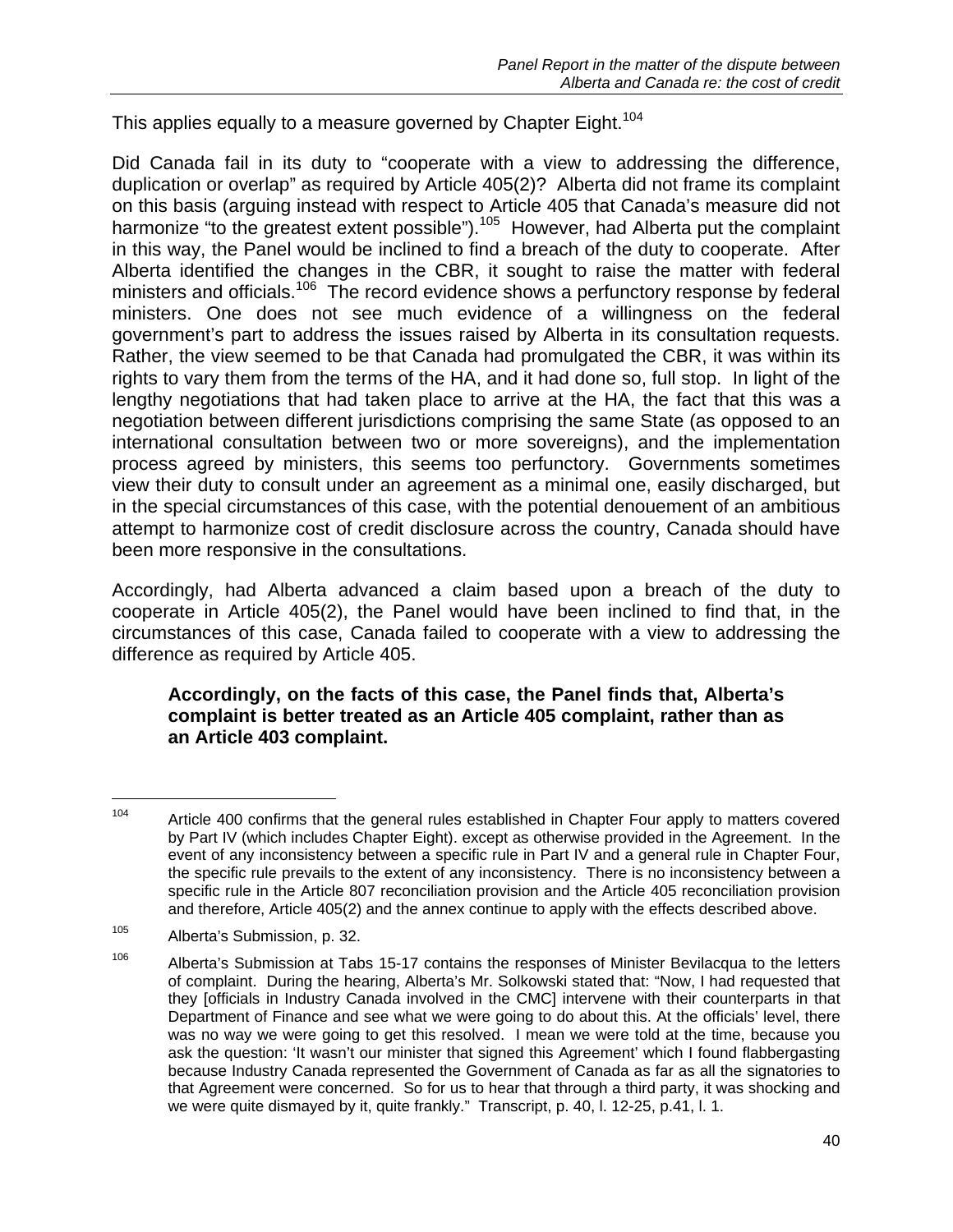This applies equally to a measure governed by Chapter Eight.[104]

Did Canada fail in its duty to "cooperate with a view to addressing the difference, duplication or overlap" as required by Article 405(2)? Alberta did not frame its complaint on this basis (arguing instead with respect to Article 405 that Canada's measure did not harmonize "to the greatest extent possible").[105] However, had Alberta put the complaint in this way, the Panel would be inclined to find a breach of the duty to cooperate. After Alberta identified the changes in the CBR, it sought to raise the matter with federal ministers and officials.[106] The record evidence shows a perfunctory response by federal ministers. One does not see much evidence of a willingness on the federal government's part to address the issues raised by Alberta in its consultation requests. Rather, the view seemed to be that Canada had promulgated the CBR, it was within its rights to vary them from the terms of the HA, and it had done so, full stop. In light of the lengthy negotiations that had taken place to arrive at the HA, the fact that this was a negotiation between different jurisdictions comprising the same State (as opposed to an international consultation between two or more sovereigns), and the implementation process agreed by ministers, this seems too perfunctory. Governments sometimes view their duty to consult under an agreement as a minimal one, easily discharged, but in the special circumstances of this case, with the potential denouement of an ambitious attempt to harmonize cost of credit disclosure across the country, Canada should have been more responsive in the consultations.

Accordingly, had Alberta advanced a claim based upon a breach of the duty to cooperate in Article 405(2), the Panel would have been inclined to find that, in the circumstances of this case, Canada failed to cooperate with a view to addressing the difference as required by Article 405.

> **Accordingly, on the facts of this case, the Panel finds that, Alberta's complaint is better treated as an Article 405 complaint, rather than as an Article 403 complaint.**

---

[104] Article 400 confirms that the general rules established in Chapter Four apply to matters covered by Part IV (which includes Chapter Eight). except as otherwise provided in the Agreement. In the event of any inconsistency between a specific rule in Part IV and a general rule in Chapter Four, the specific rule prevails to the extent of any inconsistency. There is no inconsistency between a specific rule in the Article 807 reconciliation provision and the Article 405 reconciliation provision and therefore, Article 405(2) and the annex continue to apply with the effects described above.

[105] Alberta's Submission, p. 32.

[106] Alberta's Submission at Tabs 15-17 contains the responses of Minister Bevilacqua to the letters of complaint. During the hearing, Alberta's Mr. Solkowski stated that: "Now, I had requested that they [officials in Industry Canada involved in the CMC] intervene with their counterparts in that Department of Finance and see what we were going to do about this. At the officials' level, there was no way we were going to get this resolved. I mean we were told at the time, because you ask the question: 'It wasn't our minister that signed this Agreement' which I found flabbergasting because Industry Canada represented the Government of Canada as far as all the signatories to that Agreement were concerned. So for us to hear that through a third party, it was shocking and we were quite dismayed by it, quite frankly." Transcript, p. 40, l. 12-25, p.41, l. 1.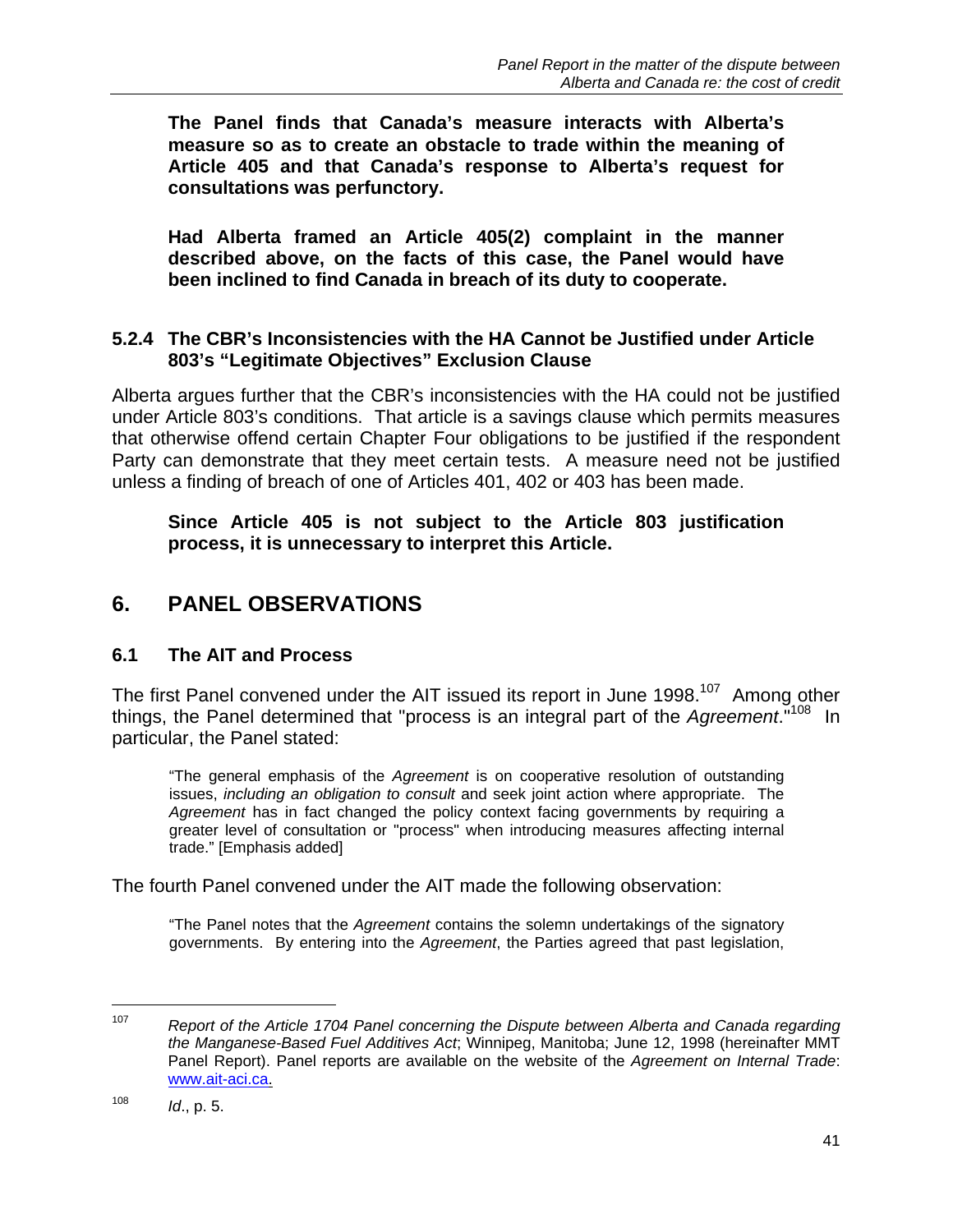**The Panel finds that Canada's measure interacts with Alberta's measure so as to create an obstacle to trade within the meaning of Article 405 and that Canada's response to Alberta's request for consultations was perfunctory.**

**Had Alberta framed an Article 405(2) complaint in the manner described above, on the facts of this case, the Panel would have been inclined to find Canada in breach of its duty to cooperate.**

### 5.2.4 The CBR's Inconsistencies with the HA Cannot be Justified under Article 803's "Legitimate Objectives" Exclusion Clause

Alberta argues further that the CBR's inconsistencies with the HA could not be justified under Article 803's conditions. That article is a savings clause which permits measures that otherwise offend certain Chapter Four obligations to be justified if the respondent Party can demonstrate that they meet certain tests. A measure need not be justified unless a finding of breach of one of Articles 401, 402 or 403 has been made.

**Since Article 405 is not subject to the Article 803 justification process, it is unnecessary to interpret this Article.**

## 6. PANEL OBSERVATIONS

### 6.1 The AIT and Process

The first Panel convened under the AIT issued its report in June 1998.[107] Among other things, the Panel determined that "process is an integral part of the *Agreement*."[108] In particular, the Panel stated:

> "The general emphasis of the *Agreement* is on cooperative resolution of outstanding issues, *including an obligation to consult* and seek joint action where appropriate. The *Agreement* has in fact changed the policy context facing governments by requiring a greater level of consultation or "process" when introducing measures affecting internal trade." [Emphasis added]

The fourth Panel convened under the AIT made the following observation:

> "The Panel notes that the *Agreement* contains the solemn undertakings of the signatory governments. By entering into the *Agreement*, the Parties agreed that past legislation,

---

[107] *Report of the Article 1704 Panel concerning the Dispute between Alberta and Canada regarding the Manganese-Based Fuel Additives Act*; Winnipeg, Manitoba; June 12, 1998 (hereinafter MMT Panel Report). Panel reports are available on the website of the *Agreement on Internal Trade*: www.ait-aci.ca.

[108] *Id*., p. 5.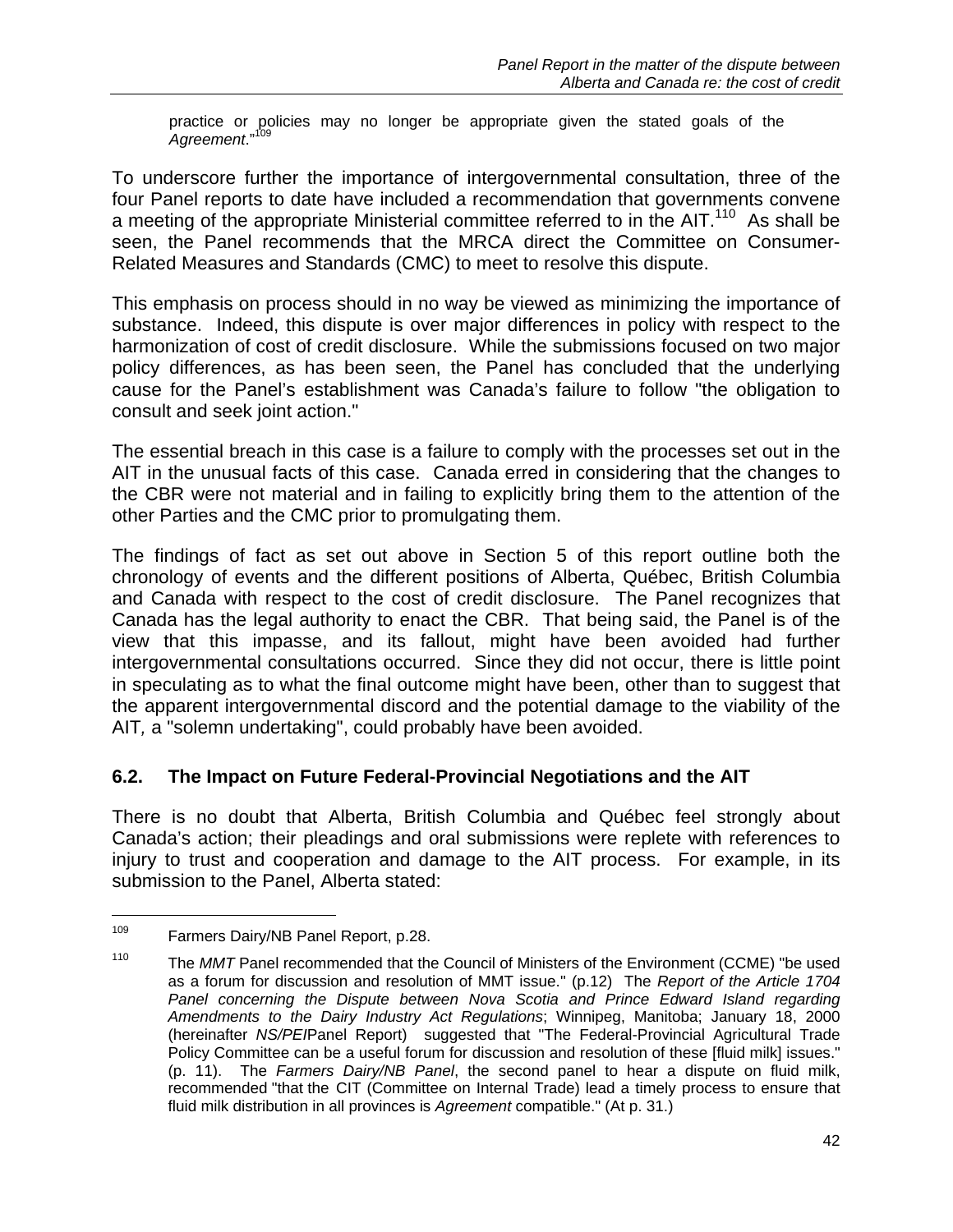practice or policies may no longer be appropriate given the stated goals of the *Agreement*."[109]

To underscore further the importance of intergovernmental consultation, three of the four Panel reports to date have included a recommendation that governments convene a meeting of the appropriate Ministerial committee referred to in the AIT.[110] As shall be seen, the Panel recommends that the MRCA direct the Committee on Consumer-Related Measures and Standards (CMC) to meet to resolve this dispute.

This emphasis on process should in no way be viewed as minimizing the importance of substance. Indeed, this dispute is over major differences in policy with respect to the harmonization of cost of credit disclosure. While the submissions focused on two major policy differences, as has been seen, the Panel has concluded that the underlying cause for the Panel's establishment was Canada's failure to follow "the obligation to consult and seek joint action."

The essential breach in this case is a failure to comply with the processes set out in the AIT in the unusual facts of this case. Canada erred in considering that the changes to the CBR were not material and in failing to explicitly bring them to the attention of the other Parties and the CMC prior to promulgating them.

The findings of fact as set out above in Section 5 of this report outline both the chronology of events and the different positions of Alberta, Québec, British Columbia and Canada with respect to the cost of credit disclosure. The Panel recognizes that Canada has the legal authority to enact the CBR. That being said, the Panel is of the view that this impasse, and its fallout, might have been avoided had further intergovernmental consultations occurred. Since they did not occur, there is little point in speculating as to what the final outcome might have been, other than to suggest that the apparent intergovernmental discord and the potential damage to the viability of the AIT*,* a "solemn undertaking", could probably have been avoided.

## 6.2. The Impact on Future Federal-Provincial Negotiations and the AIT

There is no doubt that Alberta, British Columbia and Québec feel strongly about Canada's action; their pleadings and oral submissions were replete with references to injury to trust and cooperation and damage to the AIT process. For example, in its submission to the Panel, Alberta stated:

---

[109] Farmers Dairy/NB Panel Report, p.28.

[110] The *MMT* Panel recommended that the Council of Ministers of the Environment (CCME) "be used as a forum for discussion and resolution of MMT issue." (p.12) The *Report of the Article 1704 Panel concerning the Dispute between Nova Scotia and Prince Edward Island regarding Amendments to the Dairy Industry Act Regulations*; Winnipeg, Manitoba; January 18, 2000 (hereinafter *NS/PEI*Panel Report) suggested that "The Federal-Provincial Agricultural Trade Policy Committee can be a useful forum for discussion and resolution of these [fluid milk] issues." (p. 11). The *Farmers Dairy/NB Panel*, the second panel to hear a dispute on fluid milk, recommended "that the CIT (Committee on Internal Trade) lead a timely process to ensure that fluid milk distribution in all provinces is *Agreement* compatible." (At p. 31.)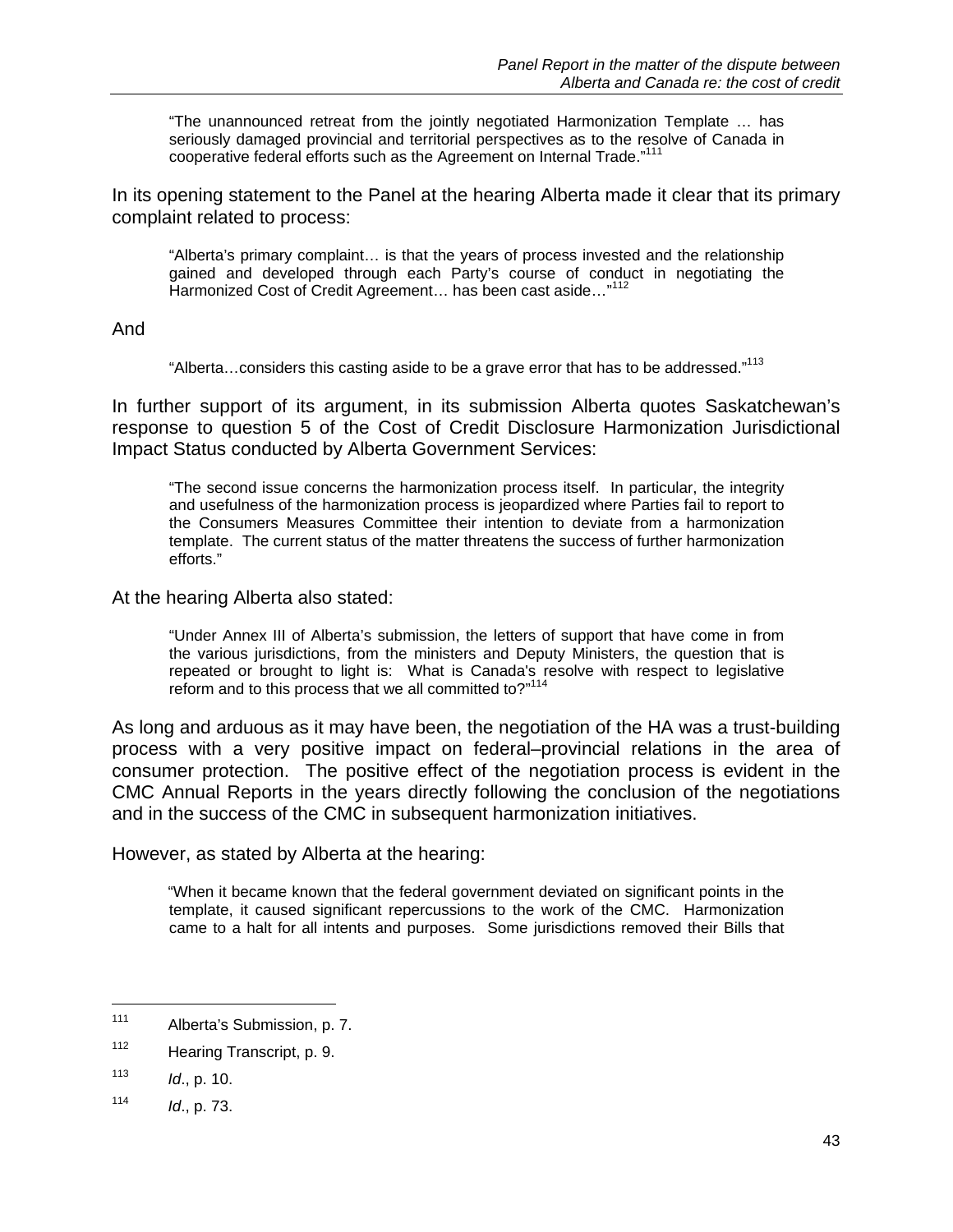> "The unannounced retreat from the jointly negotiated Harmonization Template … has seriously damaged provincial and territorial perspectives as to the resolve of Canada in cooperative federal efforts such as the Agreement on Internal Trade."[111]

In its opening statement to the Panel at the hearing Alberta made it clear that its primary complaint related to process:

> "Alberta's primary complaint… is that the years of process invested and the relationship gained and developed through each Party's course of conduct in negotiating the Harmonized Cost of Credit Agreement… has been cast aside…"[112]

And

> "Alberta…considers this casting aside to be a grave error that has to be addressed."[113]

In further support of its argument, in its submission Alberta quotes Saskatchewan's response to question 5 of the Cost of Credit Disclosure Harmonization Jurisdictional Impact Status conducted by Alberta Government Services:

> "The second issue concerns the harmonization process itself. In particular, the integrity and usefulness of the harmonization process is jeopardized where Parties fail to report to the Consumers Measures Committee their intention to deviate from a harmonization template. The current status of the matter threatens the success of further harmonization efforts."

At the hearing Alberta also stated:

> "Under Annex III of Alberta's submission, the letters of support that have come in from the various jurisdictions, from the ministers and Deputy Ministers, the question that is repeated or brought to light is: What is Canada's resolve with respect to legislative reform and to this process that we all committed to?"[114]

As long and arduous as it may have been, the negotiation of the HA was a trust-building process with a very positive impact on federal–provincial relations in the area of consumer protection. The positive effect of the negotiation process is evident in the CMC Annual Reports in the years directly following the conclusion of the negotiations and in the success of the CMC in subsequent harmonization initiatives.

However, as stated by Alberta at the hearing:

> "When it became known that the federal government deviated on significant points in the template, it caused significant repercussions to the work of the CMC. Harmonization came to a halt for all intents and purposes. Some jurisdictions removed their Bills that

---

[111] Alberta's Submission, p. 7.

[112] Hearing Transcript, p. 9.

[113] *Id*., p. 10.

[114] *Id*., p. 73.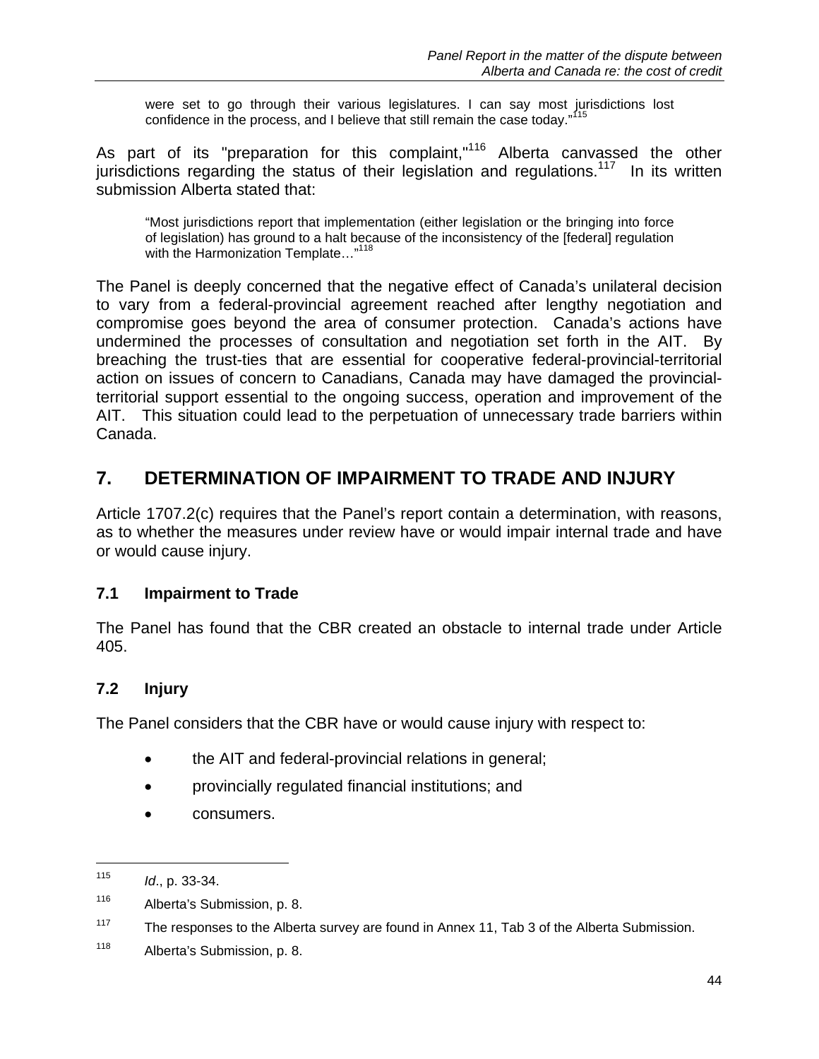> were set to go through their various legislatures. I can say most jurisdictions lost confidence in the process, and I believe that still remain the case today."[115]

As part of its "preparation for this complaint,"[116] Alberta canvassed the other jurisdictions regarding the status of their legislation and regulations.[117] In its written submission Alberta stated that:

> "Most jurisdictions report that implementation (either legislation or the bringing into force of legislation) has ground to a halt because of the inconsistency of the [federal] regulation with the Harmonization Template…"[118]

The Panel is deeply concerned that the negative effect of Canada's unilateral decision to vary from a federal-provincial agreement reached after lengthy negotiation and compromise goes beyond the area of consumer protection. Canada's actions have undermined the processes of consultation and negotiation set forth in the AIT. By breaching the trust-ties that are essential for cooperative federal-provincial-territorial action on issues of concern to Canadians, Canada may have damaged the provincial-territorial support essential to the ongoing success, operation and improvement of the AIT. This situation could lead to the perpetuation of unnecessary trade barriers within Canada.

## 7. DETERMINATION OF IMPAIRMENT TO TRADE AND INJURY

Article 1707.2(c) requires that the Panel's report contain a determination, with reasons, as to whether the measures under review have or would impair internal trade and have or would cause injury.

### 7.1 Impairment to Trade

The Panel has found that the CBR created an obstacle to internal trade under Article 405.

### 7.2 Injury

The Panel considers that the CBR have or would cause injury with respect to:

- the AIT and federal-provincial relations in general;
- provincially regulated financial institutions; and
- consumers.

---

115. *Id*., p. 33-34.

116. Alberta's Submission, p. 8.

117. The responses to the Alberta survey are found in Annex 11, Tab 3 of the Alberta Submission.

118. Alberta's Submission, p. 8.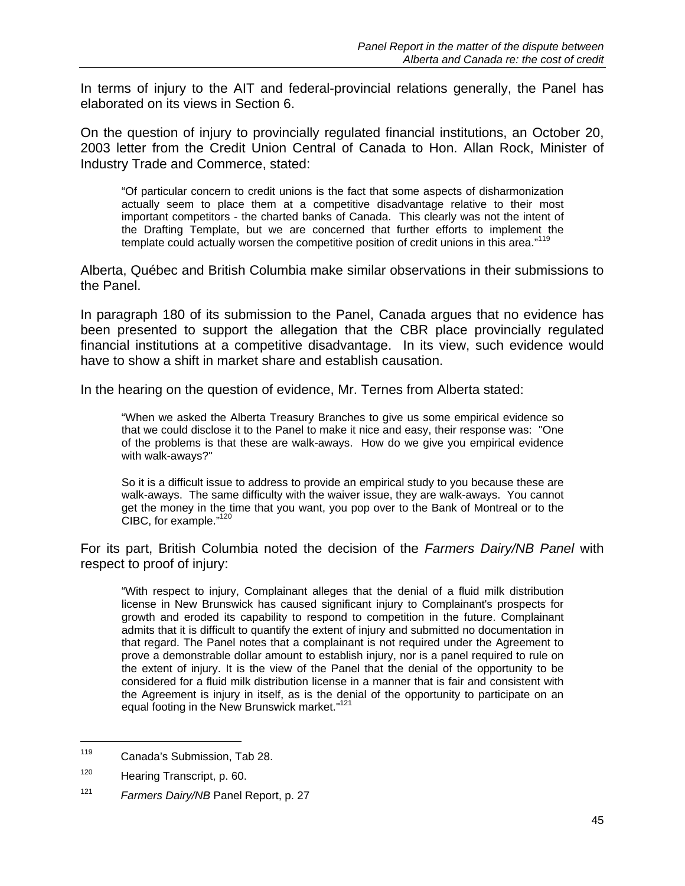In terms of injury to the AIT and federal-provincial relations generally, the Panel has elaborated on its views in Section 6.

On the question of injury to provincially regulated financial institutions, an October 20, 2003 letter from the Credit Union Central of Canada to Hon. Allan Rock, Minister of Industry Trade and Commerce, stated:

> "Of particular concern to credit unions is the fact that some aspects of disharmonization actually seem to place them at a competitive disadvantage relative to their most important competitors - the charted banks of Canada. This clearly was not the intent of the Drafting Template, but we are concerned that further efforts to implement the template could actually worsen the competitive position of credit unions in this area."[119]

Alberta, Québec and British Columbia make similar observations in their submissions to the Panel.

In paragraph 180 of its submission to the Panel, Canada argues that no evidence has been presented to support the allegation that the CBR place provincially regulated financial institutions at a competitive disadvantage. In its view, such evidence would have to show a shift in market share and establish causation.

In the hearing on the question of evidence, Mr. Ternes from Alberta stated:

> "When we asked the Alberta Treasury Branches to give us some empirical evidence so that we could disclose it to the Panel to make it nice and easy, their response was: "One of the problems is that these are walk-aways. How do we give you empirical evidence with walk-aways?"
>
> So it is a difficult issue to address to provide an empirical study to you because these are walk-aways. The same difficulty with the waiver issue, they are walk-aways. You cannot get the money in the time that you want, you pop over to the Bank of Montreal or to the CIBC, for example."[120]

For its part, British Columbia noted the decision of the *Farmers Dairy/NB Panel* with respect to proof of injury:

> "With respect to injury, Complainant alleges that the denial of a fluid milk distribution license in New Brunswick has caused significant injury to Complainant's prospects for growth and eroded its capability to respond to competition in the future. Complainant admits that it is difficult to quantify the extent of injury and submitted no documentation in that regard. The Panel notes that a complainant is not required under the Agreement to prove a demonstrable dollar amount to establish injury, nor is a panel required to rule on the extent of injury. It is the view of the Panel that the denial of the opportunity to be considered for a fluid milk distribution license in a manner that is fair and consistent with the Agreement is injury in itself, as is the denial of the opportunity to participate on an equal footing in the New Brunswick market."[121]

---

[119] Canada's Submission, Tab 28.

[120] Hearing Transcript, p. 60.

[121] *Farmers Dairy/NB* Panel Report, p. 27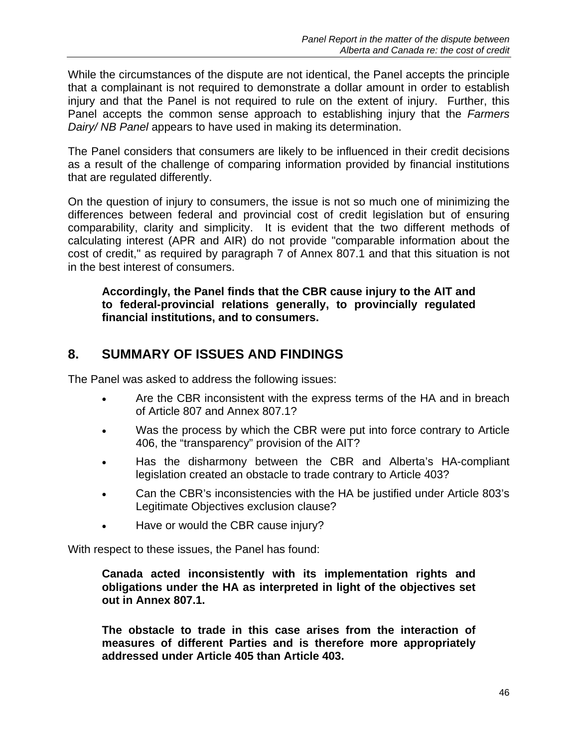While the circumstances of the dispute are not identical, the Panel accepts the principle that a complainant is not required to demonstrate a dollar amount in order to establish injury and that the Panel is not required to rule on the extent of injury. Further, this Panel accepts the common sense approach to establishing injury that the *Farmers Dairy/ NB Panel* appears to have used in making its determination.

The Panel considers that consumers are likely to be influenced in their credit decisions as a result of the challenge of comparing information provided by financial institutions that are regulated differently.

On the question of injury to consumers, the issue is not so much one of minimizing the differences between federal and provincial cost of credit legislation but of ensuring comparability, clarity and simplicity. It is evident that the two different methods of calculating interest (APR and AIR) do not provide "comparable information about the cost of credit," as required by paragraph 7 of Annex 807.1 and that this situation is not in the best interest of consumers.

> **Accordingly, the Panel finds that the CBR cause injury to the AIT and to federal-provincial relations generally, to provincially regulated financial institutions, and to consumers.**

## 8. SUMMARY OF ISSUES AND FINDINGS

The Panel was asked to address the following issues:

- Are the CBR inconsistent with the express terms of the HA and in breach of Article 807 and Annex 807.1?
- Was the process by which the CBR were put into force contrary to Article 406, the "transparency" provision of the AIT?
- Has the disharmony between the CBR and Alberta's HA-compliant legislation created an obstacle to trade contrary to Article 403?
- Can the CBR's inconsistencies with the HA be justified under Article 803's Legitimate Objectives exclusion clause?
- Have or would the CBR cause injury?

With respect to these issues, the Panel has found:

> **Canada acted inconsistently with its implementation rights and obligations under the HA as interpreted in light of the objectives set out in Annex 807.1.**
>
> **The obstacle to trade in this case arises from the interaction of measures of different Parties and is therefore more appropriately addressed under Article 405 than Article 403.**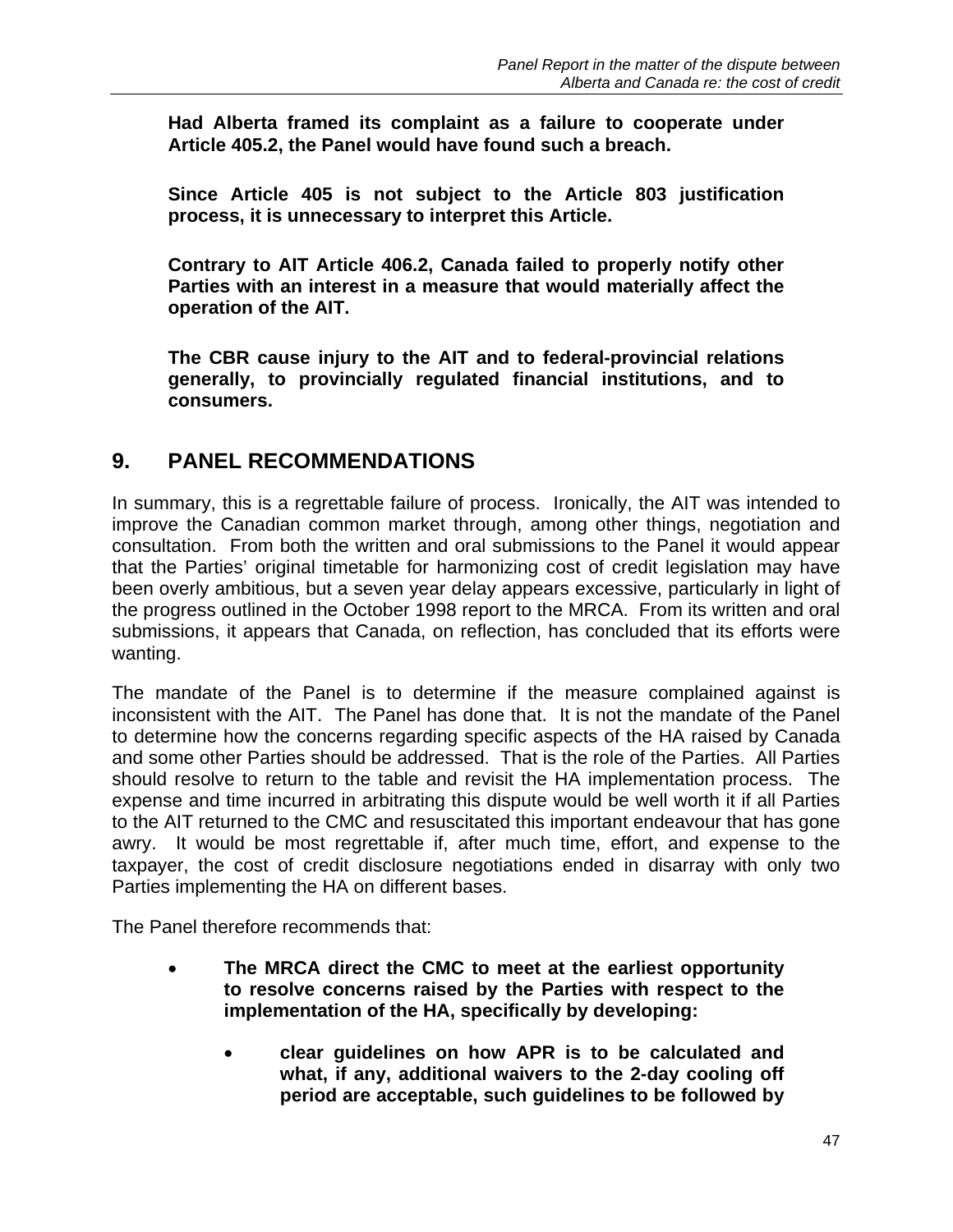**Had Alberta framed its complaint as a failure to cooperate under Article 405.2, the Panel would have found such a breach.**

**Since Article 405 is not subject to the Article 803 justification process, it is unnecessary to interpret this Article.**

**Contrary to AIT Article 406.2, Canada failed to properly notify other Parties with an interest in a measure that would materially affect the operation of the AIT.**

**The CBR cause injury to the AIT and to federal-provincial relations generally, to provincially regulated financial institutions, and to consumers.**

## 9. PANEL RECOMMENDATIONS

In summary, this is a regrettable failure of process. Ironically, the AIT was intended to improve the Canadian common market through, among other things, negotiation and consultation. From both the written and oral submissions to the Panel it would appear that the Parties' original timetable for harmonizing cost of credit legislation may have been overly ambitious, but a seven year delay appears excessive, particularly in light of the progress outlined in the October 1998 report to the MRCA. From its written and oral submissions, it appears that Canada, on reflection, has concluded that its efforts were wanting.

The mandate of the Panel is to determine if the measure complained against is inconsistent with the AIT. The Panel has done that. It is not the mandate of the Panel to determine how the concerns regarding specific aspects of the HA raised by Canada and some other Parties should be addressed. That is the role of the Parties. All Parties should resolve to return to the table and revisit the HA implementation process. The expense and time incurred in arbitrating this dispute would be well worth it if all Parties to the AIT returned to the CMC and resuscitated this important endeavour that has gone awry. It would be most regrettable if, after much time, effort, and expense to the taxpayer, the cost of credit disclosure negotiations ended in disarray with only two Parties implementing the HA on different bases.

The Panel therefore recommends that:

- **The MRCA direct the CMC to meet at the earliest opportunity to resolve concerns raised by the Parties with respect to the implementation of the HA, specifically by developing:**
  - **clear guidelines on how APR is to be calculated and what, if any, additional waivers to the 2-day cooling off period are acceptable, such guidelines to be followed by**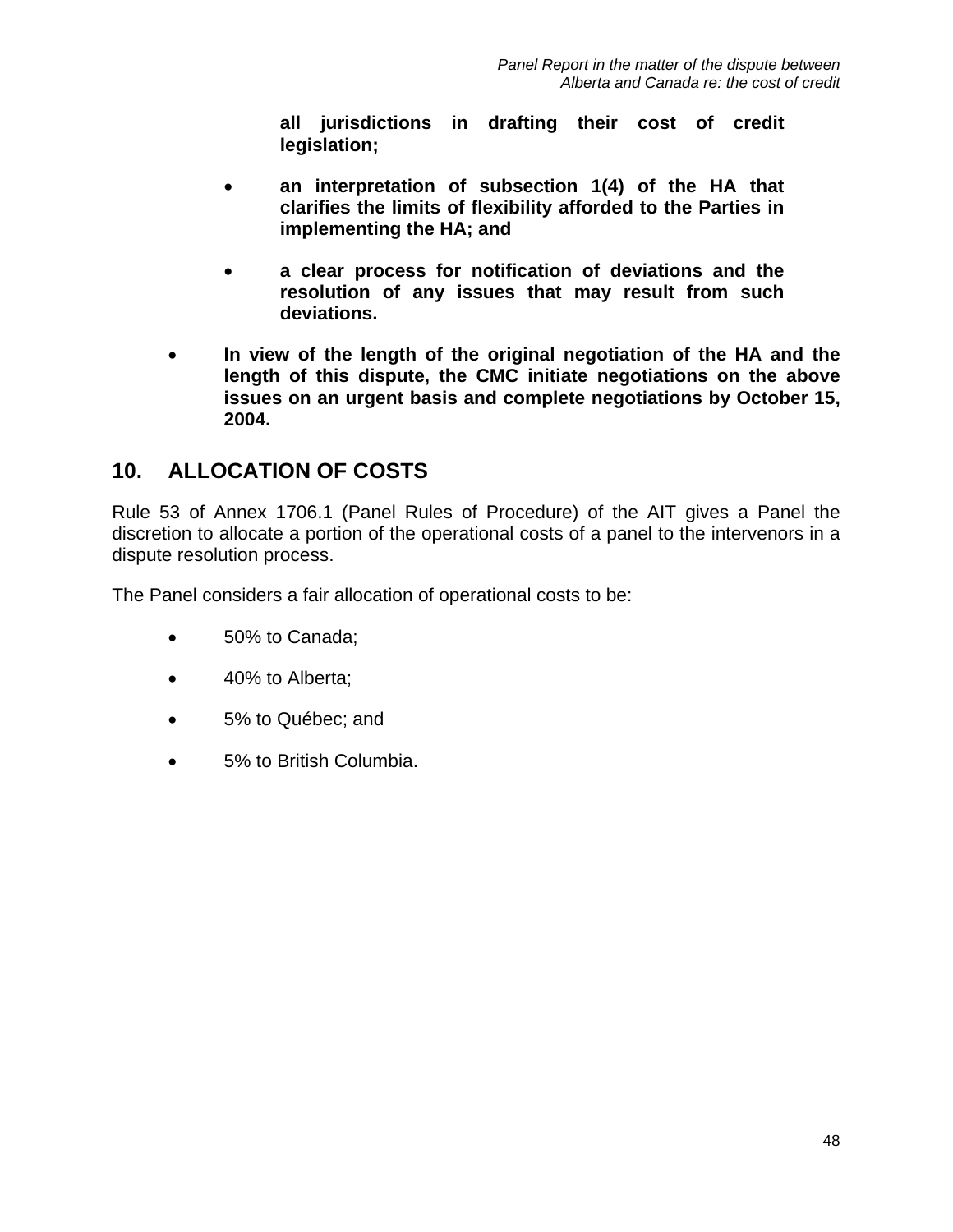**all jurisdictions in drafting their cost of credit legislation;**

- **an interpretation of subsection 1(4) of the HA that clarifies the limits of flexibility afforded to the Parties in implementing the HA; and**

- **a clear process for notification of deviations and the resolution of any issues that may result from such deviations.**

- **In view of the length of the original negotiation of the HA and the length of this dispute, the CMC initiate negotiations on the above issues on an urgent basis and complete negotiations by October 15, 2004.**

## 10. ALLOCATION OF COSTS

Rule 53 of Annex 1706.1 (Panel Rules of Procedure) of the AIT gives a Panel the discretion to allocate a portion of the operational costs of a panel to the intervenors in a dispute resolution process.

The Panel considers a fair allocation of operational costs to be:

- 50% to Canada;
- 40% to Alberta;
- 5% to Québec; and
- 5% to British Columbia.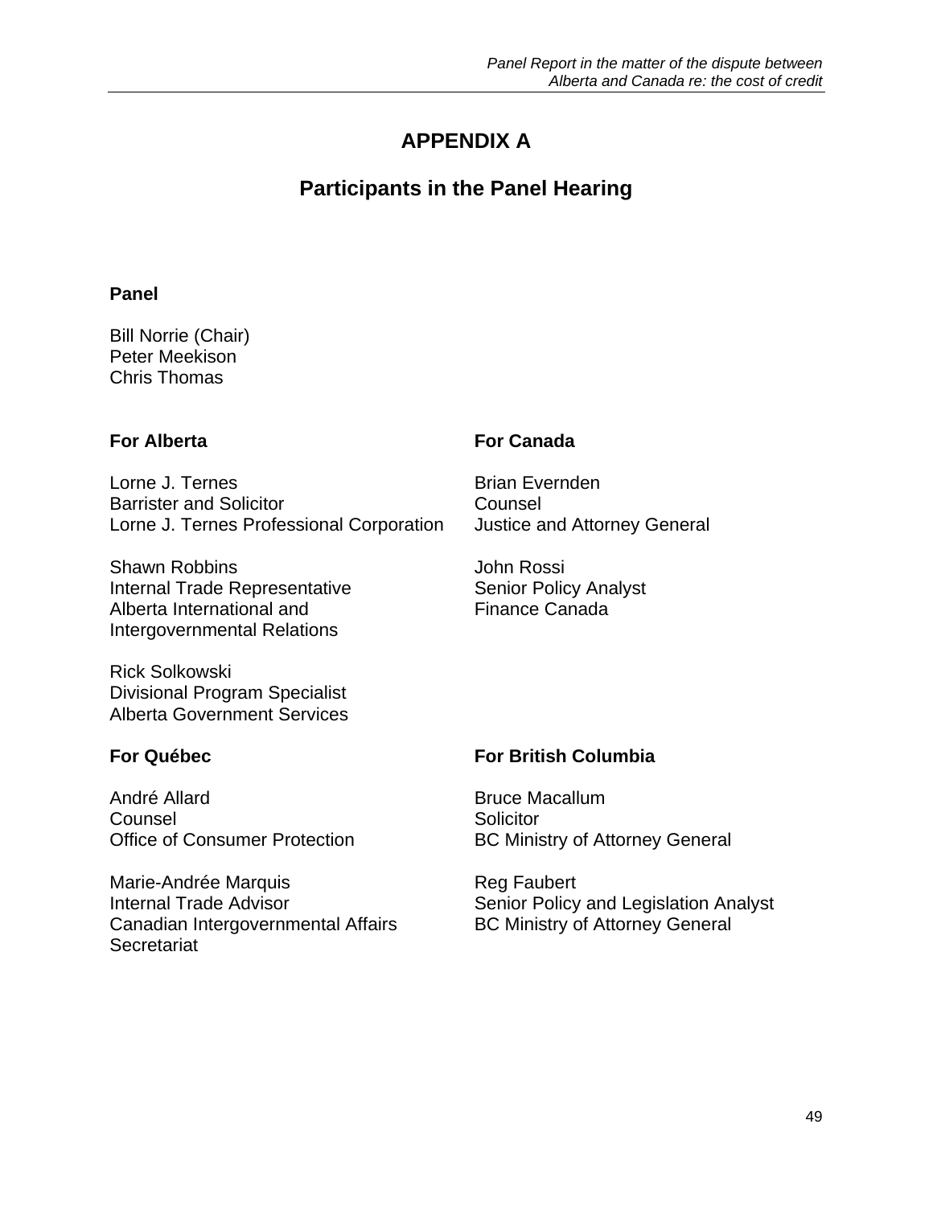# APPENDIX A

## Participants in the Panel Hearing

**Panel**

Bill Norrie (Chair)
Peter Meekison
Chris Thomas

**For Alberta**

Lorne J. Ternes
Barrister and Solicitor
Lorne J. Ternes Professional Corporation

Shawn Robbins
Internal Trade Representative
Alberta International and Intergovernmental Relations

Rick Solkowski
Divisional Program Specialist
Alberta Government Services

**For Canada**

Brian Evernden
Counsel
Justice and Attorney General

John Rossi
Senior Policy Analyst
Finance Canada

**For Québec**

André Allard
Counsel
Office of Consumer Protection

Marie-Andrée Marquis
Internal Trade Advisor
Canadian Intergovernmental Affairs Secretariat

**For British Columbia**

Bruce Macallum
Solicitor
BC Ministry of Attorney General

Reg Faubert
Senior Policy and Legislation Analyst
BC Ministry of Attorney General